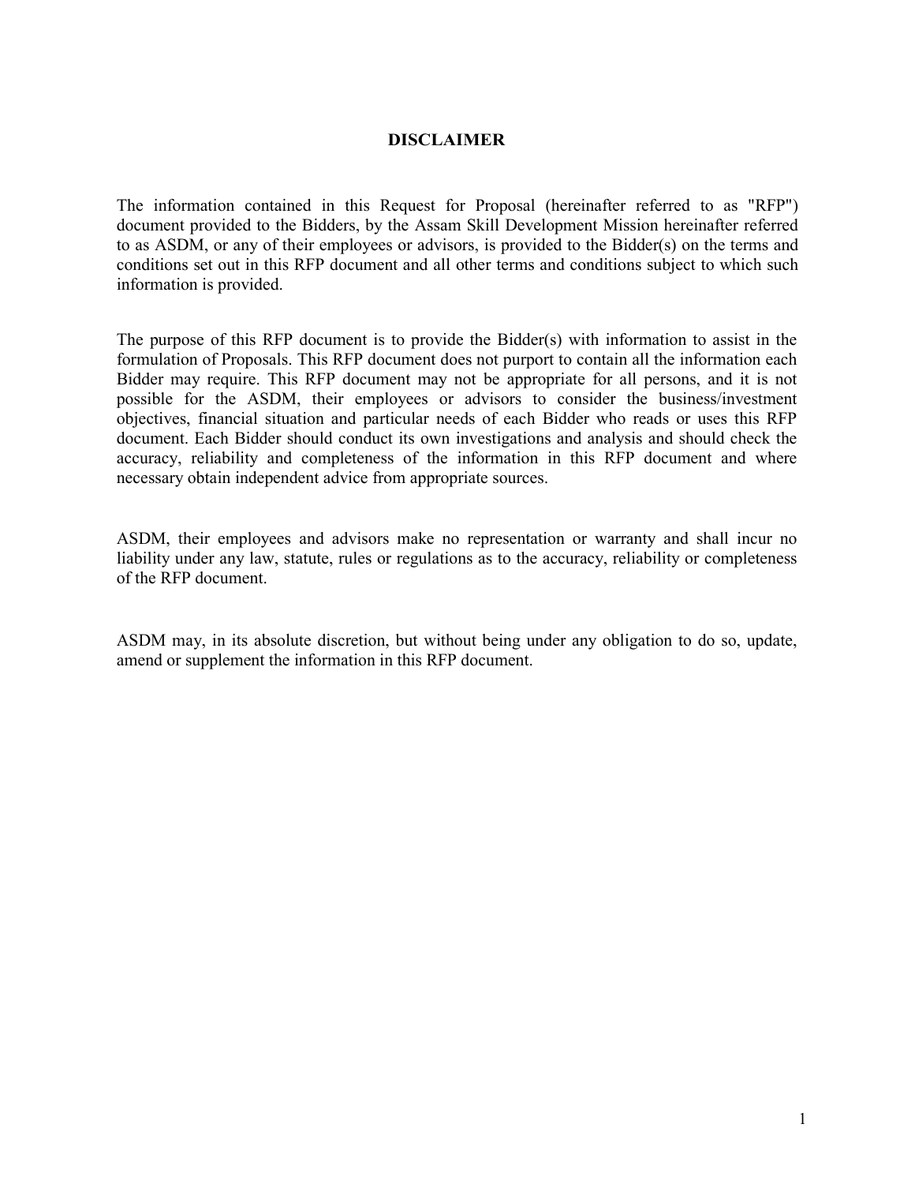# DISCLAIMER

The information contained in this Request for Proposal (hereinafter referred to as "RFP") document provided to the Bidders, by the Assam Skill Development Mission hereinafter referred to as ASDM, or any of their employees or advisors, is provided to the Bidder(s) on the terms and conditions set out in this RFP document and all other terms and conditions subject to which such information is provided.

The purpose of this RFP document is to provide the Bidder(s) with information to assist in the formulation of Proposals. This RFP document does not purport to contain all the information each Bidder may require. This RFP document may not be appropriate for all persons, and it is not possible for the ASDM, their employees or advisors to consider the business/investment objectives, financial situation and particular needs of each Bidder who reads or uses this RFP document. Each Bidder should conduct its own investigations and analysis and should check the accuracy, reliability and completeness of the information in this RFP document and where necessary obtain independent advice from appropriate sources.

ASDM, their employees and advisors make no representation or warranty and shall incur no liability under any law, statute, rules or regulations as to the accuracy, reliability or completeness of the RFP document.

ASDM may, in its absolute discretion, but without being under any obligation to do so, update, amend or supplement the information in this RFP document.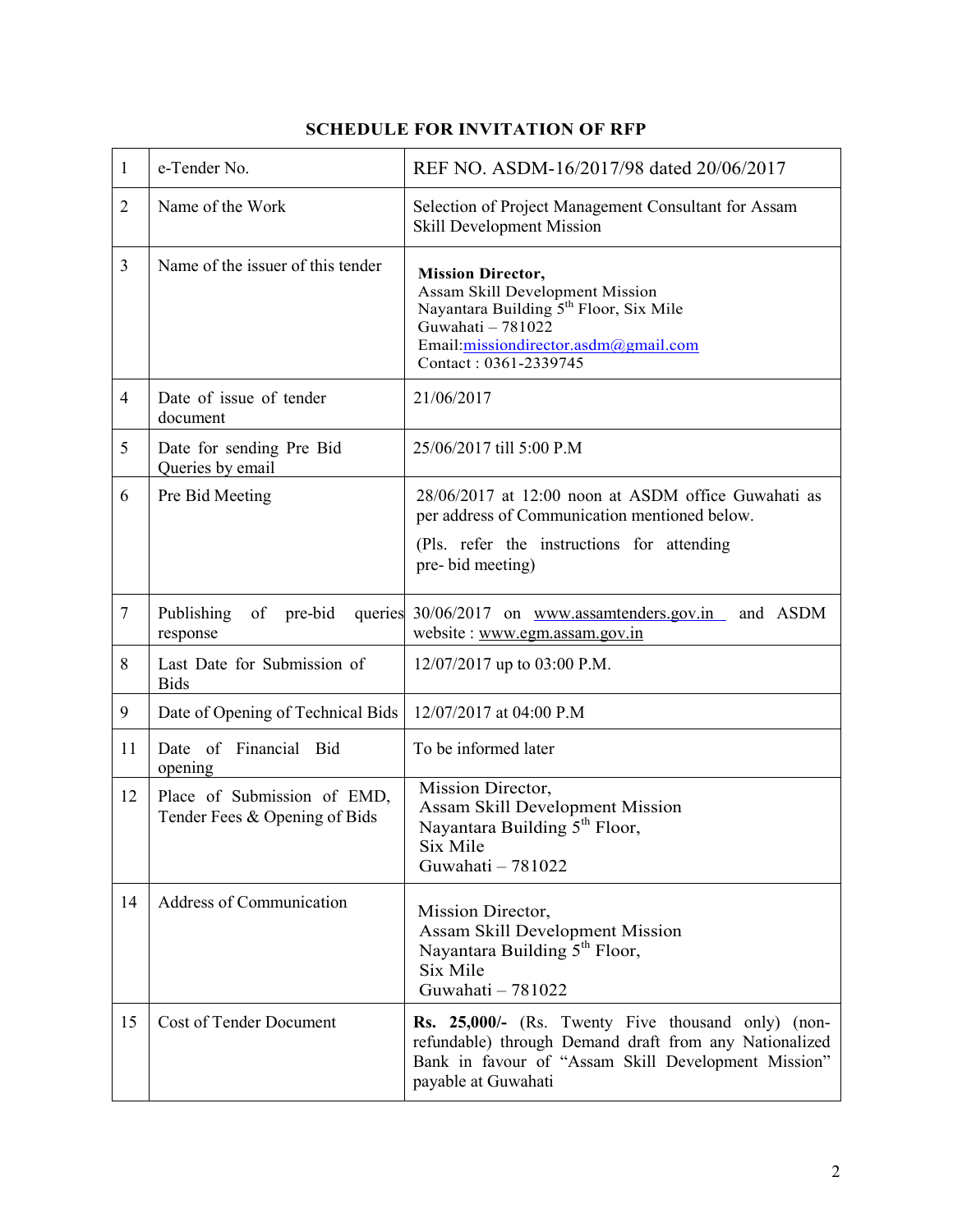## SCHEDULE FOR INVITATION OF RFP

| | | |
|---|---|---|
| 1 | e-Tender No. | REF NO. ASDM-16/2017/98 dated 20/06/2017 |
| 2 | Name of the Work | Selection of Project Management Consultant for Assam Skill Development Mission |
| 3 | Name of the issuer of this tender | **Mission Director,**<br>Assam Skill Development Mission<br>Nayantara Building 5th Floor, Six Mile<br>Guwahati – 781022<br>Email:missiondirector.asdm@gmail.com<br>Contact : 0361-2339745 |
| 4 | Date of issue of tender document | 21/06/2017 |
| 5 | Date for sending Pre Bid Queries by email | 25/06/2017 till 5:00 P.M |
| 6 | Pre Bid Meeting | 28/06/2017 at 12:00 noon at ASDM office Guwahati as per address of Communication mentioned below.<br>(Pls. refer the instructions for attending pre- bid meeting) |
| 7 | Publishing of pre-bid queries response | 30/06/2017 on www.assamtenders.gov.in and ASDM website : www.egm.assam.gov.in |
| 8 | Last Date for Submission of Bids | 12/07/2017 up to 03:00 P.M. |
| 9 | Date of Opening of Technical Bids | 12/07/2017 at 04:00 P.M |
| 11 | Date of Financial Bid opening | To be informed later |
| 12 | Place of Submission of EMD, Tender Fees & Opening of Bids | Mission Director,<br>Assam Skill Development Mission<br>Nayantara Building 5th Floor,<br>Six Mile<br>Guwahati – 781022 |
| 14 | Address of Communication | Mission Director,<br>Assam Skill Development Mission<br>Nayantara Building 5th Floor,<br>Six Mile<br>Guwahati – 781022 |
| 15 | Cost of Tender Document | **Rs. 25,000/-** (Rs. Twenty Five thousand only) (non-refundable) through Demand draft from any Nationalized Bank in favour of "Assam Skill Development Mission" payable at Guwahati |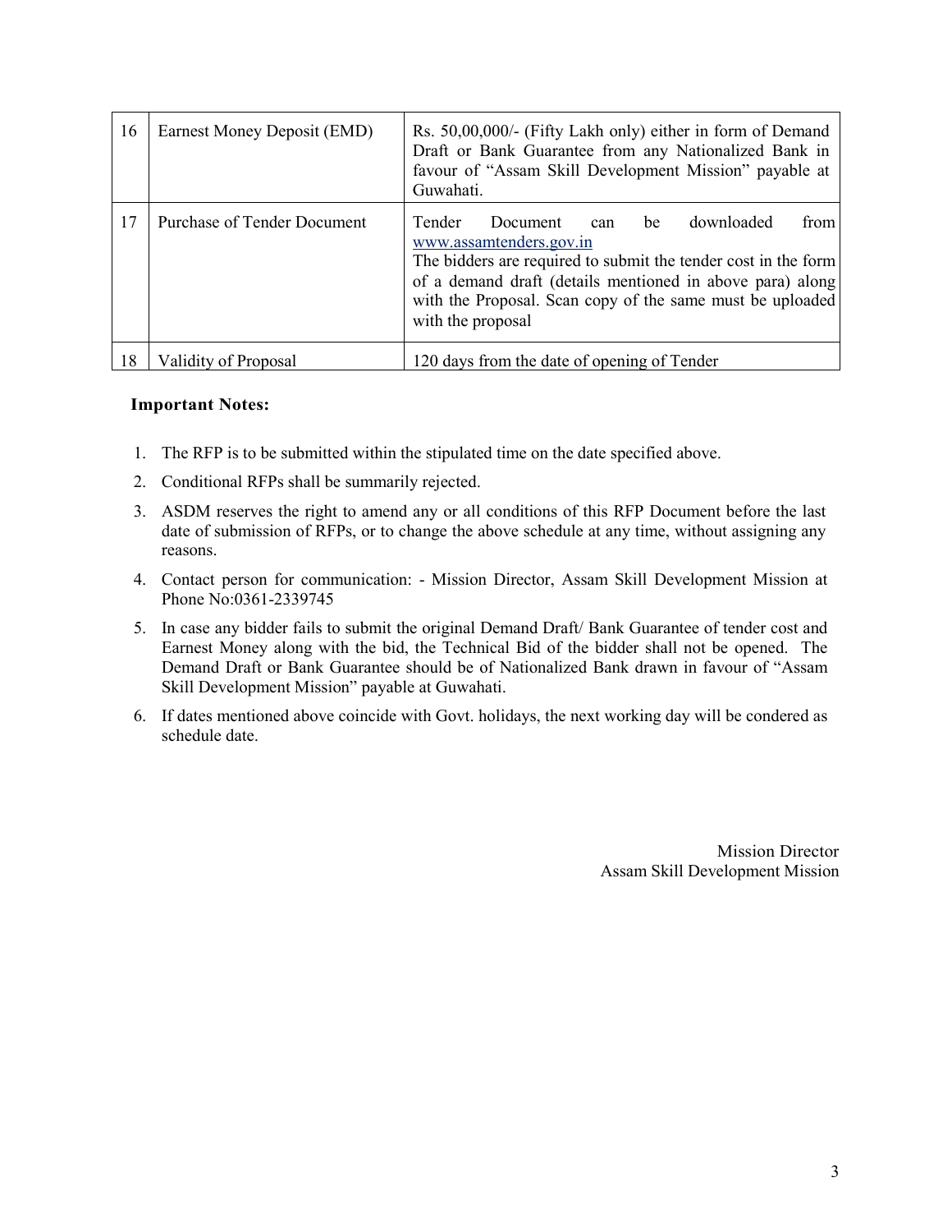| 16 | Earnest Money Deposit (EMD) | Rs. 50,00,000/- (Fifty Lakh only) either in form of Demand Draft or Bank Guarantee from any Nationalized Bank in favour of "Assam Skill Development Mission" payable at Guwahati. |
|---|---|---|
| 17 | Purchase of Tender Document | Tender Document can be downloaded from www.assamtenders.gov.in<br>The bidders are required to submit the tender cost in the form of a demand draft (details mentioned in above para) along with the Proposal. Scan copy of the same must be uploaded with the proposal |
| 18 | Validity of Proposal | 120 days from the date of opening of Tender |

**Important Notes:**

1. The RFP is to be submitted within the stipulated time on the date specified above.
2. Conditional RFPs shall be summarily rejected.
3. ASDM reserves the right to amend any or all conditions of this RFP Document before the last date of submission of RFPs, or to change the above schedule at any time, without assigning any reasons.
4. Contact person for communication: - Mission Director, Assam Skill Development Mission at Phone No:0361-2339745
5. In case any bidder fails to submit the original Demand Draft/ Bank Guarantee of tender cost and Earnest Money along with the bid, the Technical Bid of the bidder shall not be opened. The Demand Draft or Bank Guarantee should be of Nationalized Bank drawn in favour of "Assam Skill Development Mission" payable at Guwahati.
6. If dates mentioned above coincide with Govt. holidays, the next working day will be condered as schedule date.

Mission Director
Assam Skill Development Mission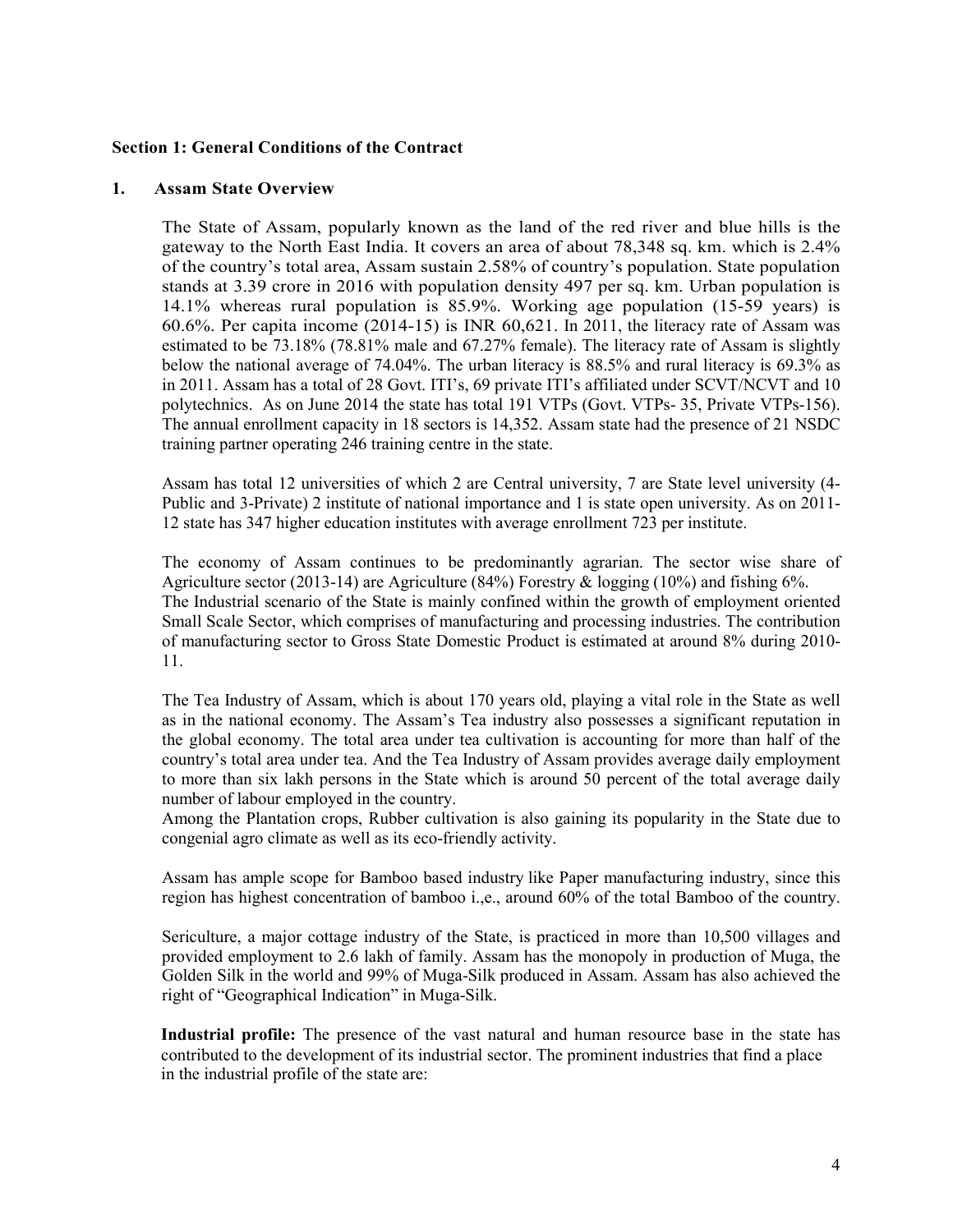**Section 1: General Conditions of the Contract**

## 1. Assam State Overview

The State of Assam, popularly known as the land of the red river and blue hills is the gateway to the North East India. It covers an area of about 78,348 sq. km. which is 2.4% of the country's total area, Assam sustain 2.58% of country's population. State population stands at 3.39 crore in 2016 with population density 497 per sq. km. Urban population is 14.1% whereas rural population is 85.9%. Working age population (15-59 years) is 60.6%. Per capita income (2014-15) is INR 60,621. In 2011, the literacy rate of Assam was estimated to be 73.18% (78.81% male and 67.27% female). The literacy rate of Assam is slightly below the national average of 74.04%. The urban literacy is 88.5% and rural literacy is 69.3% as in 2011. Assam has a total of 28 Govt. ITI's, 69 private ITI's affiliated under SCVT/NCVT and 10 polytechnics. As on June 2014 the state has total 191 VTPs (Govt. VTPs- 35, Private VTPs-156). The annual enrollment capacity in 18 sectors is 14,352. Assam state had the presence of 21 NSDC training partner operating 246 training centre in the state.

Assam has total 12 universities of which 2 are Central university, 7 are State level university (4-Public and 3-Private) 2 institute of national importance and 1 is state open university. As on 2011-12 state has 347 higher education institutes with average enrollment 723 per institute.

The economy of Assam continues to be predominantly agrarian. The sector wise share of Agriculture sector (2013-14) are Agriculture (84%) Forestry & logging (10%) and fishing 6%. The Industrial scenario of the State is mainly confined within the growth of employment oriented Small Scale Sector, which comprises of manufacturing and processing industries. The contribution of manufacturing sector to Gross State Domestic Product is estimated at around 8% during 2010-11.

The Tea Industry of Assam, which is about 170 years old, playing a vital role in the State as well as in the national economy. The Assam's Tea industry also possesses a significant reputation in the global economy. The total area under tea cultivation is accounting for more than half of the country's total area under tea. And the Tea Industry of Assam provides average daily employment to more than six lakh persons in the State which is around 50 percent of the total average daily number of labour employed in the country.

Among the Plantation crops, Rubber cultivation is also gaining its popularity in the State due to congenial agro climate as well as its eco-friendly activity.

Assam has ample scope for Bamboo based industry like Paper manufacturing industry, since this region has highest concentration of bamboo i.,e., around 60% of the total Bamboo of the country.

Sericulture, a major cottage industry of the State, is practiced in more than 10,500 villages and provided employment to 2.6 lakh of family. Assam has the monopoly in production of Muga, the Golden Silk in the world and 99% of Muga-Silk produced in Assam. Assam has also achieved the right of "Geographical Indication" in Muga-Silk.

**Industrial profile:** The presence of the vast natural and human resource base in the state has contributed to the development of its industrial sector. The prominent industries that find a place in the industrial profile of the state are: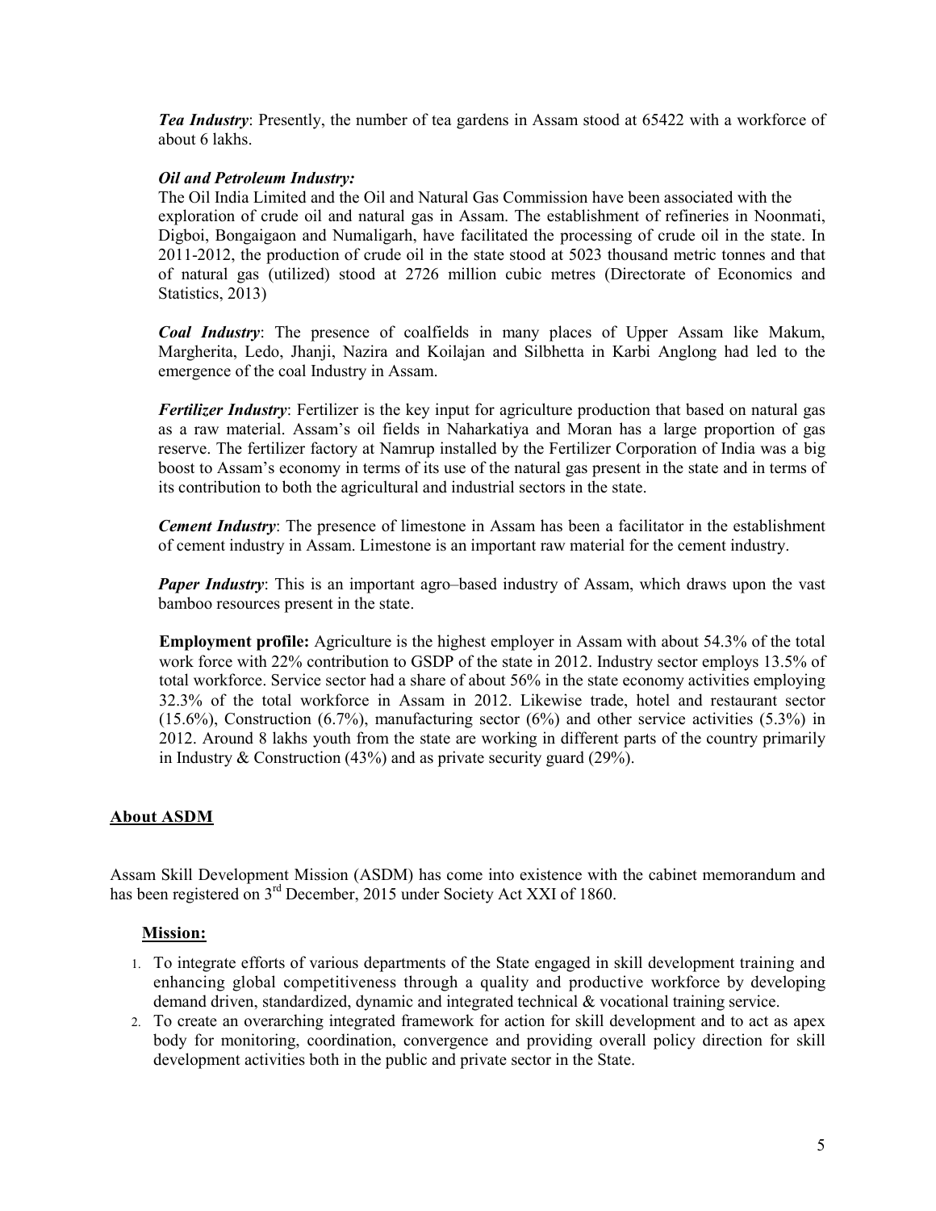***Tea Industry***: Presently, the number of tea gardens in Assam stood at 65422 with a workforce of about 6 lakhs.

***Oil and Petroleum Industry:***

The Oil India Limited and the Oil and Natural Gas Commission have been associated with the exploration of crude oil and natural gas in Assam. The establishment of refineries in Noonmati, Digboi, Bongaigaon and Numaligarh, have facilitated the processing of crude oil in the state. In 2011-2012, the production of crude oil in the state stood at 5023 thousand metric tonnes and that of natural gas (utilized) stood at 2726 million cubic metres (Directorate of Economics and Statistics, 2013)

***Coal Industry***: The presence of coalfields in many places of Upper Assam like Makum, Margherita, Ledo, Jhanji, Nazira and Koilajan and Silbhetta in Karbi Anglong had led to the emergence of the coal Industry in Assam.

***Fertilizer Industry***: Fertilizer is the key input for agriculture production that based on natural gas as a raw material. Assam's oil fields in Naharkatiya and Moran has a large proportion of gas reserve. The fertilizer factory at Namrup installed by the Fertilizer Corporation of India was a big boost to Assam's economy in terms of its use of the natural gas present in the state and in terms of its contribution to both the agricultural and industrial sectors in the state.

***Cement Industry***: The presence of limestone in Assam has been a facilitator in the establishment of cement industry in Assam. Limestone is an important raw material for the cement industry.

***Paper Industry***: This is an important agro–based industry of Assam, which draws upon the vast bamboo resources present in the state.

**Employment profile:** Agriculture is the highest employer in Assam with about 54.3% of the total work force with 22% contribution to GSDP of the state in 2012. Industry sector employs 13.5% of total workforce. Service sector had a share of about 56% in the state economy activities employing 32.3% of the total workforce in Assam in 2012. Likewise trade, hotel and restaurant sector (15.6%), Construction (6.7%), manufacturing sector (6%) and other service activities (5.3%) in 2012. Around 8 lakhs youth from the state are working in different parts of the country primarily in Industry & Construction (43%) and as private security guard (29%).

## About ASDM

Assam Skill Development Mission (ASDM) has come into existence with the cabinet memorandum and has been registered on 3rd December, 2015 under Society Act XXI of 1860.

### Mission:

1. To integrate efforts of various departments of the State engaged in skill development training and enhancing global competitiveness through a quality and productive workforce by developing demand driven, standardized, dynamic and integrated technical & vocational training service.
2. To create an overarching integrated framework for action for skill development and to act as apex body for monitoring, coordination, convergence and providing overall policy direction for skill development activities both in the public and private sector in the State.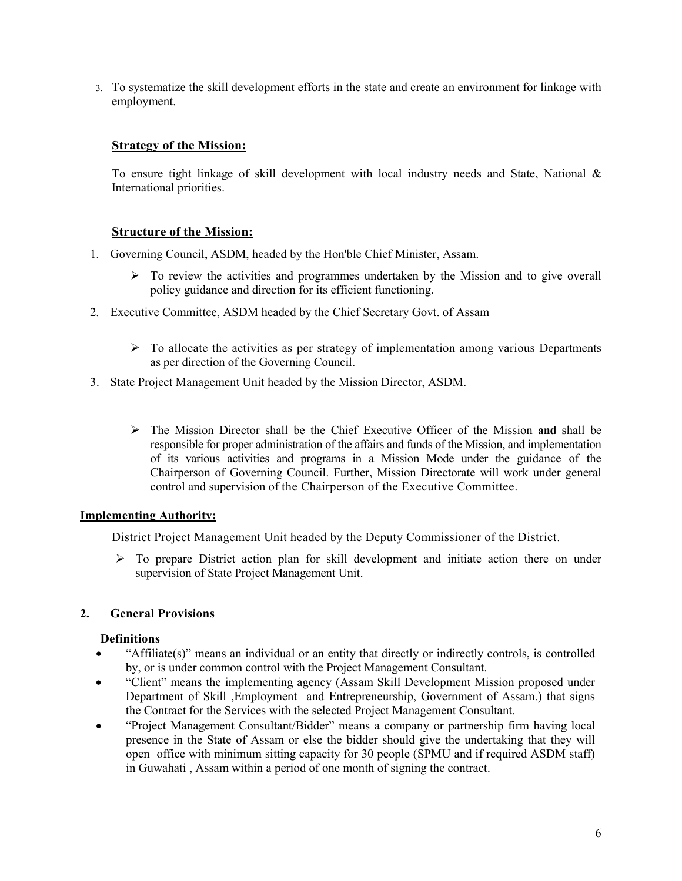3. To systematize the skill development efforts in the state and create an environment for linkage with employment.

**Strategy of the Mission:**

To ensure tight linkage of skill development with local industry needs and State, National & International priorities.

**Structure of the Mission:**

1. Governing Council, ASDM, headed by the Hon'ble Chief Minister, Assam.
   - To review the activities and programmes undertaken by the Mission and to give overall policy guidance and direction for its efficient functioning.
2. Executive Committee, ASDM headed by the Chief Secretary Govt. of Assam
   - To allocate the activities as per strategy of implementation among various Departments as per direction of the Governing Council.
3. State Project Management Unit headed by the Mission Director, ASDM.
   - The Mission Director shall be the Chief Executive Officer of the Mission **and** shall be responsible for proper administration of the affairs and funds of the Mission, and implementation of its various activities and programs in a Mission Mode under the guidance of the Chairperson of Governing Council. Further, Mission Directorate will work under general control and supervision of the Chairperson of the Executive Committee.

**Implementing Authority:**

District Project Management Unit headed by the Deputy Commissioner of the District.

- To prepare District action plan for skill development and initiate action there on under supervision of State Project Management Unit.

## 2. General Provisions

**Definitions**

- "Affiliate(s)" means an individual or an entity that directly or indirectly controls, is controlled by, or is under common control with the Project Management Consultant.
- "Client" means the implementing agency (Assam Skill Development Mission proposed under Department of Skill ,Employment and Entrepreneurship, Government of Assam.) that signs the Contract for the Services with the selected Project Management Consultant.
- "Project Management Consultant/Bidder" means a company or partnership firm having local presence in the State of Assam or else the bidder should give the undertaking that they will open office with minimum sitting capacity for 30 people (SPMU and if required ASDM staff) in Guwahati , Assam within a period of one month of signing the contract.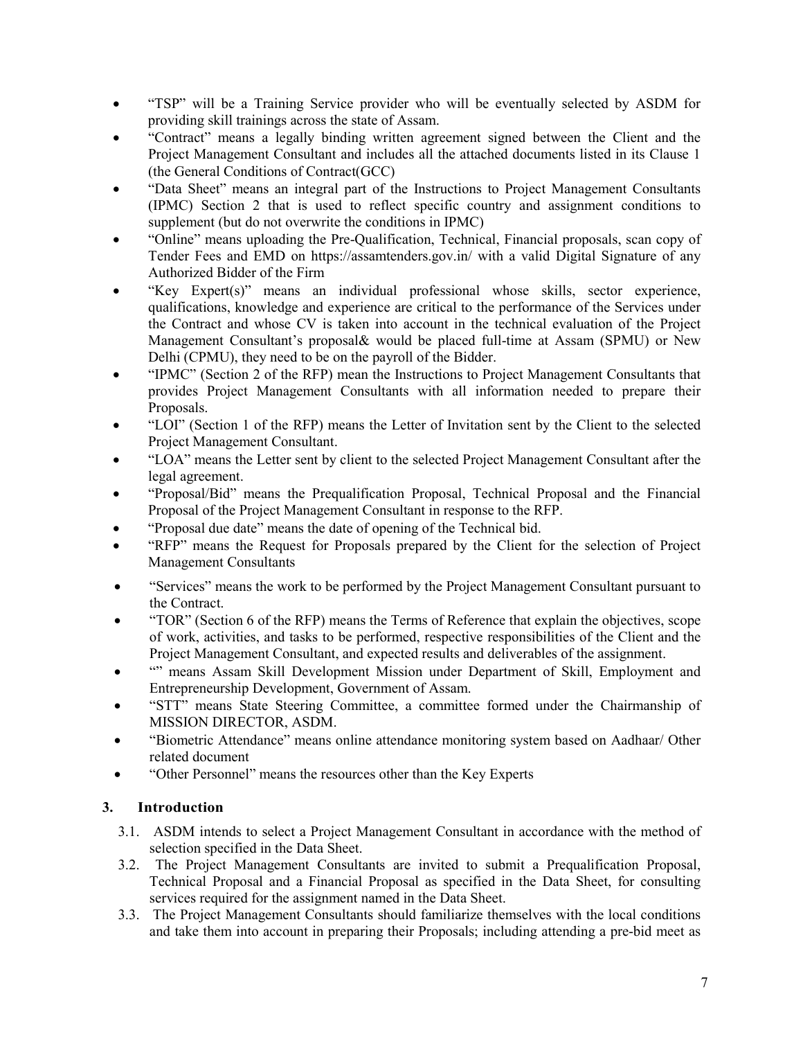- "TSP" will be a Training Service provider who will be eventually selected by ASDM for providing skill trainings across the state of Assam.
- "Contract" means a legally binding written agreement signed between the Client and the Project Management Consultant and includes all the attached documents listed in its Clause 1 (the General Conditions of Contract(GCC)
- "Data Sheet" means an integral part of the Instructions to Project Management Consultants (IPMC) Section 2 that is used to reflect specific country and assignment conditions to supplement (but do not overwrite the conditions in IPMC)
- "Online" means uploading the Pre-Qualification, Technical, Financial proposals, scan copy of Tender Fees and EMD on https://assamtenders.gov.in/ with a valid Digital Signature of any Authorized Bidder of the Firm
- "Key Expert(s)" means an individual professional whose skills, sector experience, qualifications, knowledge and experience are critical to the performance of the Services under the Contract and whose CV is taken into account in the technical evaluation of the Project Management Consultant's proposal& would be placed full-time at Assam (SPMU) or New Delhi (CPMU), they need to be on the payroll of the Bidder.
- "IPMC" (Section 2 of the RFP) mean the Instructions to Project Management Consultants that provides Project Management Consultants with all information needed to prepare their Proposals.
- "LOI" (Section 1 of the RFP) means the Letter of Invitation sent by the Client to the selected Project Management Consultant.
- "LOA" means the Letter sent by client to the selected Project Management Consultant after the legal agreement.
- "Proposal/Bid" means the Prequalification Proposal, Technical Proposal and the Financial Proposal of the Project Management Consultant in response to the RFP.
- "Proposal due date" means the date of opening of the Technical bid.
- "RFP" means the Request for Proposals prepared by the Client for the selection of Project Management Consultants
- "Services" means the work to be performed by the Project Management Consultant pursuant to the Contract.
- "TOR" (Section 6 of the RFP) means the Terms of Reference that explain the objectives, scope of work, activities, and tasks to be performed, respective responsibilities of the Client and the Project Management Consultant, and expected results and deliverables of the assignment.
- "" means Assam Skill Development Mission under Department of Skill, Employment and Entrepreneurship Development, Government of Assam.
- "STT" means State Steering Committee, a committee formed under the Chairmanship of MISSION DIRECTOR, ASDM.
- "Biometric Attendance" means online attendance monitoring system based on Aadhaar/ Other related document
- "Other Personnel" means the resources other than the Key Experts

## 3. Introduction

3.1. ASDM intends to select a Project Management Consultant in accordance with the method of selection specified in the Data Sheet.

3.2. The Project Management Consultants are invited to submit a Prequalification Proposal, Technical Proposal and a Financial Proposal as specified in the Data Sheet, for consulting services required for the assignment named in the Data Sheet.

3.3. The Project Management Consultants should familiarize themselves with the local conditions and take them into account in preparing their Proposals; including attending a pre-bid meet as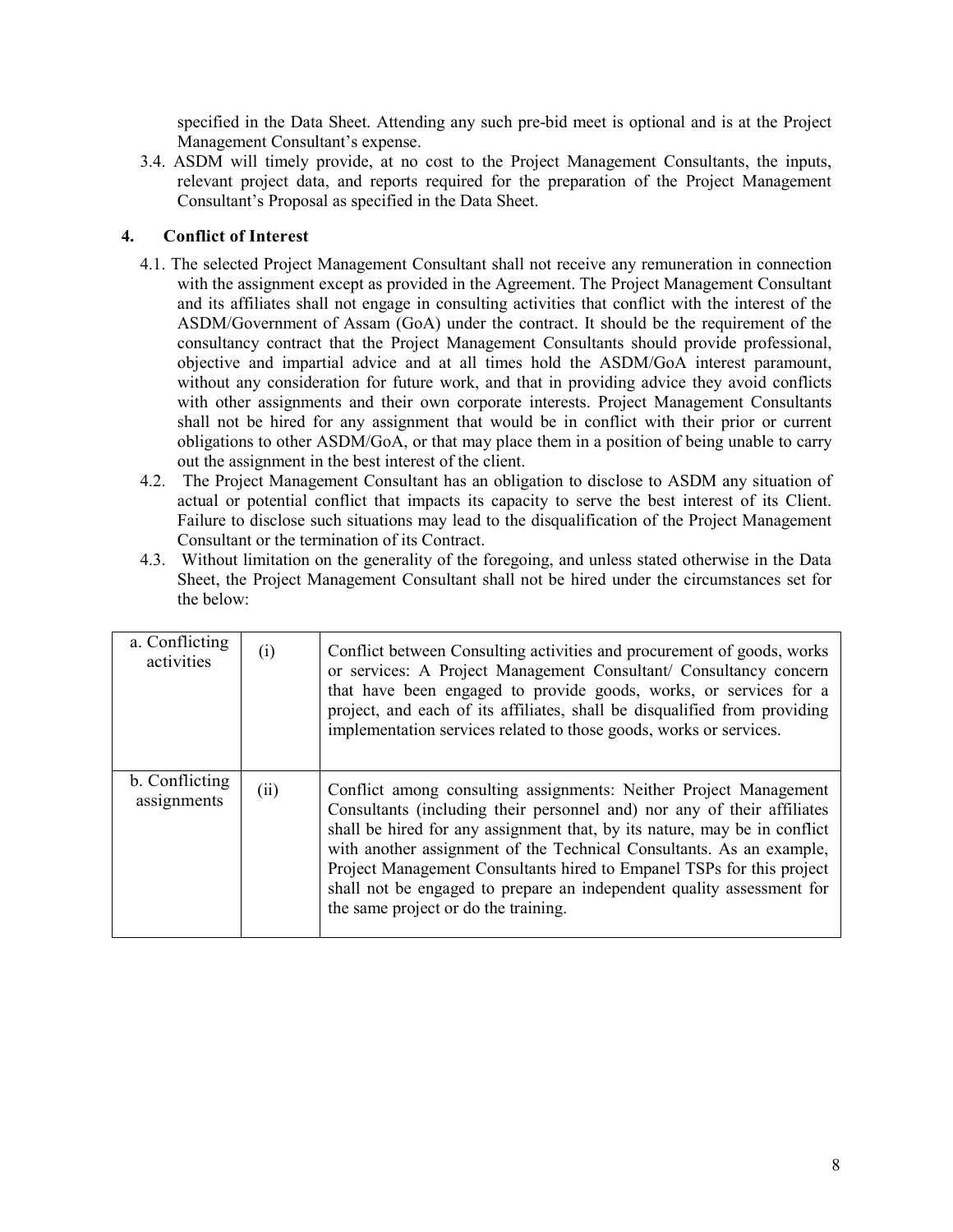specified in the Data Sheet. Attending any such pre-bid meet is optional and is at the Project Management Consultant's expense.

3.4. ASDM will timely provide, at no cost to the Project Management Consultants, the inputs, relevant project data, and reports required for the preparation of the Project Management Consultant's Proposal as specified in the Data Sheet.

## 4. Conflict of Interest

4.1. The selected Project Management Consultant shall not receive any remuneration in connection with the assignment except as provided in the Agreement. The Project Management Consultant and its affiliates shall not engage in consulting activities that conflict with the interest of the ASDM/Government of Assam (GoA) under the contract. It should be the requirement of the consultancy contract that the Project Management Consultants should provide professional, objective and impartial advice and at all times hold the ASDM/GoA interest paramount, without any consideration for future work, and that in providing advice they avoid conflicts with other assignments and their own corporate interests. Project Management Consultants shall not be hired for any assignment that would be in conflict with their prior or current obligations to other ASDM/GoA, or that may place them in a position of being unable to carry out the assignment in the best interest of the client.

4.2. The Project Management Consultant has an obligation to disclose to ASDM any situation of actual or potential conflict that impacts its capacity to serve the best interest of its Client. Failure to disclose such situations may lead to the disqualification of the Project Management Consultant or the termination of its Contract.

4.3. Without limitation on the generality of the foregoing, and unless stated otherwise in the Data Sheet, the Project Management Consultant shall not be hired under the circumstances set for the below:

| | | |
|---|---|---|
| a. Conflicting activities | (i) | Conflict between Consulting activities and procurement of goods, works or services: A Project Management Consultant/ Consultancy concern that have been engaged to provide goods, works, or services for a project, and each of its affiliates, shall be disqualified from providing implementation services related to those goods, works or services. |
| b. Conflicting assignments | (ii) | Conflict among consulting assignments: Neither Project Management Consultants (including their personnel and) nor any of their affiliates shall be hired for any assignment that, by its nature, may be in conflict with another assignment of the Technical Consultants. As an example, Project Management Consultants hired to Empanel TSPs for this project shall not be engaged to prepare an independent quality assessment for the same project or do the training. |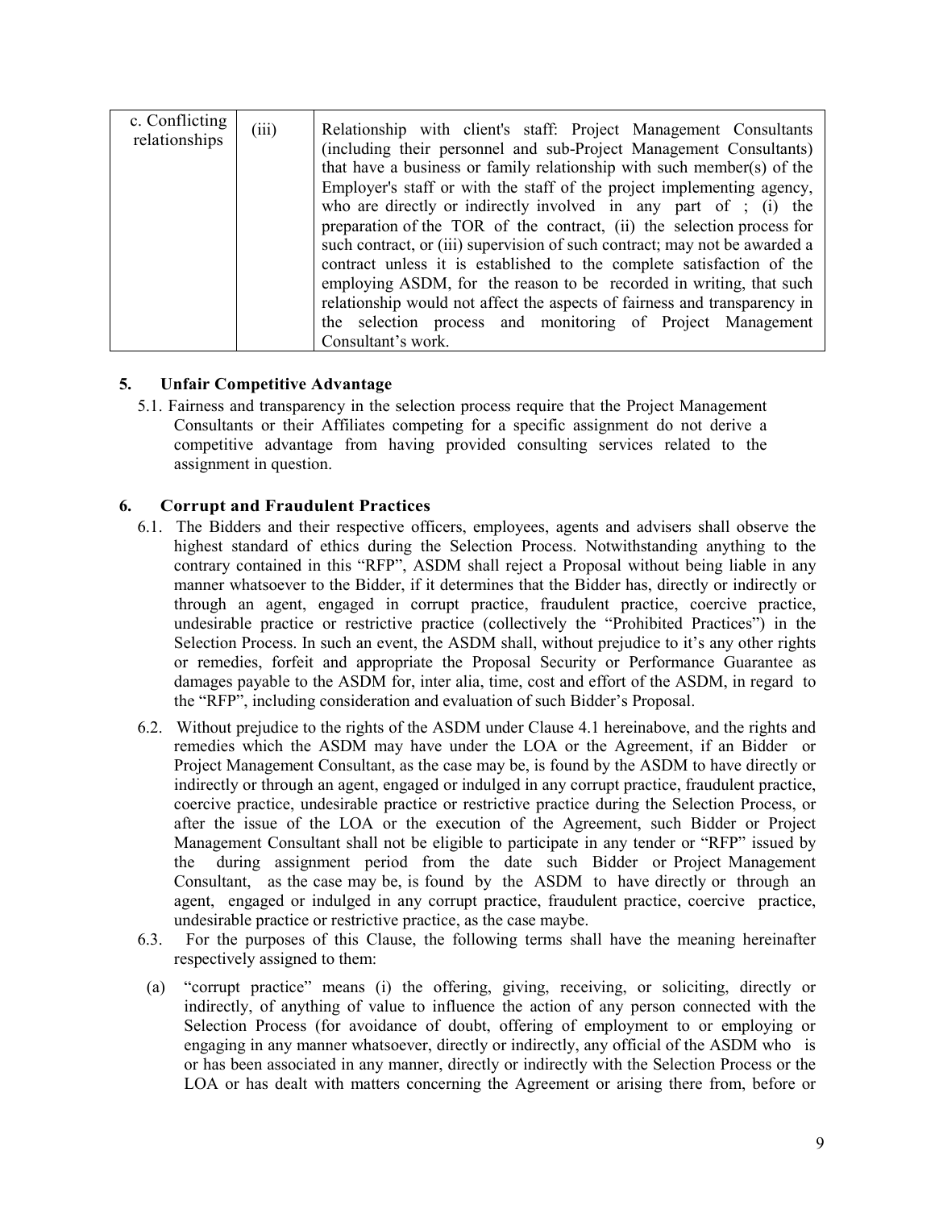| c. Conflicting relationships | (iii) | Relationship with client's staff: Project Management Consultants (including their personnel and sub-Project Management Consultants) that have a business or family relationship with such member(s) of the Employer's staff or with the staff of the project implementing agency, who are directly or indirectly involved in any part of ; (i) the preparation of the TOR of the contract, (ii) the selection process for such contract, or (iii) supervision of such contract; may not be awarded a contract unless it is established to the complete satisfaction of the employing ASDM, for the reason to be recorded in writing, that such relationship would not affect the aspects of fairness and transparency in the selection process and monitoring of Project Management Consultant's work. |
|---|---|---|

## 5. Unfair Competitive Advantage

5.1. Fairness and transparency in the selection process require that the Project Management Consultants or their Affiliates competing for a specific assignment do not derive a competitive advantage from having provided consulting services related to the assignment in question.

## 6. Corrupt and Fraudulent Practices

6.1. The Bidders and their respective officers, employees, agents and advisers shall observe the highest standard of ethics during the Selection Process. Notwithstanding anything to the contrary contained in this "RFP", ASDM shall reject a Proposal without being liable in any manner whatsoever to the Bidder, if it determines that the Bidder has, directly or indirectly or through an agent, engaged in corrupt practice, fraudulent practice, coercive practice, undesirable practice or restrictive practice (collectively the "Prohibited Practices") in the Selection Process. In such an event, the ASDM shall, without prejudice to it's any other rights or remedies, forfeit and appropriate the Proposal Security or Performance Guarantee as damages payable to the ASDM for, inter alia, time, cost and effort of the ASDM, in regard to the "RFP", including consideration and evaluation of such Bidder's Proposal.

6.2. Without prejudice to the rights of the ASDM under Clause 4.1 hereinabove, and the rights and remedies which the ASDM may have under the LOA or the Agreement, if an Bidder or Project Management Consultant, as the case may be, is found by the ASDM to have directly or indirectly or through an agent, engaged or indulged in any corrupt practice, fraudulent practice, coercive practice, undesirable practice or restrictive practice during the Selection Process, or after the issue of the LOA or the execution of the Agreement, such Bidder or Project Management Consultant shall not be eligible to participate in any tender or "RFP" issued by the during assignment period from the date such Bidder or Project Management Consultant, as the case may be, is found by the ASDM to have directly or through an agent, engaged or indulged in any corrupt practice, fraudulent practice, coercive practice, undesirable practice or restrictive practice, as the case maybe.

6.3. For the purposes of this Clause, the following terms shall have the meaning hereinafter respectively assigned to them:

(a) "corrupt practice" means (i) the offering, giving, receiving, or soliciting, directly or indirectly, of anything of value to influence the action of any person connected with the Selection Process (for avoidance of doubt, offering of employment to or employing or engaging in any manner whatsoever, directly or indirectly, any official of the ASDM who is or has been associated in any manner, directly or indirectly with the Selection Process or the LOA or has dealt with matters concerning the Agreement or arising there from, before or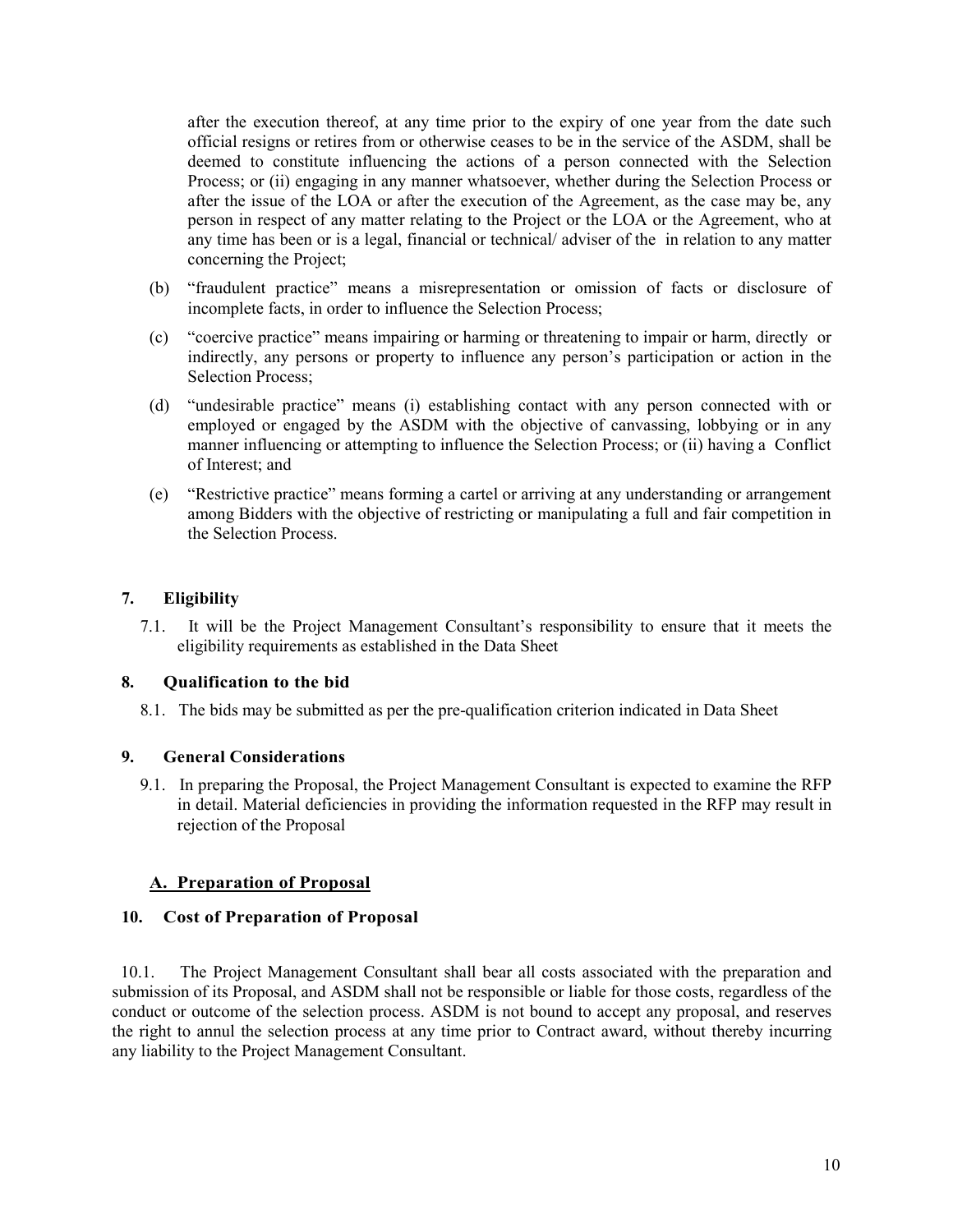after the execution thereof, at any time prior to the expiry of one year from the date such official resigns or retires from or otherwise ceases to be in the service of the ASDM, shall be deemed to constitute influencing the actions of a person connected with the Selection Process; or (ii) engaging in any manner whatsoever, whether during the Selection Process or after the issue of the LOA or after the execution of the Agreement, as the case may be, any person in respect of any matter relating to the Project or the LOA or the Agreement, who at any time has been or is a legal, financial or technical/ adviser of the in relation to any matter concerning the Project;

(b) "fraudulent practice" means a misrepresentation or omission of facts or disclosure of incomplete facts, in order to influence the Selection Process;

(c) "coercive practice" means impairing or harming or threatening to impair or harm, directly or indirectly, any persons or property to influence any person's participation or action in the Selection Process;

(d) "undesirable practice" means (i) establishing contact with any person connected with or employed or engaged by the ASDM with the objective of canvassing, lobbying or in any manner influencing or attempting to influence the Selection Process; or (ii) having a Conflict of Interest; and

(e) "Restrictive practice" means forming a cartel or arriving at any understanding or arrangement among Bidders with the objective of restricting or manipulating a full and fair competition in the Selection Process.

## 7. Eligibility

7.1. It will be the Project Management Consultant's responsibility to ensure that it meets the eligibility requirements as established in the Data Sheet

## 8. Qualification to the bid

8.1. The bids may be submitted as per the pre-qualification criterion indicated in Data Sheet

## 9. General Considerations

9.1. In preparing the Proposal, the Project Management Consultant is expected to examine the RFP in detail. Material deficiencies in providing the information requested in the RFP may result in rejection of the Proposal

## A. Preparation of Proposal

## 10. Cost of Preparation of Proposal

10.1. The Project Management Consultant shall bear all costs associated with the preparation and submission of its Proposal, and ASDM shall not be responsible or liable for those costs, regardless of the conduct or outcome of the selection process. ASDM is not bound to accept any proposal, and reserves the right to annul the selection process at any time prior to Contract award, without thereby incurring any liability to the Project Management Consultant.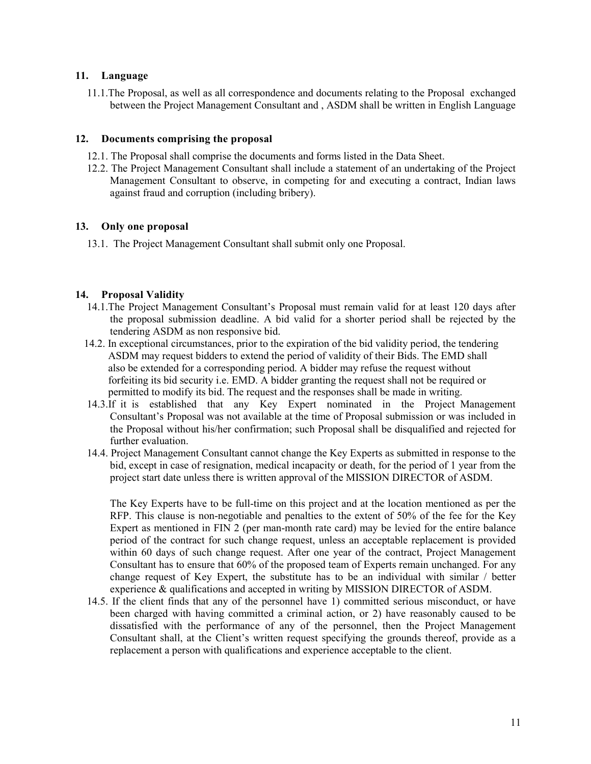## 11. Language

11.1. The Proposal, as well as all correspondence and documents relating to the Proposal exchanged between the Project Management Consultant and , ASDM shall be written in English Language

## 12. Documents comprising the proposal

12.1. The Proposal shall comprise the documents and forms listed in the Data Sheet.

12.2. The Project Management Consultant shall include a statement of an undertaking of the Project Management Consultant to observe, in competing for and executing a contract, Indian laws against fraud and corruption (including bribery).

## 13. Only one proposal

13.1. The Project Management Consultant shall submit only one Proposal.

## 14. Proposal Validity

14.1. The Project Management Consultant's Proposal must remain valid for at least 120 days after the proposal submission deadline. A bid valid for a shorter period shall be rejected by the tendering ASDM as non responsive bid.

14.2. In exceptional circumstances, prior to the expiration of the bid validity period, the tendering ASDM may request bidders to extend the period of validity of their Bids. The EMD shall also be extended for a corresponding period. A bidder may refuse the request without forfeiting its bid security i.e. EMD. A bidder granting the request shall not be required or permitted to modify its bid. The request and the responses shall be made in writing.

14.3. If it is established that any Key Expert nominated in the Project Management Consultant's Proposal was not available at the time of Proposal submission or was included in the Proposal without his/her confirmation; such Proposal shall be disqualified and rejected for further evaluation.

14.4. Project Management Consultant cannot change the Key Experts as submitted in response to the bid, except in case of resignation, medical incapacity or death, for the period of 1 year from the project start date unless there is written approval of the MISSION DIRECTOR of ASDM.

The Key Experts have to be full-time on this project and at the location mentioned as per the RFP. This clause is non-negotiable and penalties to the extent of 50% of the fee for the Key Expert as mentioned in FIN 2 (per man-month rate card) may be levied for the entire balance period of the contract for such change request, unless an acceptable replacement is provided within 60 days of such change request. After one year of the contract, Project Management Consultant has to ensure that 60% of the proposed team of Experts remain unchanged. For any change request of Key Expert, the substitute has to be an individual with similar / better experience & qualifications and accepted in writing by MISSION DIRECTOR of ASDM.

14.5. If the client finds that any of the personnel have 1) committed serious misconduct, or have been charged with having committed a criminal action, or 2) have reasonably caused to be dissatisfied with the performance of any of the personnel, then the Project Management Consultant shall, at the Client's written request specifying the grounds thereof, provide as a replacement a person with qualifications and experience acceptable to the client.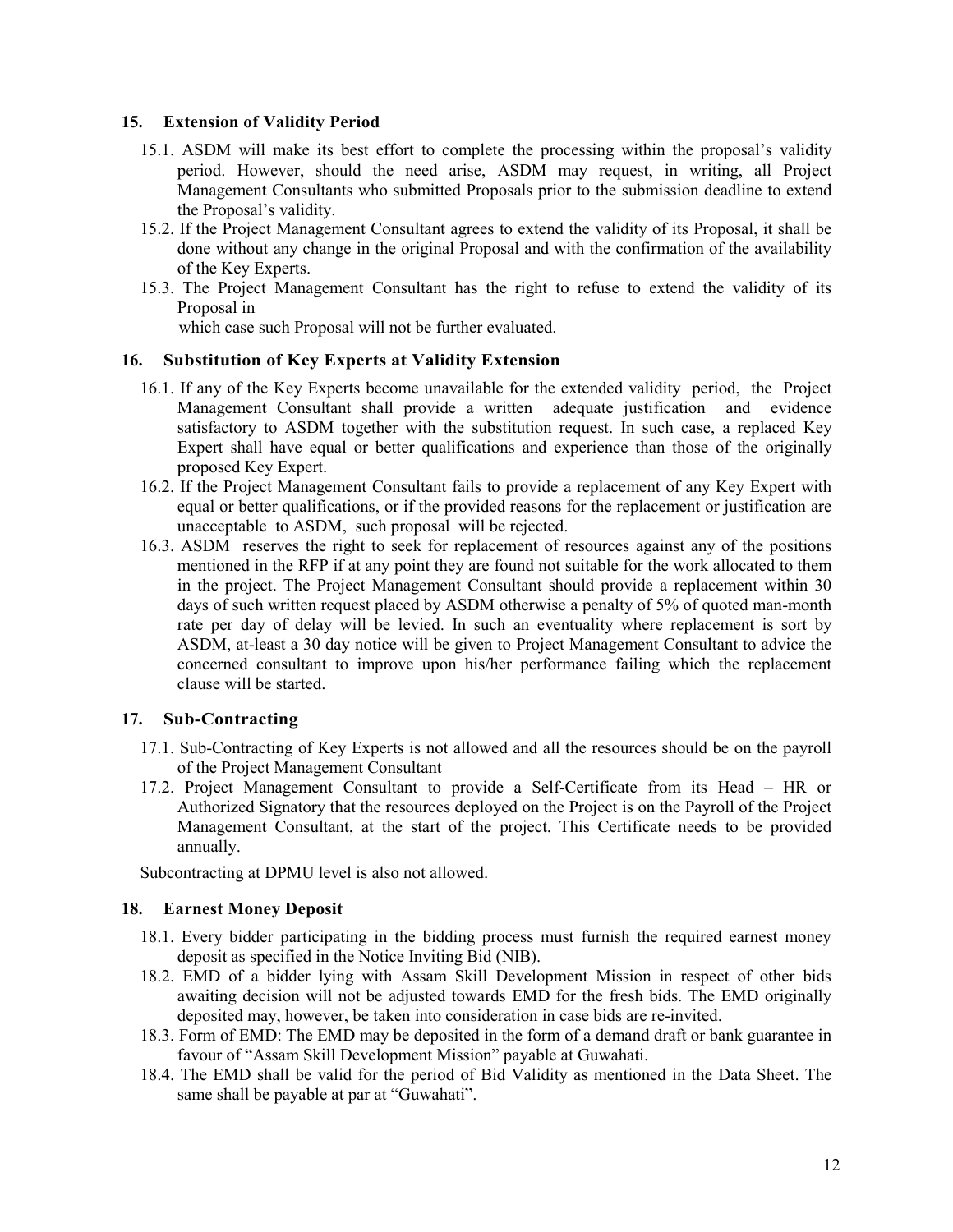## 15. Extension of Validity Period

15.1. ASDM will make its best effort to complete the processing within the proposal's validity period. However, should the need arise, ASDM may request, in writing, all Project Management Consultants who submitted Proposals prior to the submission deadline to extend the Proposal's validity.

15.2. If the Project Management Consultant agrees to extend the validity of its Proposal, it shall be done without any change in the original Proposal and with the confirmation of the availability of the Key Experts.

15.3. The Project Management Consultant has the right to refuse to extend the validity of its Proposal in
which case such Proposal will not be further evaluated.

## 16. Substitution of Key Experts at Validity Extension

16.1. If any of the Key Experts become unavailable for the extended validity period, the Project Management Consultant shall provide a written adequate justification and evidence satisfactory to ASDM together with the substitution request. In such case, a replaced Key Expert shall have equal or better qualifications and experience than those of the originally proposed Key Expert.

16.2. If the Project Management Consultant fails to provide a replacement of any Key Expert with equal or better qualifications, or if the provided reasons for the replacement or justification are unacceptable to ASDM, such proposal will be rejected.

16.3. ASDM reserves the right to seek for replacement of resources against any of the positions mentioned in the RFP if at any point they are found not suitable for the work allocated to them in the project. The Project Management Consultant should provide a replacement within 30 days of such written request placed by ASDM otherwise a penalty of 5% of quoted man-month rate per day of delay will be levied. In such an eventuality where replacement is sort by ASDM, at-least a 30 day notice will be given to Project Management Consultant to advice the concerned consultant to improve upon his/her performance failing which the replacement clause will be started.

## 17. Sub-Contracting

17.1. Sub-Contracting of Key Experts is not allowed and all the resources should be on the payroll of the Project Management Consultant

17.2. Project Management Consultant to provide a Self-Certificate from its Head – HR or Authorized Signatory that the resources deployed on the Project is on the Payroll of the Project Management Consultant, at the start of the project. This Certificate needs to be provided annually.

Subcontracting at DPMU level is also not allowed.

## 18. Earnest Money Deposit

18.1. Every bidder participating in the bidding process must furnish the required earnest money deposit as specified in the Notice Inviting Bid (NIB).

18.2. EMD of a bidder lying with Assam Skill Development Mission in respect of other bids awaiting decision will not be adjusted towards EMD for the fresh bids. The EMD originally deposited may, however, be taken into consideration in case bids are re-invited.

18.3. Form of EMD: The EMD may be deposited in the form of a demand draft or bank guarantee in favour of "Assam Skill Development Mission" payable at Guwahati.

18.4. The EMD shall be valid for the period of Bid Validity as mentioned in the Data Sheet. The same shall be payable at par at "Guwahati".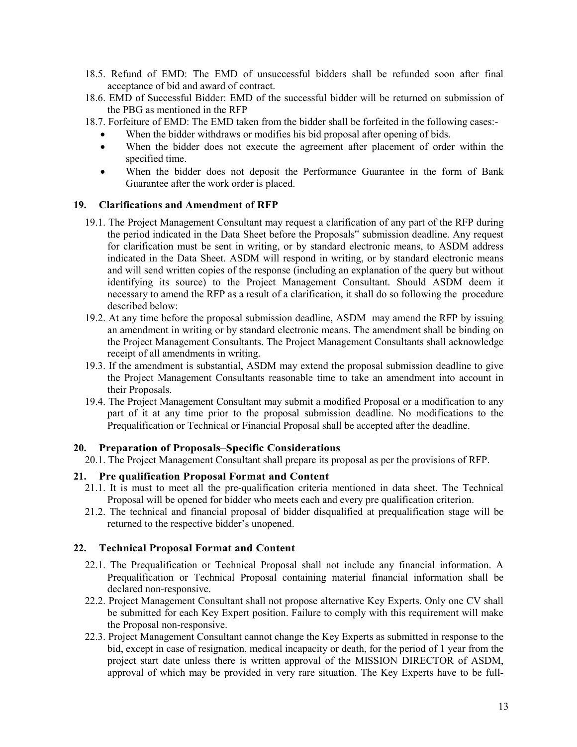18.5. Refund of EMD: The EMD of unsuccessful bidders shall be refunded soon after final acceptance of bid and award of contract.

18.6. EMD of Successful Bidder: EMD of the successful bidder will be returned on submission of the PBG as mentioned in the RFP

18.7. Forfeiture of EMD: The EMD taken from the bidder shall be forfeited in the following cases:-

- When the bidder withdraws or modifies his bid proposal after opening of bids.
- When the bidder does not execute the agreement after placement of order within the specified time.
- When the bidder does not deposit the Performance Guarantee in the form of Bank Guarantee after the work order is placed.

## 19. Clarifications and Amendment of RFP

19.1. The Project Management Consultant may request a clarification of any part of the RFP during the period indicated in the Data Sheet before the Proposals" submission deadline. Any request for clarification must be sent in writing, or by standard electronic means, to ASDM address indicated in the Data Sheet. ASDM will respond in writing, or by standard electronic means and will send written copies of the response (including an explanation of the query but without identifying its source) to the Project Management Consultant. Should ASDM deem it necessary to amend the RFP as a result of a clarification, it shall do so following the procedure described below:

19.2. At any time before the proposal submission deadline, ASDM may amend the RFP by issuing an amendment in writing or by standard electronic means. The amendment shall be binding on the Project Management Consultants. The Project Management Consultants shall acknowledge receipt of all amendments in writing.

19.3. If the amendment is substantial, ASDM may extend the proposal submission deadline to give the Project Management Consultants reasonable time to take an amendment into account in their Proposals.

19.4. The Project Management Consultant may submit a modified Proposal or a modification to any part of it at any time prior to the proposal submission deadline. No modifications to the Prequalification or Technical or Financial Proposal shall be accepted after the deadline.

## 20. Preparation of Proposals–Specific Considerations

20.1. The Project Management Consultant shall prepare its proposal as per the provisions of RFP.

## 21. Pre qualification Proposal Format and Content

21.1. It is must to meet all the pre-qualification criteria mentioned in data sheet. The Technical Proposal will be opened for bidder who meets each and every pre qualification criterion.

21.2. The technical and financial proposal of bidder disqualified at prequalification stage will be returned to the respective bidder's unopened.

## 22. Technical Proposal Format and Content

22.1. The Prequalification or Technical Proposal shall not include any financial information. A Prequalification or Technical Proposal containing material financial information shall be declared non-responsive.

22.2. Project Management Consultant shall not propose alternative Key Experts. Only one CV shall be submitted for each Key Expert position. Failure to comply with this requirement will make the Proposal non-responsive.

22.3. Project Management Consultant cannot change the Key Experts as submitted in response to the bid, except in case of resignation, medical incapacity or death, for the period of 1 year from the project start date unless there is written approval of the MISSION DIRECTOR of ASDM, approval of which may be provided in very rare situation. The Key Experts have to be full-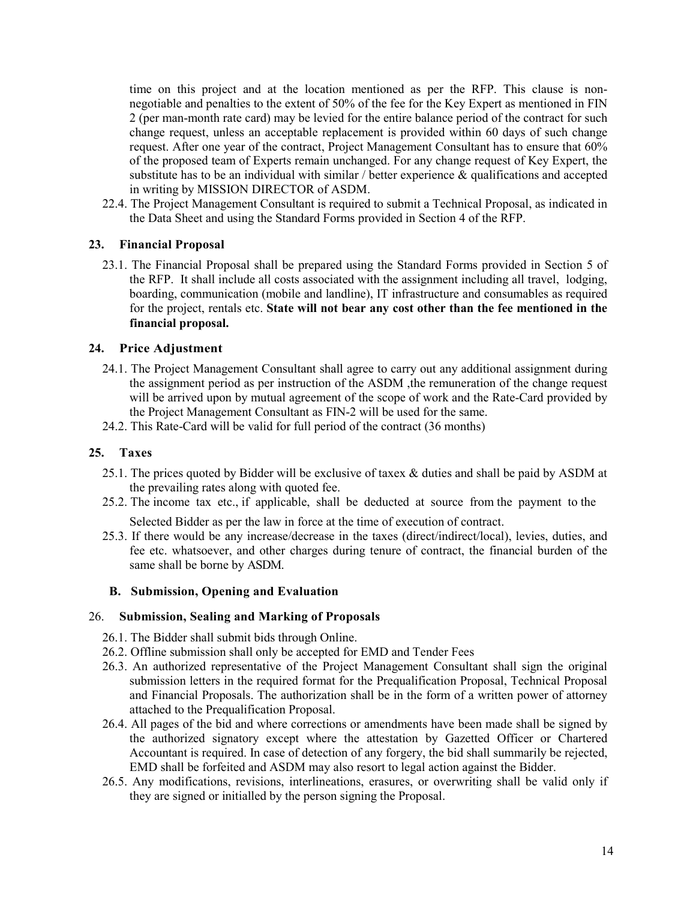time on this project and at the location mentioned as per the RFP. This clause is non-negotiable and penalties to the extent of 50% of the fee for the Key Expert as mentioned in FIN 2 (per man-month rate card) may be levied for the entire balance period of the contract for such change request, unless an acceptable replacement is provided within 60 days of such change request. After one year of the contract, Project Management Consultant has to ensure that 60% of the proposed team of Experts remain unchanged. For any change request of Key Expert, the substitute has to be an individual with similar / better experience & qualifications and accepted in writing by MISSION DIRECTOR of ASDM.

22.4. The Project Management Consultant is required to submit a Technical Proposal, as indicated in the Data Sheet and using the Standard Forms provided in Section 4 of the RFP.

### 23. Financial Proposal

23.1. The Financial Proposal shall be prepared using the Standard Forms provided in Section 5 of the RFP. It shall include all costs associated with the assignment including all travel, lodging, boarding, communication (mobile and landline), IT infrastructure and consumables as required for the project, rentals etc. **State will not bear any cost other than the fee mentioned in the financial proposal.**

### 24. Price Adjustment

24.1. The Project Management Consultant shall agree to carry out any additional assignment during the assignment period as per instruction of the ASDM ,the remuneration of the change request will be arrived upon by mutual agreement of the scope of work and the Rate-Card provided by the Project Management Consultant as FIN-2 will be used for the same.

24.2. This Rate-Card will be valid for full period of the contract (36 months)

### 25. Taxes

25.1. The prices quoted by Bidder will be exclusive of taxex & duties and shall be paid by ASDM at the prevailing rates along with quoted fee.

25.2. The income tax etc., if applicable, shall be deducted at source from the payment to the Selected Bidder as per the law in force at the time of execution of contract.

25.3. If there would be any increase/decrease in the taxes (direct/indirect/local), levies, duties, and fee etc. whatsoever, and other charges during tenure of contract, the financial burden of the same shall be borne by ASDM.

## B. Submission, Opening and Evaluation

### 26. Submission, Sealing and Marking of Proposals

26.1. The Bidder shall submit bids through Online.

26.2. Offline submission shall only be accepted for EMD and Tender Fees

26.3. An authorized representative of the Project Management Consultant shall sign the original submission letters in the required format for the Prequalification Proposal, Technical Proposal and Financial Proposals. The authorization shall be in the form of a written power of attorney attached to the Prequalification Proposal.

26.4. All pages of the bid and where corrections or amendments have been made shall be signed by the authorized signatory except where the attestation by Gazetted Officer or Chartered Accountant is required. In case of detection of any forgery, the bid shall summarily be rejected, EMD shall be forfeited and ASDM may also resort to legal action against the Bidder.

26.5. Any modifications, revisions, interlineations, erasures, or overwriting shall be valid only if they are signed or initialled by the person signing the Proposal.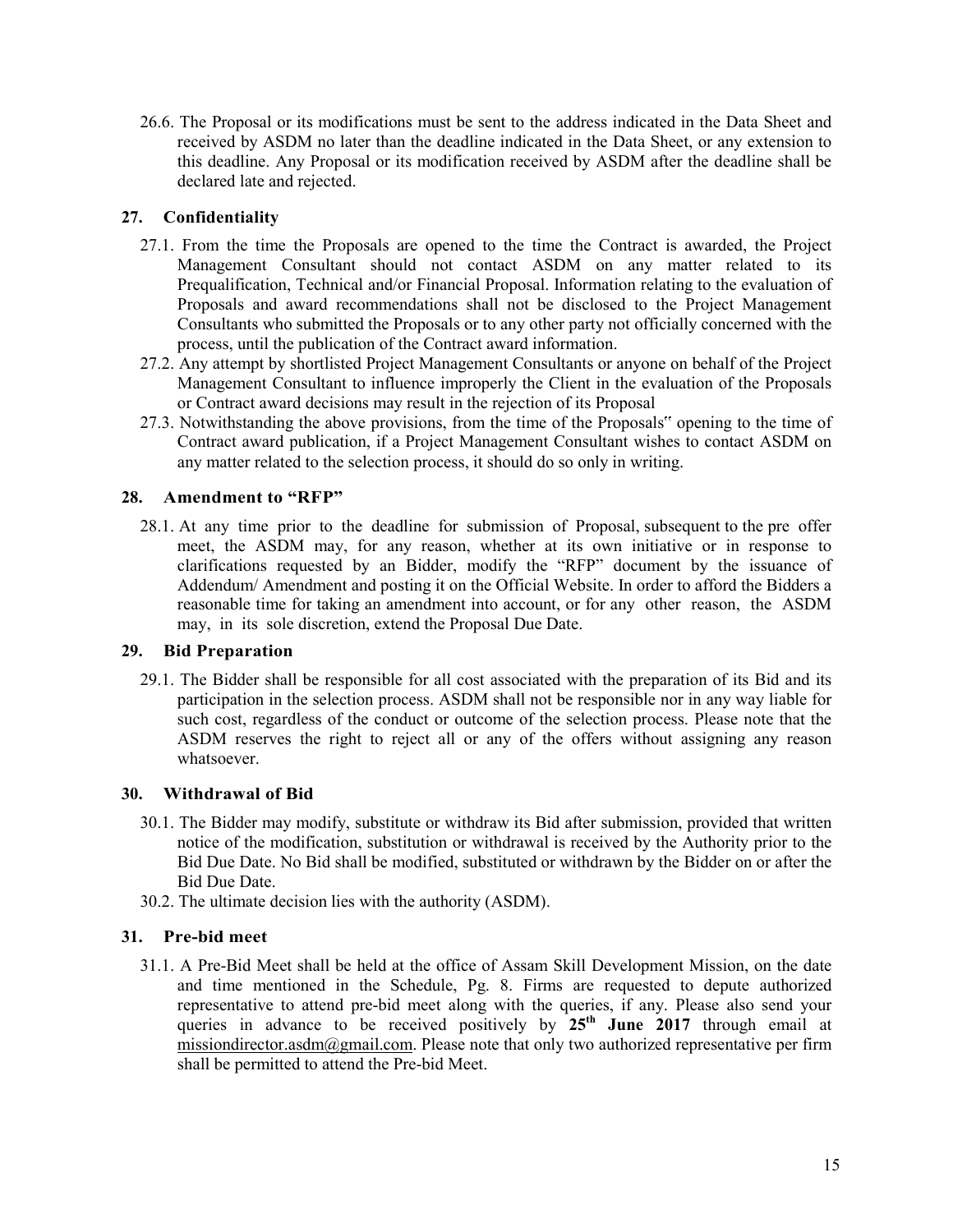26.6. The Proposal or its modifications must be sent to the address indicated in the Data Sheet and received by ASDM no later than the deadline indicated in the Data Sheet, or any extension to this deadline. Any Proposal or its modification received by ASDM after the deadline shall be declared late and rejected.

## 27. Confidentiality

27.1. From the time the Proposals are opened to the time the Contract is awarded, the Project Management Consultant should not contact ASDM on any matter related to its Prequalification, Technical and/or Financial Proposal. Information relating to the evaluation of Proposals and award recommendations shall not be disclosed to the Project Management Consultants who submitted the Proposals or to any other party not officially concerned with the process, until the publication of the Contract award information.

27.2. Any attempt by shortlisted Project Management Consultants or anyone on behalf of the Project Management Consultant to influence improperly the Client in the evaluation of the Proposals or Contract award decisions may result in the rejection of its Proposal

27.3. Notwithstanding the above provisions, from the time of the Proposals‟ opening to the time of Contract award publication, if a Project Management Consultant wishes to contact ASDM on any matter related to the selection process, it should do so only in writing.

## 28. Amendment to "RFP"

28.1. At any time prior to the deadline for submission of Proposal, subsequent to the pre offer meet, the ASDM may, for any reason, whether at its own initiative or in response to clarifications requested by an Bidder, modify the "RFP" document by the issuance of Addendum/ Amendment and posting it on the Official Website. In order to afford the Bidders a reasonable time for taking an amendment into account, or for any other reason, the ASDM may, in its sole discretion, extend the Proposal Due Date.

## 29. Bid Preparation

29.1. The Bidder shall be responsible for all cost associated with the preparation of its Bid and its participation in the selection process. ASDM shall not be responsible nor in any way liable for such cost, regardless of the conduct or outcome of the selection process. Please note that the ASDM reserves the right to reject all or any of the offers without assigning any reason whatsoever.

## 30. Withdrawal of Bid

30.1. The Bidder may modify, substitute or withdraw its Bid after submission, provided that written notice of the modification, substitution or withdrawal is received by the Authority prior to the Bid Due Date. No Bid shall be modified, substituted or withdrawn by the Bidder on or after the Bid Due Date.

30.2. The ultimate decision lies with the authority (ASDM).

## 31. Pre-bid meet

31.1. A Pre-Bid Meet shall be held at the office of Assam Skill Development Mission, on the date and time mentioned in the Schedule, Pg. 8. Firms are requested to depute authorized representative to attend pre-bid meet along with the queries, if any. Please also send your queries in advance to be received positively by **25th June 2017** through email at missiondirector.asdm@gmail.com. Please note that only two authorized representative per firm shall be permitted to attend the Pre-bid Meet.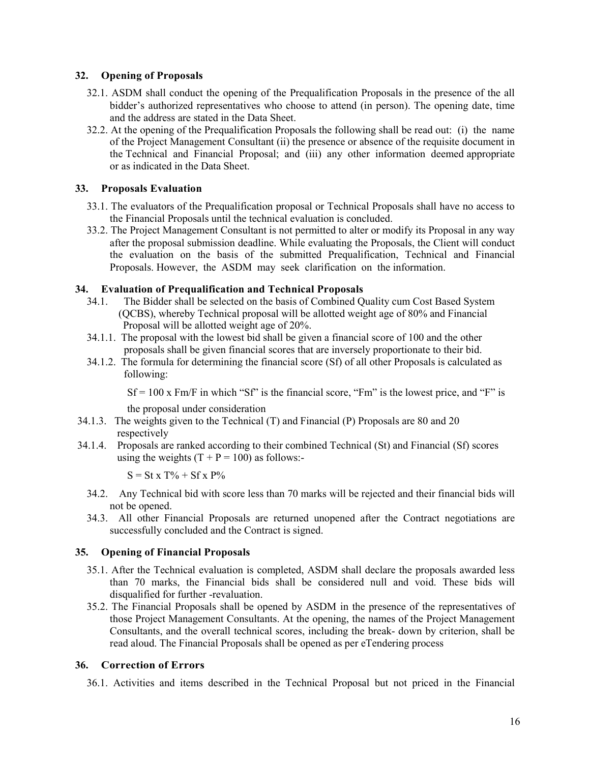## 32. Opening of Proposals

32.1. ASDM shall conduct the opening of the Prequalification Proposals in the presence of the all bidder's authorized representatives who choose to attend (in person). The opening date, time and the address are stated in the Data Sheet.

32.2. At the opening of the Prequalification Proposals the following shall be read out: (i) the name of the Project Management Consultant (ii) the presence or absence of the requisite document in the Technical and Financial Proposal; and (iii) any other information deemed appropriate or as indicated in the Data Sheet.

## 33. Proposals Evaluation

33.1. The evaluators of the Prequalification proposal or Technical Proposals shall have no access to the Financial Proposals until the technical evaluation is concluded.

33.2. The Project Management Consultant is not permitted to alter or modify its Proposal in any way after the proposal submission deadline. While evaluating the Proposals, the Client will conduct the evaluation on the basis of the submitted Prequalification, Technical and Financial Proposals. However, the ASDM may seek clarification on the information.

## 34. Evaluation of Prequalification and Technical Proposals

34.1. The Bidder shall be selected on the basis of Combined Quality cum Cost Based System (QCBS), whereby Technical proposal will be allotted weight age of 80% and Financial Proposal will be allotted weight age of 20%.

34.1.1. The proposal with the lowest bid shall be given a financial score of 100 and the other proposals shall be given financial scores that are inversely proportionate to their bid.

34.1.2. The formula for determining the financial score (Sf) of all other Proposals is calculated as following:

$Sf = 100 \times Fm/F$ in which "Sf" is the financial score, "Fm" is the lowest price, and "F" is the proposal under consideration

34.1.3. The weights given to the Technical (T) and Financial (P) Proposals are 80 and 20 respectively

34.1.4. Proposals are ranked according to their combined Technical (St) and Financial (Sf) scores using the weights ($T + P = 100$) as follows:-

$$S = St \times T\% + Sf \times P\%$$

34.2. Any Technical bid with score less than 70 marks will be rejected and their financial bids will not be opened.

34.3. All other Financial Proposals are returned unopened after the Contract negotiations are successfully concluded and the Contract is signed.

## 35. Opening of Financial Proposals

35.1. After the Technical evaluation is completed, ASDM shall declare the proposals awarded less than 70 marks, the Financial bids shall be considered null and void. These bids will disqualified for further -revaluation.

35.2. The Financial Proposals shall be opened by ASDM in the presence of the representatives of those Project Management Consultants. At the opening, the names of the Project Management Consultants, and the overall technical scores, including the break- down by criterion, shall be read aloud. The Financial Proposals shall be opened as per eTendering process

## 36. Correction of Errors

36.1. Activities and items described in the Technical Proposal but not priced in the Financial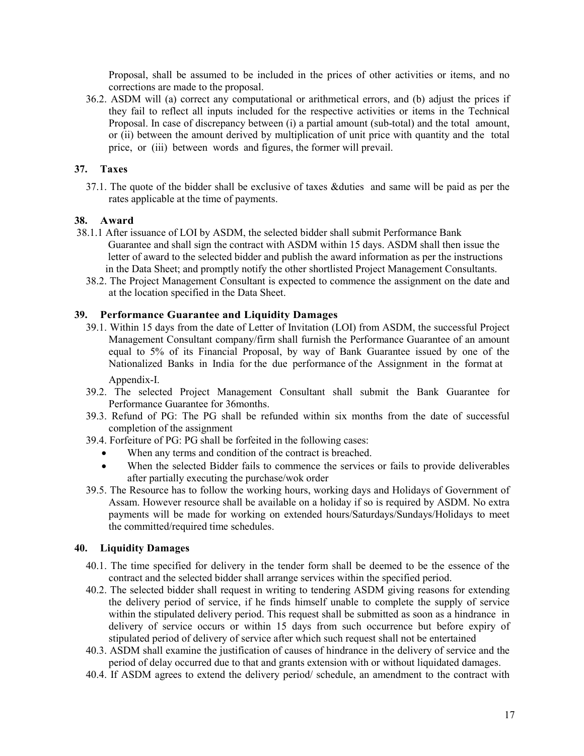Proposal, shall be assumed to be included in the prices of other activities or items, and no corrections are made to the proposal.

36.2. ASDM will (a) correct any computational or arithmetical errors, and (b) adjust the prices if they fail to reflect all inputs included for the respective activities or items in the Technical Proposal. In case of discrepancy between (i) a partial amount (sub-total) and the total amount, or (ii) between the amount derived by multiplication of unit price with quantity and the total price, or (iii) between words and figures, the former will prevail.

## 37. Taxes

37.1. The quote of the bidder shall be exclusive of taxes &duties and same will be paid as per the rates applicable at the time of payments.

## 38. Award

38.1.1 After issuance of LOI by ASDM, the selected bidder shall submit Performance Bank Guarantee and shall sign the contract with ASDM within 15 days. ASDM shall then issue the letter of award to the selected bidder and publish the award information as per the instructions in the Data Sheet; and promptly notify the other shortlisted Project Management Consultants.

38.2. The Project Management Consultant is expected to commence the assignment on the date and at the location specified in the Data Sheet.

## 39. Performance Guarantee and Liquidity Damages

39.1. Within 15 days from the date of Letter of Invitation (LOI) from ASDM, the successful Project Management Consultant company/firm shall furnish the Performance Guarantee of an amount equal to 5% of its Financial Proposal, by way of Bank Guarantee issued by one of the Nationalized Banks in India for the due performance of the Assignment in the format at Appendix-I.

39.2. The selected Project Management Consultant shall submit the Bank Guarantee for Performance Guarantee for 36months.

39.3. Refund of PG: The PG shall be refunded within six months from the date of successful completion of the assignment

39.4. Forfeiture of PG: PG shall be forfeited in the following cases:

- When any terms and condition of the contract is breached.
- When the selected Bidder fails to commence the services or fails to provide deliverables after partially executing the purchase/wok order

39.5. The Resource has to follow the working hours, working days and Holidays of Government of Assam. However resource shall be available on a holiday if so is required by ASDM. No extra payments will be made for working on extended hours/Saturdays/Sundays/Holidays to meet the committed/required time schedules.

## 40. Liquidity Damages

40.1. The time specified for delivery in the tender form shall be deemed to be the essence of the contract and the selected bidder shall arrange services within the specified period.

40.2. The selected bidder shall request in writing to tendering ASDM giving reasons for extending the delivery period of service, if he finds himself unable to complete the supply of service within the stipulated delivery period. This request shall be submitted as soon as a hindrance in delivery of service occurs or within 15 days from such occurrence but before expiry of stipulated period of delivery of service after which such request shall not be entertained

40.3. ASDM shall examine the justification of causes of hindrance in the delivery of service and the period of delay occurred due to that and grants extension with or without liquidated damages.

40.4. If ASDM agrees to extend the delivery period/ schedule, an amendment to the contract with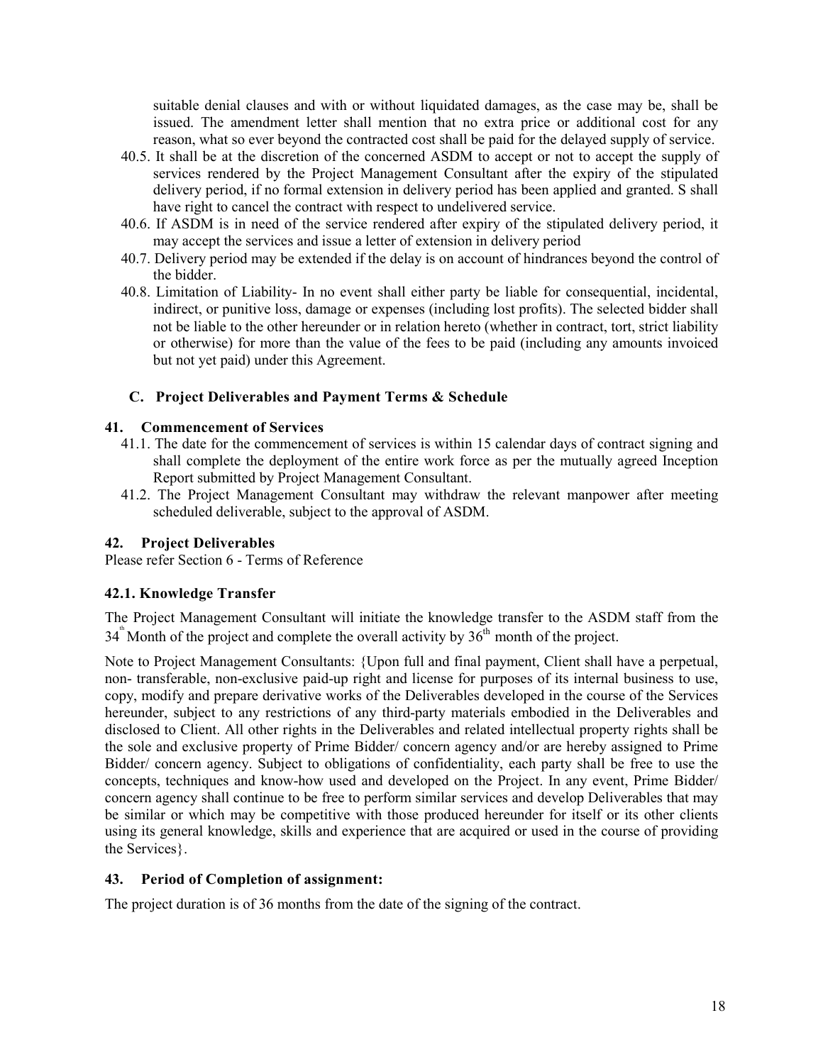suitable denial clauses and with or without liquidated damages, as the case may be, shall be issued. The amendment letter shall mention that no extra price or additional cost for any reason, what so ever beyond the contracted cost shall be paid for the delayed supply of service.

40.5. It shall be at the discretion of the concerned ASDM to accept or not to accept the supply of services rendered by the Project Management Consultant after the expiry of the stipulated delivery period, if no formal extension in delivery period has been applied and granted. S shall have right to cancel the contract with respect to undelivered service.

40.6. If ASDM is in need of the service rendered after expiry of the stipulated delivery period, it may accept the services and issue a letter of extension in delivery period

40.7. Delivery period may be extended if the delay is on account of hindrances beyond the control of the bidder.

40.8. Limitation of Liability- In no event shall either party be liable for consequential, incidental, indirect, or punitive loss, damage or expenses (including lost profits). The selected bidder shall not be liable to the other hereunder or in relation hereto (whether in contract, tort, strict liability or otherwise) for more than the value of the fees to be paid (including any amounts invoiced but not yet paid) under this Agreement.

## C. Project Deliverables and Payment Terms & Schedule

### 41. Commencement of Services

41.1. The date for the commencement of services is within 15 calendar days of contract signing and shall complete the deployment of the entire work force as per the mutually agreed Inception Report submitted by Project Management Consultant.

41.2. The Project Management Consultant may withdraw the relevant manpower after meeting scheduled deliverable, subject to the approval of ASDM.

### 42. Project Deliverables

Please refer Section 6 - Terms of Reference

### 42.1. Knowledge Transfer

The Project Management Consultant will initiate the knowledge transfer to the ASDM staff from the 34th Month of the project and complete the overall activity by 36th month of the project.

Note to Project Management Consultants: {Upon full and final payment, Client shall have a perpetual, non- transferable, non-exclusive paid-up right and license for purposes of its internal business to use, copy, modify and prepare derivative works of the Deliverables developed in the course of the Services hereunder, subject to any restrictions of any third-party materials embodied in the Deliverables and disclosed to Client. All other rights in the Deliverables and related intellectual property rights shall be the sole and exclusive property of Prime Bidder/ concern agency and/or are hereby assigned to Prime Bidder/ concern agency. Subject to obligations of confidentiality, each party shall be free to use the concepts, techniques and know-how used and developed on the Project. In any event, Prime Bidder/ concern agency shall continue to be free to perform similar services and develop Deliverables that may be similar or which may be competitive with those produced hereunder for itself or its other clients using its general knowledge, skills and experience that are acquired or used in the course of providing the Services}.

### 43. Period of Completion of assignment:

The project duration is of 36 months from the date of the signing of the contract.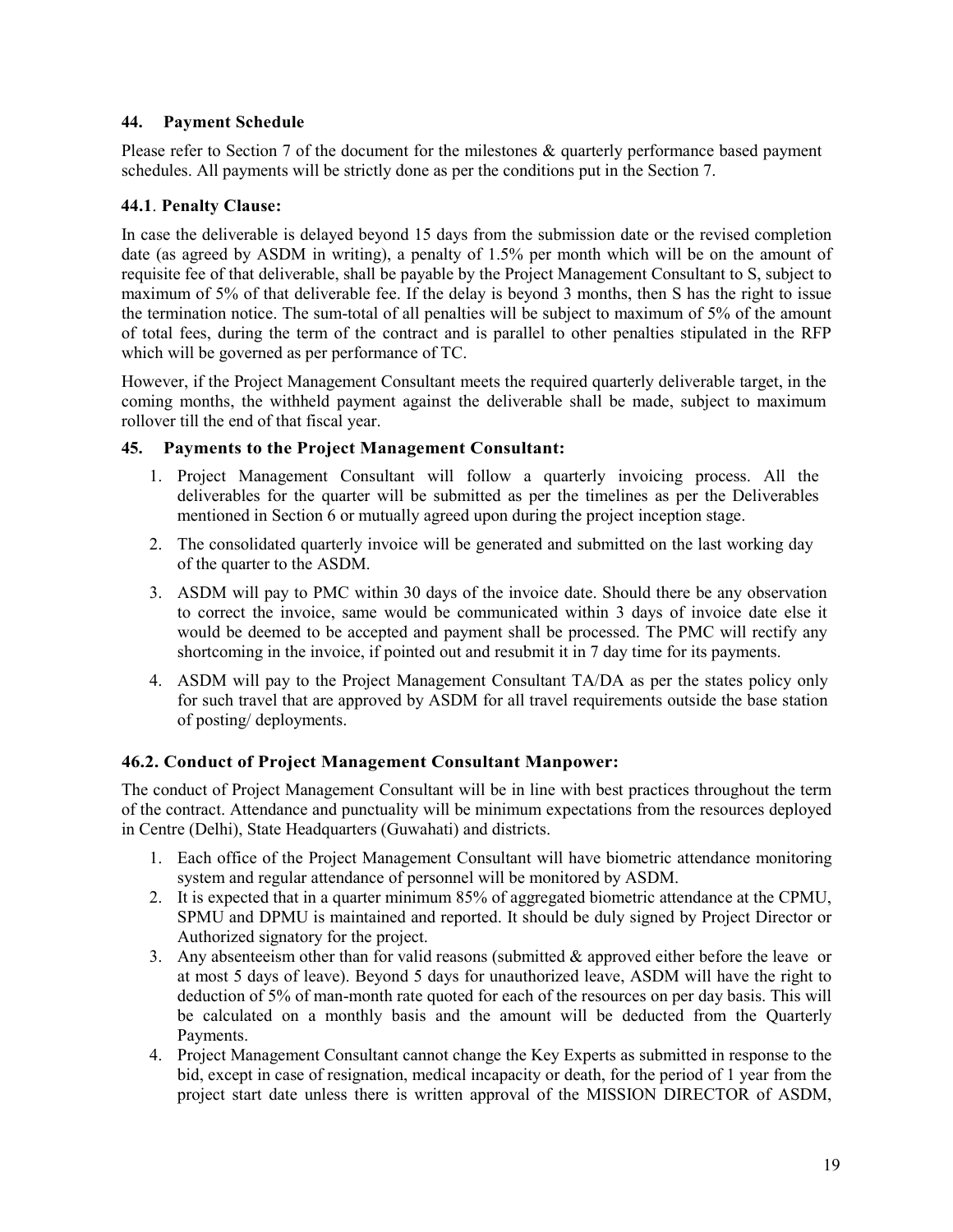### 44. Payment Schedule

Please refer to Section 7 of the document for the milestones & quarterly performance based payment schedules. All payments will be strictly done as per the conditions put in the Section 7.

#### 44.1. Penalty Clause:

In case the deliverable is delayed beyond 15 days from the submission date or the revised completion date (as agreed by ASDM in writing), a penalty of 1.5% per month which will be on the amount of requisite fee of that deliverable, shall be payable by the Project Management Consultant to S, subject to maximum of 5% of that deliverable fee. If the delay is beyond 3 months, then S has the right to issue the termination notice. The sum-total of all penalties will be subject to maximum of 5% of the amount of total fees, during the term of the contract and is parallel to other penalties stipulated in the RFP which will be governed as per performance of TC.

However, if the Project Management Consultant meets the required quarterly deliverable target, in the coming months, the withheld payment against the deliverable shall be made, subject to maximum rollover till the end of that fiscal year.

### 45. Payments to the Project Management Consultant:

1. Project Management Consultant will follow a quarterly invoicing process. All the deliverables for the quarter will be submitted as per the timelines as per the Deliverables mentioned in Section 6 or mutually agreed upon during the project inception stage.
2. The consolidated quarterly invoice will be generated and submitted on the last working day of the quarter to the ASDM.
3. ASDM will pay to PMC within 30 days of the invoice date. Should there be any observation to correct the invoice, same would be communicated within 3 days of invoice date else it would be deemed to be accepted and payment shall be processed. The PMC will rectify any shortcoming in the invoice, if pointed out and resubmit it in 7 day time for its payments.
4. ASDM will pay to the Project Management Consultant TA/DA as per the states policy only for such travel that are approved by ASDM for all travel requirements outside the base station of posting/ deployments.

#### 46.2. Conduct of Project Management Consultant Manpower:

The conduct of Project Management Consultant will be in line with best practices throughout the term of the contract. Attendance and punctuality will be minimum expectations from the resources deployed in Centre (Delhi), State Headquarters (Guwahati) and districts.

1. Each office of the Project Management Consultant will have biometric attendance monitoring system and regular attendance of personnel will be monitored by ASDM.
2. It is expected that in a quarter minimum 85% of aggregated biometric attendance at the CPMU, SPMU and DPMU is maintained and reported. It should be duly signed by Project Director or Authorized signatory for the project.
3. Any absenteeism other than for valid reasons (submitted & approved either before the leave or at most 5 days of leave). Beyond 5 days for unauthorized leave, ASDM will have the right to deduction of 5% of man-month rate quoted for each of the resources on per day basis. This will be calculated on a monthly basis and the amount will be deducted from the Quarterly Payments.
4. Project Management Consultant cannot change the Key Experts as submitted in response to the bid, except in case of resignation, medical incapacity or death, for the period of 1 year from the project start date unless there is written approval of the MISSION DIRECTOR of ASDM,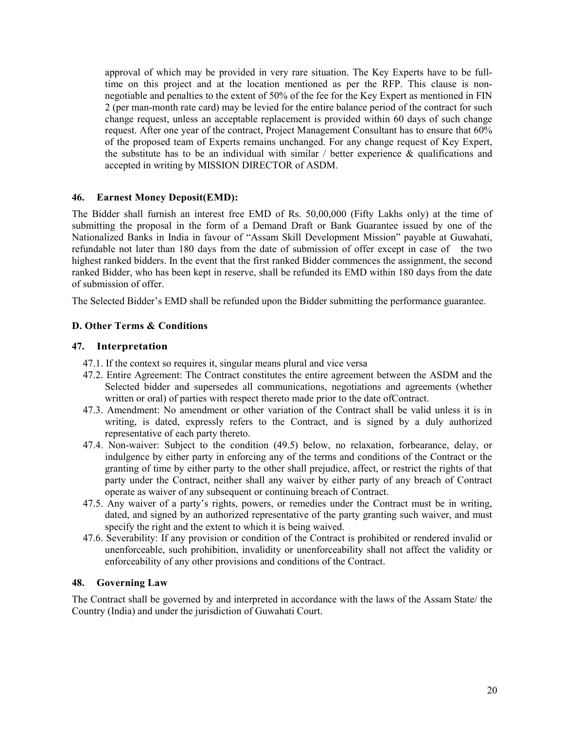approval of which may be provided in very rare situation. The Key Experts have to be full-time on this project and at the location mentioned as per the RFP. This clause is non-negotiable and penalties to the extent of 50% of the fee for the Key Expert as mentioned in FIN 2 (per man-month rate card) may be levied for the entire balance period of the contract for such change request, unless an acceptable replacement is provided within 60 days of such change request. After one year of the contract, Project Management Consultant has to ensure that 60% of the proposed team of Experts remains unchanged. For any change request of Key Expert, the substitute has to be an individual with similar / better experience & qualifications and accepted in writing by MISSION DIRECTOR of ASDM.

### 46. Earnest Money Deposit(EMD):

The Bidder shall furnish an interest free EMD of Rs. 50,00,000 (Fifty Lakhs only) at the time of submitting the proposal in the form of a Demand Draft or Bank Guarantee issued by one of the Nationalized Banks in India in favour of "Assam Skill Development Mission" payable at Guwahati, refundable not later than 180 days from the date of submission of offer except in case of the two highest ranked bidders. In the event that the first ranked Bidder commences the assignment, the second ranked Bidder, who has been kept in reserve, shall be refunded its EMD within 180 days from the date of submission of offer.

The Selected Bidder's EMD shall be refunded upon the Bidder submitting the performance guarantee.

## D. Other Terms & Conditions

### 47. Interpretation

47.1. If the context so requires it, singular means plural and vice versa

47.2. Entire Agreement: The Contract constitutes the entire agreement between the ASDM and the Selected bidder and supersedes all communications, negotiations and agreements (whether written or oral) of parties with respect thereto made prior to the date ofContract.

47.3. Amendment: No amendment or other variation of the Contract shall be valid unless it is in writing, is dated, expressly refers to the Contract, and is signed by a duly authorized representative of each party thereto.

47.4. Non-waiver: Subject to the condition (49.5) below, no relaxation, forbearance, delay, or indulgence by either party in enforcing any of the terms and conditions of the Contract or the granting of time by either party to the other shall prejudice, affect, or restrict the rights of that party under the Contract, neither shall any waiver by either party of any breach of Contract operate as waiver of any subsequent or continuing breach of Contract.

47.5. Any waiver of a party's rights, powers, or remedies under the Contract must be in writing, dated, and signed by an authorized representative of the party granting such waiver, and must specify the right and the extent to which it is being waived.

47.6. Severability: If any provision or condition of the Contract is prohibited or rendered invalid or unenforceable, such prohibition, invalidity or unenforceability shall not affect the validity or enforceability of any other provisions and conditions of the Contract.

### 48. Governing Law

The Contract shall be governed by and interpreted in accordance with the laws of the Assam State/ the Country (India) and under the jurisdiction of Guwahati Court.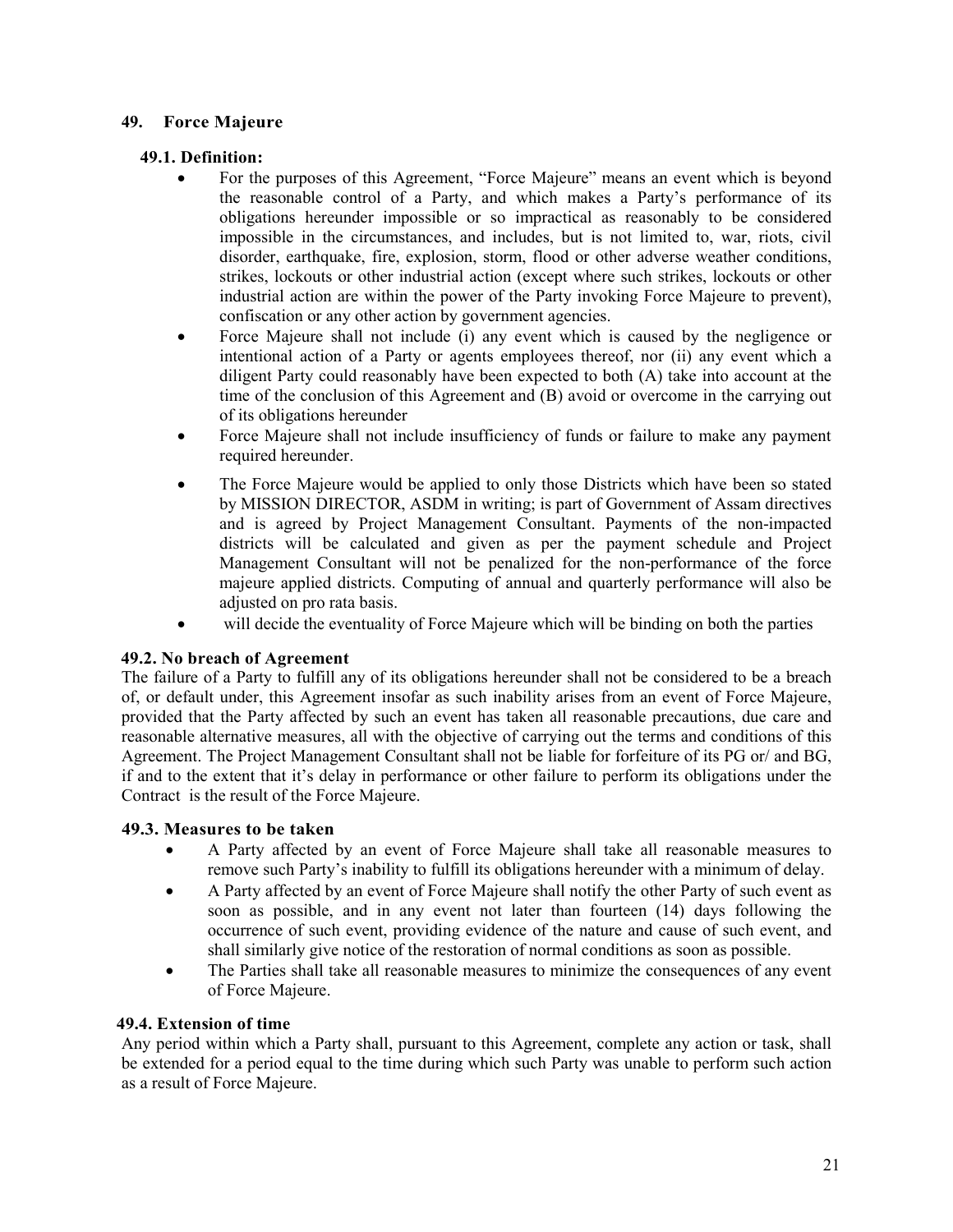## 49. Force Majeure

### 49.1. Definition:

- For the purposes of this Agreement, "Force Majeure" means an event which is beyond the reasonable control of a Party, and which makes a Party's performance of its obligations hereunder impossible or so impractical as reasonably to be considered impossible in the circumstances, and includes, but is not limited to, war, riots, civil disorder, earthquake, fire, explosion, storm, flood or other adverse weather conditions, strikes, lockouts or other industrial action (except where such strikes, lockouts or other industrial action are within the power of the Party invoking Force Majeure to prevent), confiscation or any other action by government agencies.
- Force Majeure shall not include (i) any event which is caused by the negligence or intentional action of a Party or agents employees thereof, nor (ii) any event which a diligent Party could reasonably have been expected to both (A) take into account at the time of the conclusion of this Agreement and (B) avoid or overcome in the carrying out of its obligations hereunder
- Force Majeure shall not include insufficiency of funds or failure to make any payment required hereunder.
- The Force Majeure would be applied to only those Districts which have been so stated by MISSION DIRECTOR, ASDM in writing; is part of Government of Assam directives and is agreed by Project Management Consultant. Payments of the non-impacted districts will be calculated and given as per the payment schedule and Project Management Consultant will not be penalized for the non-performance of the force majeure applied districts. Computing of annual and quarterly performance will also be adjusted on pro rata basis.
- will decide the eventuality of Force Majeure which will be binding on both the parties

### 49.2. No breach of Agreement

The failure of a Party to fulfill any of its obligations hereunder shall not be considered to be a breach of, or default under, this Agreement insofar as such inability arises from an event of Force Majeure, provided that the Party affected by such an event has taken all reasonable precautions, due care and reasonable alternative measures, all with the objective of carrying out the terms and conditions of this Agreement. The Project Management Consultant shall not be liable for forfeiture of its PG or/ and BG, if and to the extent that it's delay in performance or other failure to perform its obligations under the Contract is the result of the Force Majeure.

### 49.3. Measures to be taken

- A Party affected by an event of Force Majeure shall take all reasonable measures to remove such Party's inability to fulfill its obligations hereunder with a minimum of delay.
- A Party affected by an event of Force Majeure shall notify the other Party of such event as soon as possible, and in any event not later than fourteen (14) days following the occurrence of such event, providing evidence of the nature and cause of such event, and shall similarly give notice of the restoration of normal conditions as soon as possible.
- The Parties shall take all reasonable measures to minimize the consequences of any event of Force Majeure.

### 49.4. Extension of time

Any period within which a Party shall, pursuant to this Agreement, complete any action or task, shall be extended for a period equal to the time during which such Party was unable to perform such action as a result of Force Majeure.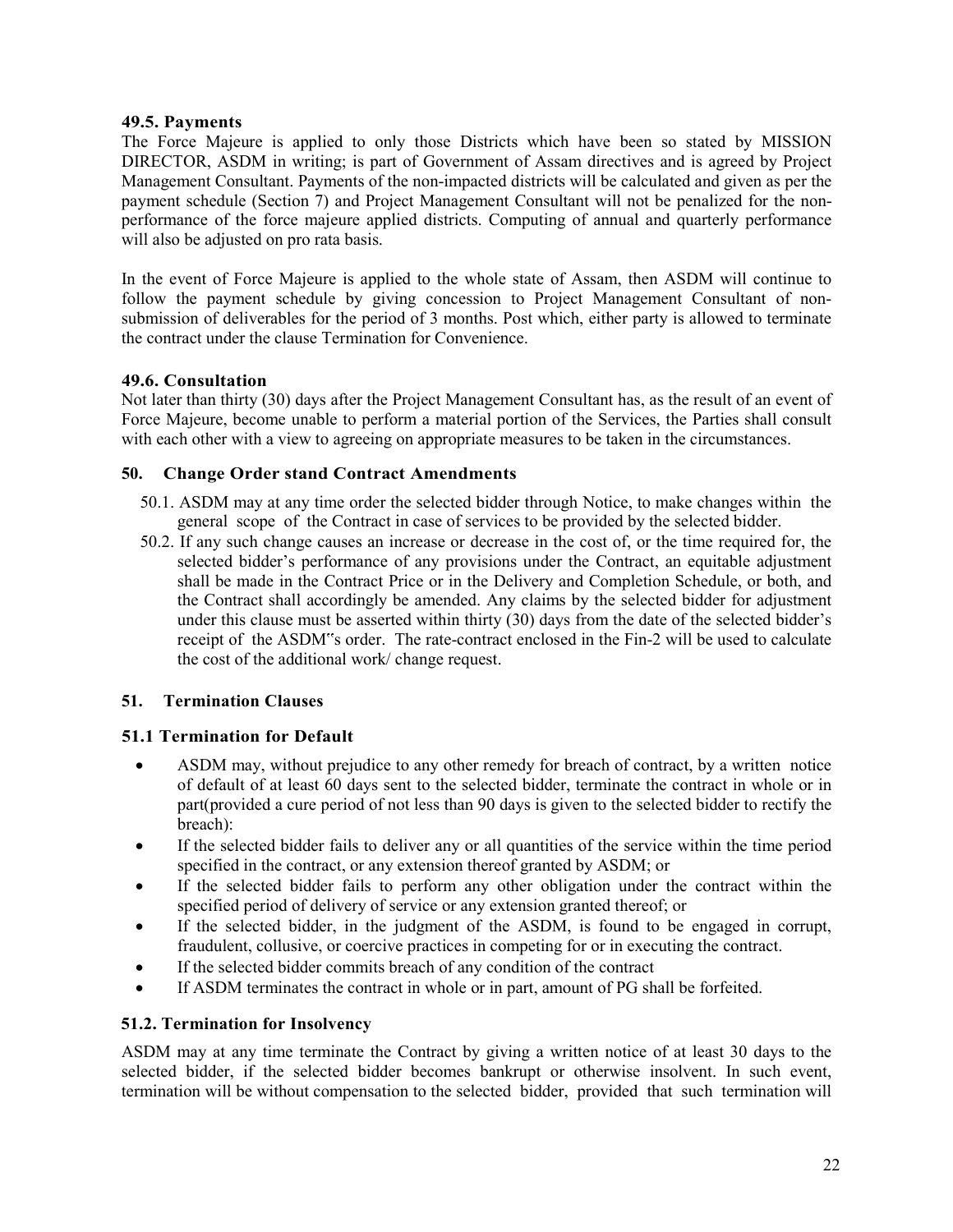### 49.5. Payments

The Force Majeure is applied to only those Districts which have been so stated by MISSION DIRECTOR, ASDM in writing; is part of Government of Assam directives and is agreed by Project Management Consultant. Payments of the non-impacted districts will be calculated and given as per the payment schedule (Section 7) and Project Management Consultant will not be penalized for the non-performance of the force majeure applied districts. Computing of annual and quarterly performance will also be adjusted on pro rata basis.

In the event of Force Majeure is applied to the whole state of Assam, then ASDM will continue to follow the payment schedule by giving concession to Project Management Consultant of non-submission of deliverables for the period of 3 months. Post which, either party is allowed to terminate the contract under the clause Termination for Convenience.

### 49.6. Consultation

Not later than thirty (30) days after the Project Management Consultant has, as the result of an event of Force Majeure, become unable to perform a material portion of the Services, the Parties shall consult with each other with a view to agreeing on appropriate measures to be taken in the circumstances.

## 50. Change Order stand Contract Amendments

50.1. ASDM may at any time order the selected bidder through Notice, to make changes within the general scope of the Contract in case of services to be provided by the selected bidder.

50.2. If any such change causes an increase or decrease in the cost of, or the time required for, the selected bidder's performance of any provisions under the Contract, an equitable adjustment shall be made in the Contract Price or in the Delivery and Completion Schedule, or both, and the Contract shall accordingly be amended. Any claims by the selected bidder for adjustment under this clause must be asserted within thirty (30) days from the date of the selected bidder's receipt of the ASDM"s order. The rate-contract enclosed in the Fin-2 will be used to calculate the cost of the additional work/ change request.

## 51. Termination Clauses

### 51.1 Termination for Default

- ASDM may, without prejudice to any other remedy for breach of contract, by a written notice of default of at least 60 days sent to the selected bidder, terminate the contract in whole or in part(provided a cure period of not less than 90 days is given to the selected bidder to rectify the breach):
- If the selected bidder fails to deliver any or all quantities of the service within the time period specified in the contract, or any extension thereof granted by ASDM; or
- If the selected bidder fails to perform any other obligation under the contract within the specified period of delivery of service or any extension granted thereof; or
- If the selected bidder, in the judgment of the ASDM, is found to be engaged in corrupt, fraudulent, collusive, or coercive practices in competing for or in executing the contract.
- If the selected bidder commits breach of any condition of the contract
- If ASDM terminates the contract in whole or in part, amount of PG shall be forfeited.

### 51.2. Termination for Insolvency

ASDM may at any time terminate the Contract by giving a written notice of at least 30 days to the selected bidder, if the selected bidder becomes bankrupt or otherwise insolvent. In such event, termination will be without compensation to the selected bidder, provided that such termination will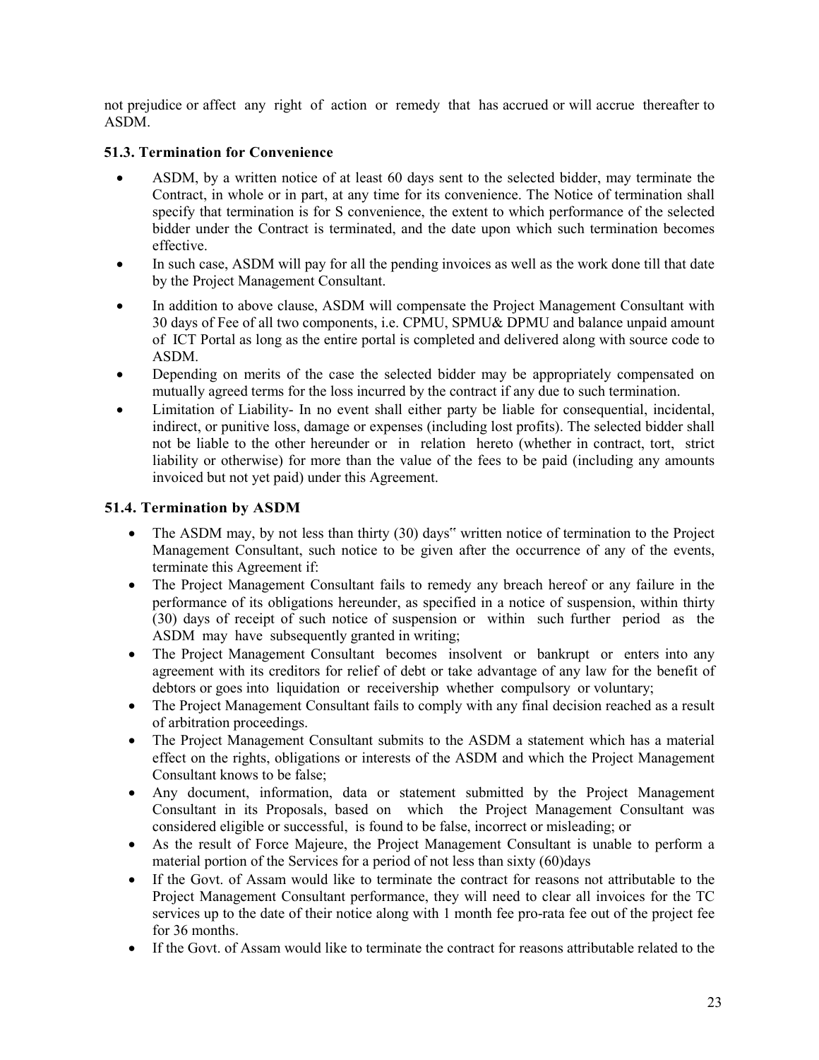not prejudice or affect any right of action or remedy that has accrued or will accrue thereafter to ASDM.

### 51.3. Termination for Convenience

- ASDM, by a written notice of at least 60 days sent to the selected bidder, may terminate the Contract, in whole or in part, at any time for its convenience. The Notice of termination shall specify that termination is for S convenience, the extent to which performance of the selected bidder under the Contract is terminated, and the date upon which such termination becomes effective.
- In such case, ASDM will pay for all the pending invoices as well as the work done till that date by the Project Management Consultant.
- In addition to above clause, ASDM will compensate the Project Management Consultant with 30 days of Fee of all two components, i.e. CPMU, SPMU& DPMU and balance unpaid amount of ICT Portal as long as the entire portal is completed and delivered along with source code to ASDM.
- Depending on merits of the case the selected bidder may be appropriately compensated on mutually agreed terms for the loss incurred by the contract if any due to such termination.
- Limitation of Liability- In no event shall either party be liable for consequential, incidental, indirect, or punitive loss, damage or expenses (including lost profits). The selected bidder shall not be liable to the other hereunder or in relation hereto (whether in contract, tort, strict liability or otherwise) for more than the value of the fees to be paid (including any amounts invoiced but not yet paid) under this Agreement.

### 51.4. Termination by ASDM

- The ASDM may, by not less than thirty (30) days" written notice of termination to the Project Management Consultant, such notice to be given after the occurrence of any of the events, terminate this Agreement if:
- The Project Management Consultant fails to remedy any breach hereof or any failure in the performance of its obligations hereunder, as specified in a notice of suspension, within thirty (30) days of receipt of such notice of suspension or within such further period as the ASDM may have subsequently granted in writing;
- The Project Management Consultant becomes insolvent or bankrupt or enters into any agreement with its creditors for relief of debt or take advantage of any law for the benefit of debtors or goes into liquidation or receivership whether compulsory or voluntary;
- The Project Management Consultant fails to comply with any final decision reached as a result of arbitration proceedings.
- The Project Management Consultant submits to the ASDM a statement which has a material effect on the rights, obligations or interests of the ASDM and which the Project Management Consultant knows to be false;
- Any document, information, data or statement submitted by the Project Management Consultant in its Proposals, based on which the Project Management Consultant was considered eligible or successful, is found to be false, incorrect or misleading; or
- As the result of Force Majeure, the Project Management Consultant is unable to perform a material portion of the Services for a period of not less than sixty (60)days
- If the Govt. of Assam would like to terminate the contract for reasons not attributable to the Project Management Consultant performance, they will need to clear all invoices for the TC services up to the date of their notice along with 1 month fee pro-rata fee out of the project fee for 36 months.
- If the Govt. of Assam would like to terminate the contract for reasons attributable related to the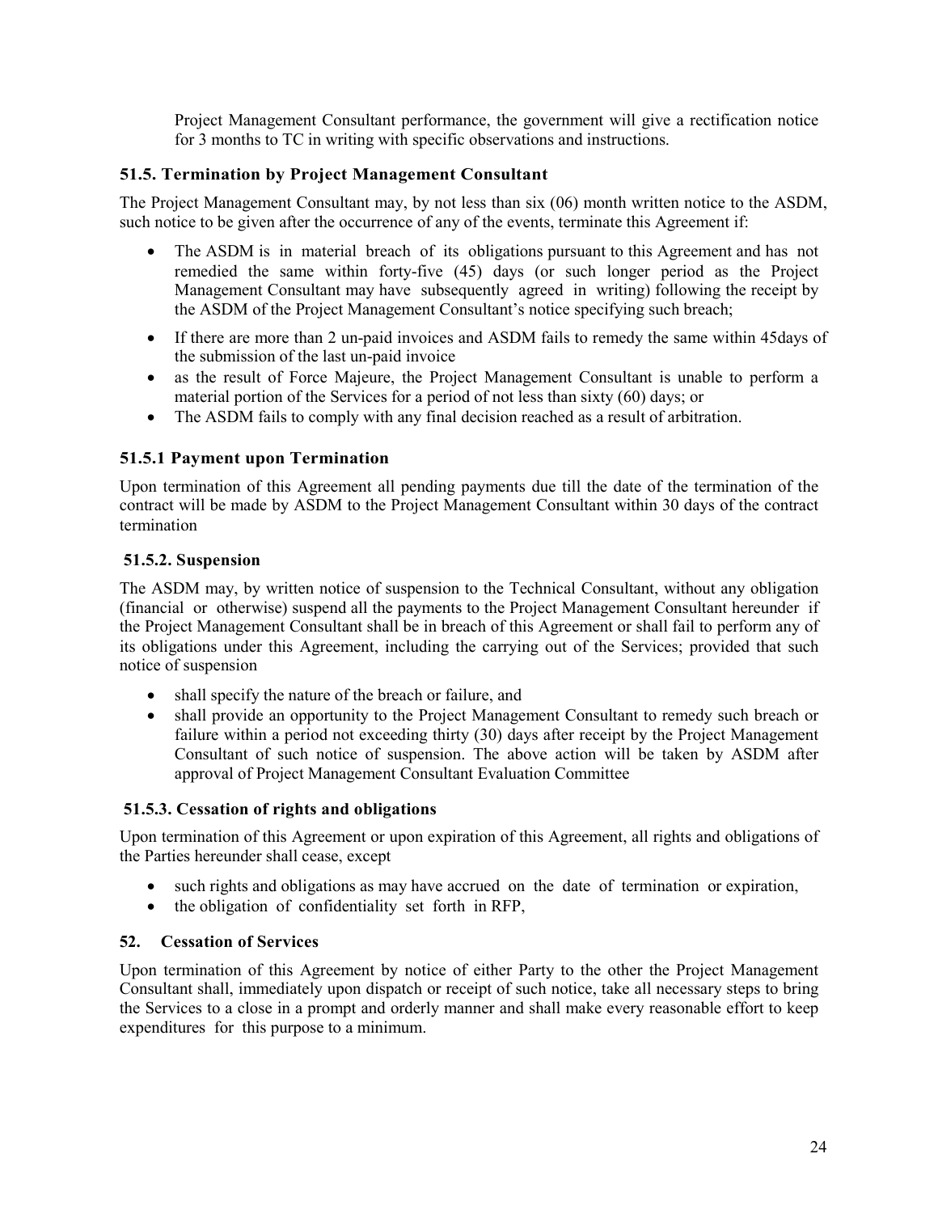Project Management Consultant performance, the government will give a rectification notice for 3 months to TC in writing with specific observations and instructions.

### 51.5. Termination by Project Management Consultant

The Project Management Consultant may, by not less than six (06) month written notice to the ASDM, such notice to be given after the occurrence of any of the events, terminate this Agreement if:

- The ASDM is in material breach of its obligations pursuant to this Agreement and has not remedied the same within forty-five (45) days (or such longer period as the Project Management Consultant may have subsequently agreed in writing) following the receipt by the ASDM of the Project Management Consultant's notice specifying such breach;
- If there are more than 2 un-paid invoices and ASDM fails to remedy the same within 45days of the submission of the last un-paid invoice
- as the result of Force Majeure, the Project Management Consultant is unable to perform a material portion of the Services for a period of not less than sixty (60) days; or
- The ASDM fails to comply with any final decision reached as a result of arbitration.

### 51.5.1 Payment upon Termination

Upon termination of this Agreement all pending payments due till the date of the termination of the contract will be made by ASDM to the Project Management Consultant within 30 days of the contract termination

### 51.5.2. Suspension

The ASDM may, by written notice of suspension to the Technical Consultant, without any obligation (financial or otherwise) suspend all the payments to the Project Management Consultant hereunder if the Project Management Consultant shall be in breach of this Agreement or shall fail to perform any of its obligations under this Agreement, including the carrying out of the Services; provided that such notice of suspension

- shall specify the nature of the breach or failure, and
- shall provide an opportunity to the Project Management Consultant to remedy such breach or failure within a period not exceeding thirty (30) days after receipt by the Project Management Consultant of such notice of suspension. The above action will be taken by ASDM after approval of Project Management Consultant Evaluation Committee

### 51.5.3. Cessation of rights and obligations

Upon termination of this Agreement or upon expiration of this Agreement, all rights and obligations of the Parties hereunder shall cease, except

- such rights and obligations as may have accrued on the date of termination or expiration,
- the obligation of confidentiality set forth in RFP,

## 52. Cessation of Services

Upon termination of this Agreement by notice of either Party to the other the Project Management Consultant shall, immediately upon dispatch or receipt of such notice, take all necessary steps to bring the Services to a close in a prompt and orderly manner and shall make every reasonable effort to keep expenditures for this purpose to a minimum.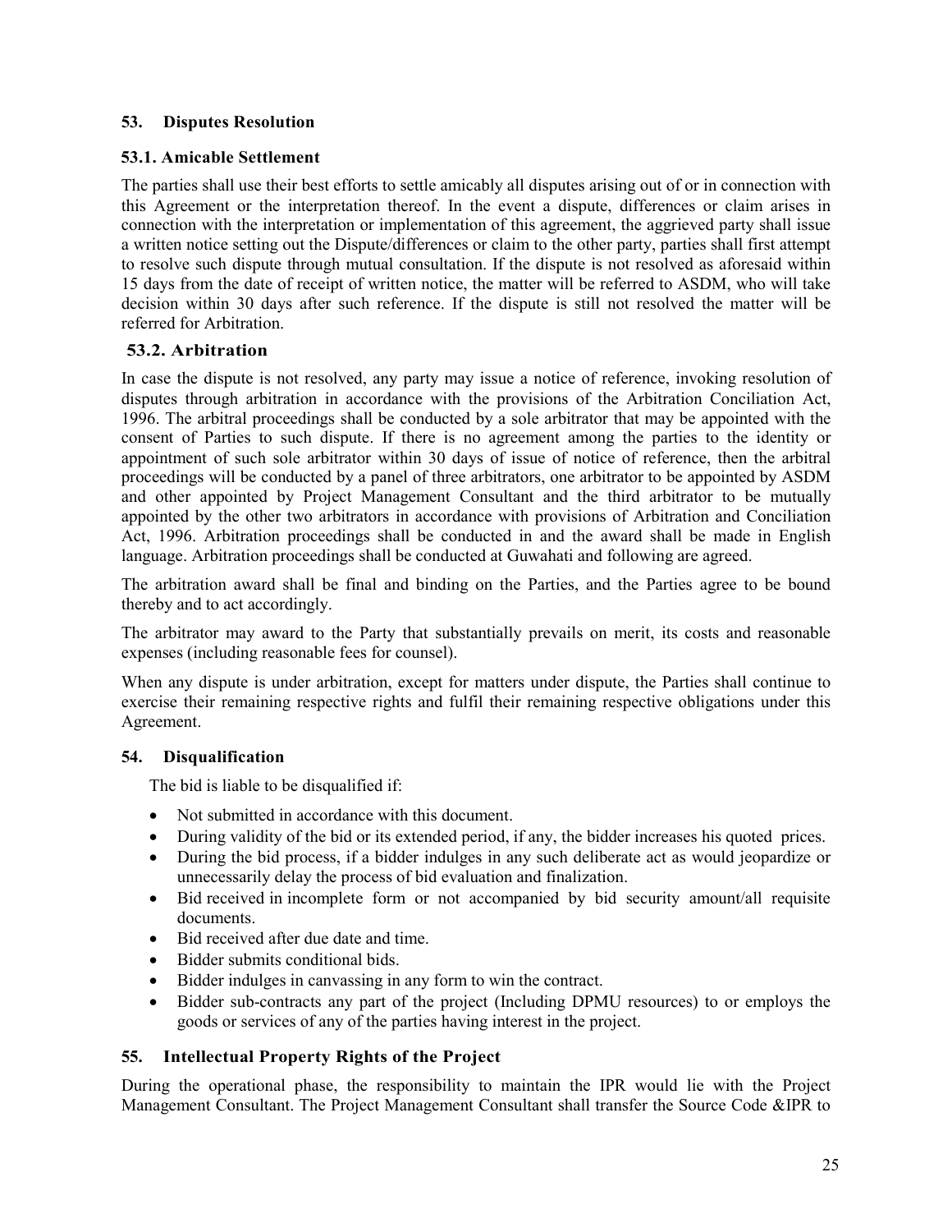## 53. Disputes Resolution

### 53.1. Amicable Settlement

The parties shall use their best efforts to settle amicably all disputes arising out of or in connection with this Agreement or the interpretation thereof. In the event a dispute, differences or claim arises in connection with the interpretation or implementation of this agreement, the aggrieved party shall issue a written notice setting out the Dispute/differences or claim to the other party, parties shall first attempt to resolve such dispute through mutual consultation. If the dispute is not resolved as aforesaid within 15 days from the date of receipt of written notice, the matter will be referred to ASDM, who will take decision within 30 days after such reference. If the dispute is still not resolved the matter will be referred for Arbitration.

### 53.2. Arbitration

In case the dispute is not resolved, any party may issue a notice of reference, invoking resolution of disputes through arbitration in accordance with the provisions of the Arbitration Conciliation Act, 1996. The arbitral proceedings shall be conducted by a sole arbitrator that may be appointed with the consent of Parties to such dispute. If there is no agreement among the parties to the identity or appointment of such sole arbitrator within 30 days of issue of notice of reference, then the arbitral proceedings will be conducted by a panel of three arbitrators, one arbitrator to be appointed by ASDM and other appointed by Project Management Consultant and the third arbitrator to be mutually appointed by the other two arbitrators in accordance with provisions of Arbitration and Conciliation Act, 1996. Arbitration proceedings shall be conducted in and the award shall be made in English language. Arbitration proceedings shall be conducted at Guwahati and following are agreed.

The arbitration award shall be final and binding on the Parties, and the Parties agree to be bound thereby and to act accordingly.

The arbitrator may award to the Party that substantially prevails on merit, its costs and reasonable expenses (including reasonable fees for counsel).

When any dispute is under arbitration, except for matters under dispute, the Parties shall continue to exercise their remaining respective rights and fulfil their remaining respective obligations under this Agreement.

## 54. Disqualification

The bid is liable to be disqualified if:

- Not submitted in accordance with this document.
- During validity of the bid or its extended period, if any, the bidder increases his quoted prices.
- During the bid process, if a bidder indulges in any such deliberate act as would jeopardize or unnecessarily delay the process of bid evaluation and finalization.
- Bid received in incomplete form or not accompanied by bid security amount/all requisite documents.
- Bid received after due date and time.
- Bidder submits conditional bids.
- Bidder indulges in canvassing in any form to win the contract.
- Bidder sub-contracts any part of the project (Including DPMU resources) to or employs the goods or services of any of the parties having interest in the project.

## 55. Intellectual Property Rights of the Project

During the operational phase, the responsibility to maintain the IPR would lie with the Project Management Consultant. The Project Management Consultant shall transfer the Source Code &IPR to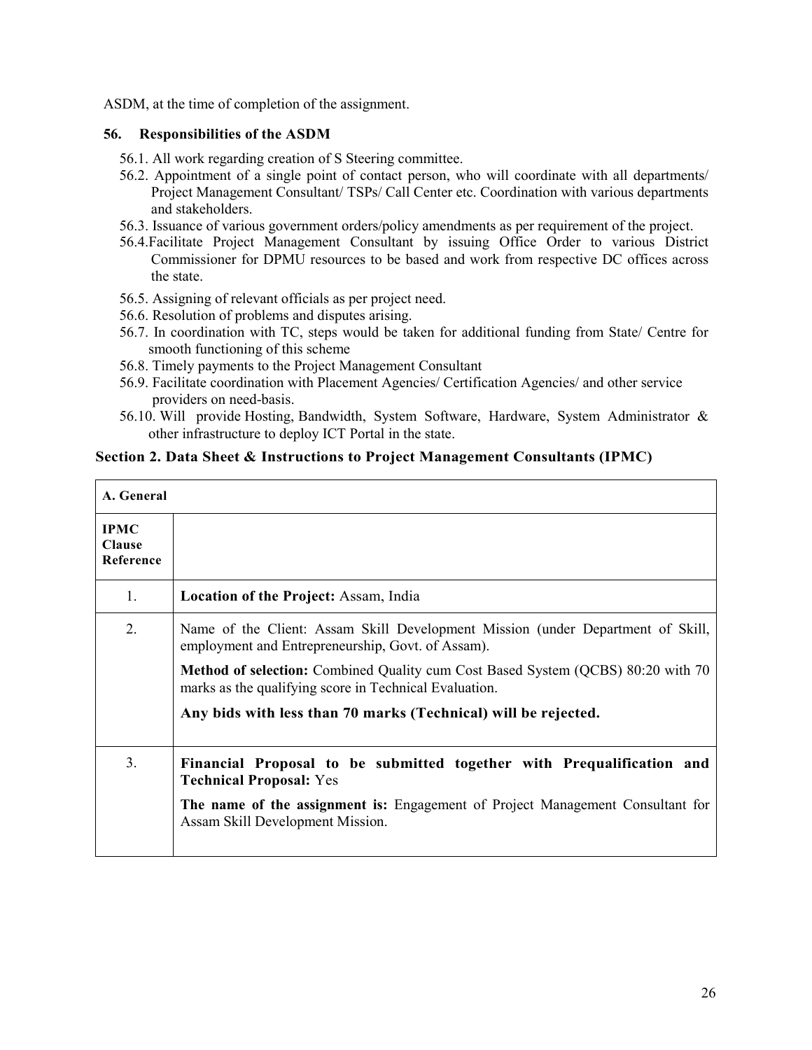ASDM, at the time of completion of the assignment.

### 56. Responsibilities of the ASDM

56.1. All work regarding creation of S Steering committee.

56.2. Appointment of a single point of contact person, who will coordinate with all departments/ Project Management Consultant/ TSPs/ Call Center etc. Coordination with various departments and stakeholders.

56.3. Issuance of various government orders/policy amendments as per requirement of the project.

56.4. Facilitate Project Management Consultant by issuing Office Order to various District Commissioner for DPMU resources to be based and work from respective DC offices across the state.

56.5. Assigning of relevant officials as per project need.

56.6. Resolution of problems and disputes arising.

56.7. In coordination with TC, steps would be taken for additional funding from State/ Centre for smooth functioning of this scheme

56.8. Timely payments to the Project Management Consultant

56.9. Facilitate coordination with Placement Agencies/ Certification Agencies/ and other service providers on need-basis.

56.10. Will provide Hosting, Bandwidth, System Software, Hardware, System Administrator & other infrastructure to deploy ICT Portal in the state.

## Section 2. Data Sheet & Instructions to Project Management Consultants (IPMC)

| **A. General** | |
|---|---|
| **IPMC Clause Reference** | |
| 1. | **Location of the Project:** Assam, India |
| 2. | Name of the Client: Assam Skill Development Mission (under Department of Skill, employment and Entrepreneurship, Govt. of Assam).<br><br>**Method of selection:** Combined Quality cum Cost Based System (QCBS) 80:20 with 70 marks as the qualifying score in Technical Evaluation.<br><br>**Any bids with less than 70 marks (Technical) will be rejected.** |
| 3. | **Financial Proposal to be submitted together with Prequalification and Technical Proposal:** Yes<br><br>**The name of the assignment is:** Engagement of Project Management Consultant for Assam Skill Development Mission. |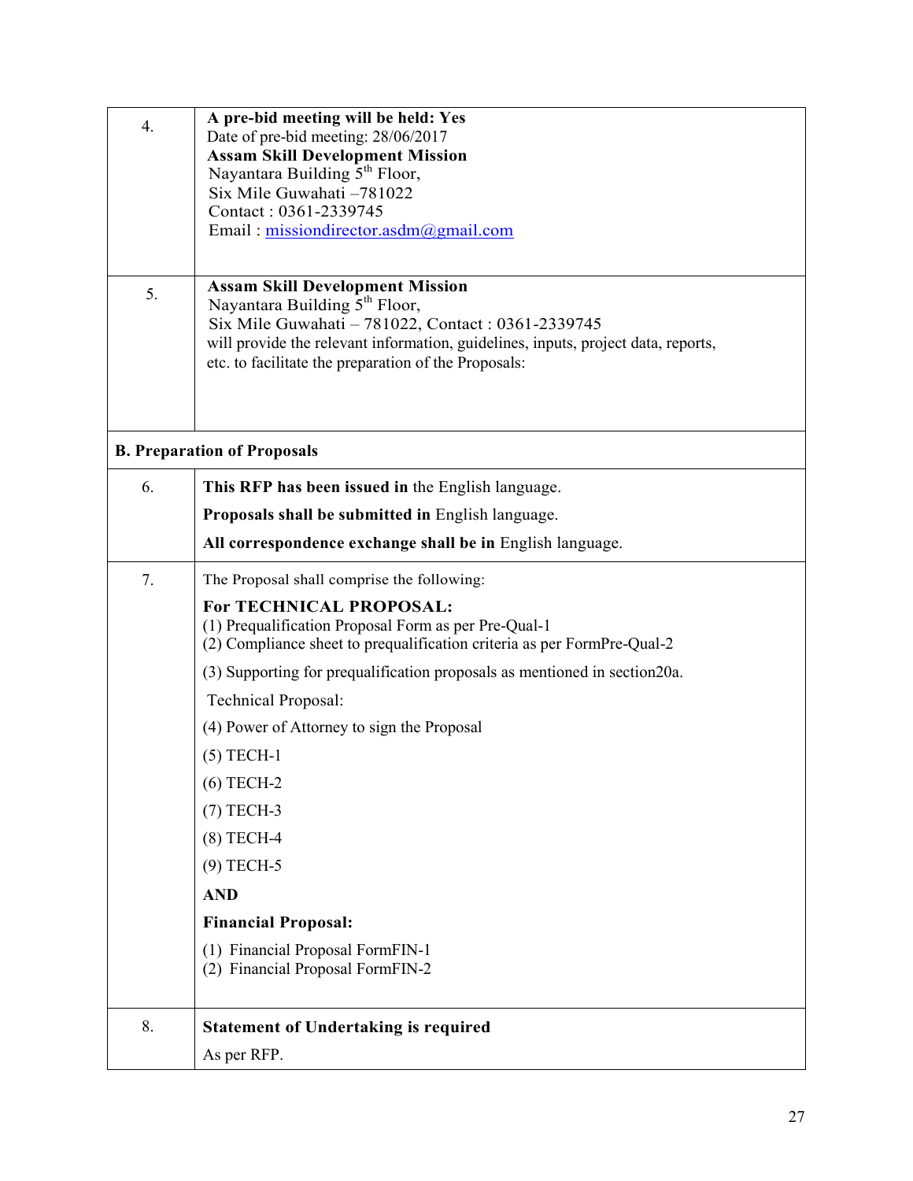| | |
|---|---|
| 4. | **A pre-bid meeting will be held: Yes**<br>Date of pre-bid meeting: 28/06/2017<br>**Assam Skill Development Mission**<br>Nayantara Building 5th Floor,<br>Six Mile Guwahati –781022<br>Contact : 0361-2339745<br>Email : missiondirector.asdm@gmail.com |
| 5. | **Assam Skill Development Mission**<br>Nayantara Building 5th Floor,<br>Six Mile Guwahati – 781022, Contact : 0361-2339745<br>will provide the relevant information, guidelines, inputs, project data, reports, etc. to facilitate the preparation of the Proposals: |
| **B. Preparation of Proposals** | |
| 6. | **This RFP has been issued in** the English language.<br>**Proposals shall be submitted in** English language.<br>**All correspondence exchange shall be in** English language. |
| 7. | The Proposal shall comprise the following:<br>**For TECHNICAL PROPOSAL:**<br>(1) Prequalification Proposal Form as per Pre-Qual-1<br>(2) Compliance sheet to prequalification criteria as per FormPre-Qual-2<br>(3) Supporting for prequalification proposals as mentioned in section20a.<br>Technical Proposal:<br>(4) Power of Attorney to sign the Proposal<br>(5) TECH-1<br>(6) TECH-2<br>(7) TECH-3<br>(8) TECH-4<br>(9) TECH-5<br>**AND**<br>**Financial Proposal:**<br>(1) Financial Proposal FormFIN-1<br>(2) Financial Proposal FormFIN-2 |
| 8. | **Statement of Undertaking is required**<br>As per RFP. |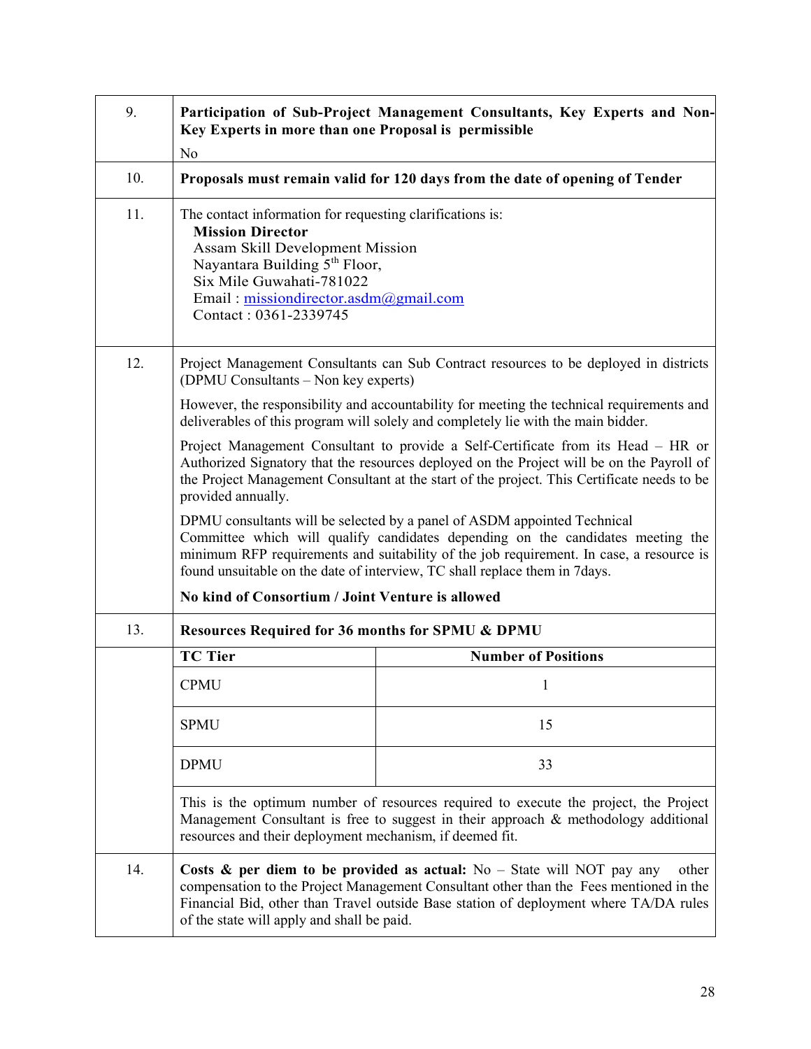| | |
|---|---|
| 9. | **Participation of Sub-Project Management Consultants, Key Experts and Non-Key Experts in more than one Proposal is permissible**<br><br>No |
| 10. | **Proposals must remain valid for 120 days from the date of opening of Tender** |
| 11. | The contact information for requesting clarifications is:<br>**Mission Director**<br>Assam Skill Development Mission<br>Nayantara Building 5th Floor,<br>Six Mile Guwahati-781022<br>Email : missiondirector.asdm@gmail.com<br>Contact : 0361-2339745 |
| 12. | Project Management Consultants can Sub Contract resources to be deployed in districts (DPMU Consultants – Non key experts)<br><br>However, the responsibility and accountability for meeting the technical requirements and deliverables of this program will solely and completely lie with the main bidder.<br><br>Project Management Consultant to provide a Self-Certificate from its Head – HR or Authorized Signatory that the resources deployed on the Project will be on the Payroll of the Project Management Consultant at the start of the project. This Certificate needs to be provided annually.<br><br>DPMU consultants will be selected by a panel of ASDM appointed Technical Committee which will qualify candidates depending on the candidates meeting the minimum RFP requirements and suitability of the job requirement. In case, a resource is found unsuitable on the date of interview, TC shall replace them in 7days.<br><br>**No kind of Consortium / Joint Venture is allowed** |
| 13. | **Resources Required for 36 months for SPMU & DPMU** |

| TC Tier | Number of Positions |
|---|---|
| CPMU | 1 |
| SPMU | 15 |
| DPMU | 33 |

This is the optimum number of resources required to execute the project, the Project Management Consultant is free to suggest in their approach & methodology additional resources and their deployment mechanism, if deemed fit.

| | |
|---|---|
| 14. | **Costs & per diem to be provided as actual:** No – State will NOT pay any other compensation to the Project Management Consultant other than the Fees mentioned in the Financial Bid, other than Travel outside Base station of deployment where TA/DA rules of the state will apply and shall be paid. |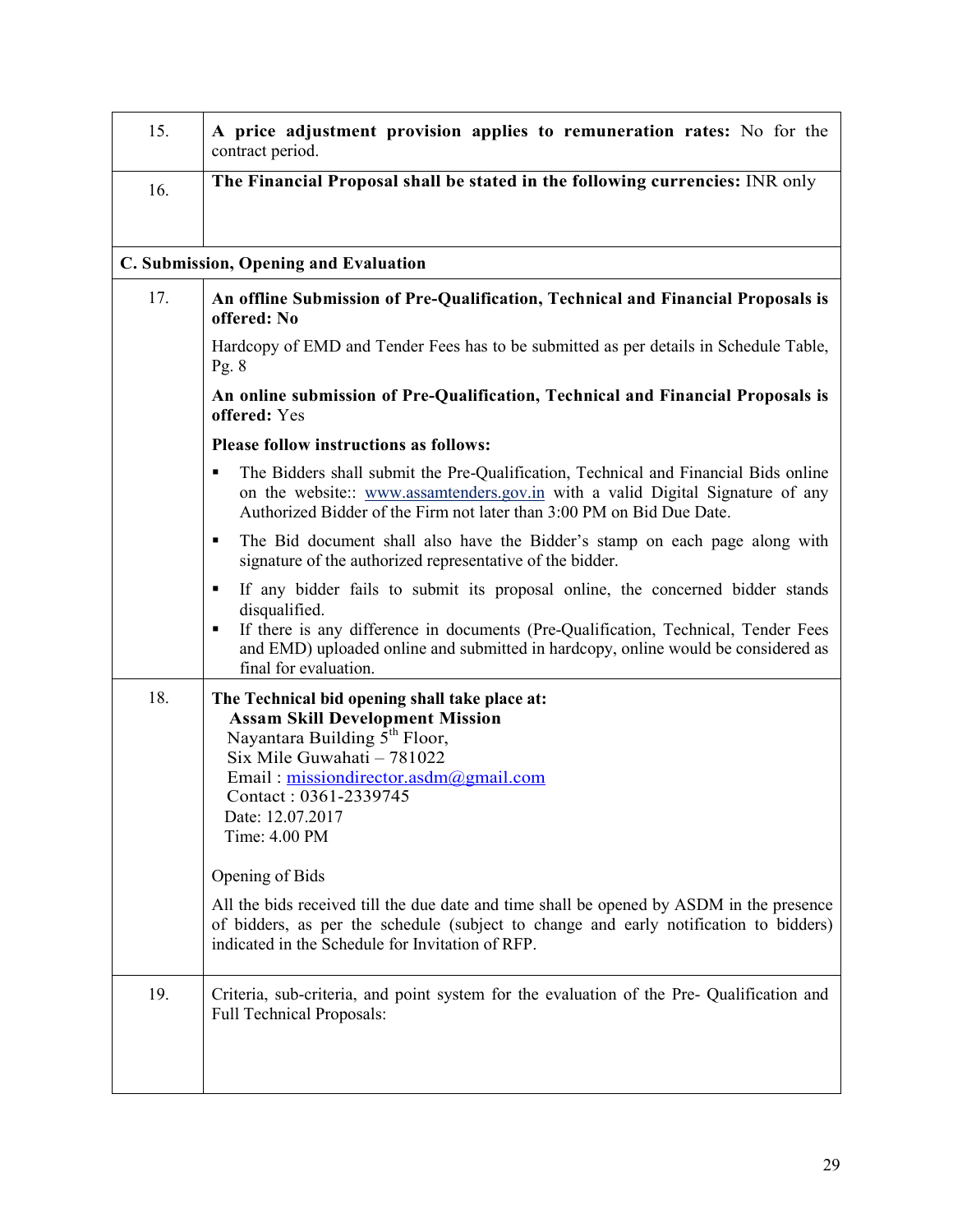| | |
|---|---|
| 15. | **A price adjustment provision applies to remuneration rates:** No for the contract period. |
| 16. | **The Financial Proposal shall be stated in the following currencies:** INR only |
| **C. Submission, Opening and Evaluation** | |
| 17. | **An offline Submission of Pre-Qualification, Technical and Financial Proposals is offered: No**<br><br>Hardcopy of EMD and Tender Fees has to be submitted as per details in Schedule Table, Pg. 8<br><br>**An online submission of Pre-Qualification, Technical and Financial Proposals is offered:** Yes<br><br>**Please follow instructions as follows:**<br><br>▪ The Bidders shall submit the Pre-Qualification, Technical and Financial Bids online on the website:: www.assamtenders.gov.in with a valid Digital Signature of any Authorized Bidder of the Firm not later than 3:00 PM on Bid Due Date.<br>▪ The Bid document shall also have the Bidder's stamp on each page along with signature of the authorized representative of the bidder.<br>▪ If any bidder fails to submit its proposal online, the concerned bidder stands disqualified.<br>▪ If there is any difference in documents (Pre-Qualification, Technical, Tender Fees and EMD) uploaded online and submitted in hardcopy, online would be considered as final for evaluation. |
| 18. | **The Technical bid opening shall take place at:**<br>**Assam Skill Development Mission**<br>Nayantara Building 5th Floor,<br>Six Mile Guwahati – 781022<br>Email : missiondirector.asdm@gmail.com<br>Contact : 0361-2339745<br>Date: 12.07.2017<br>Time: 4.00 PM<br><br>Opening of Bids<br><br>All the bids received till the due date and time shall be opened by ASDM in the presence of bidders, as per the schedule (subject to change and early notification to bidders) indicated in the Schedule for Invitation of RFP. |
| 19. | Criteria, sub-criteria, and point system for the evaluation of the Pre- Qualification and Full Technical Proposals: |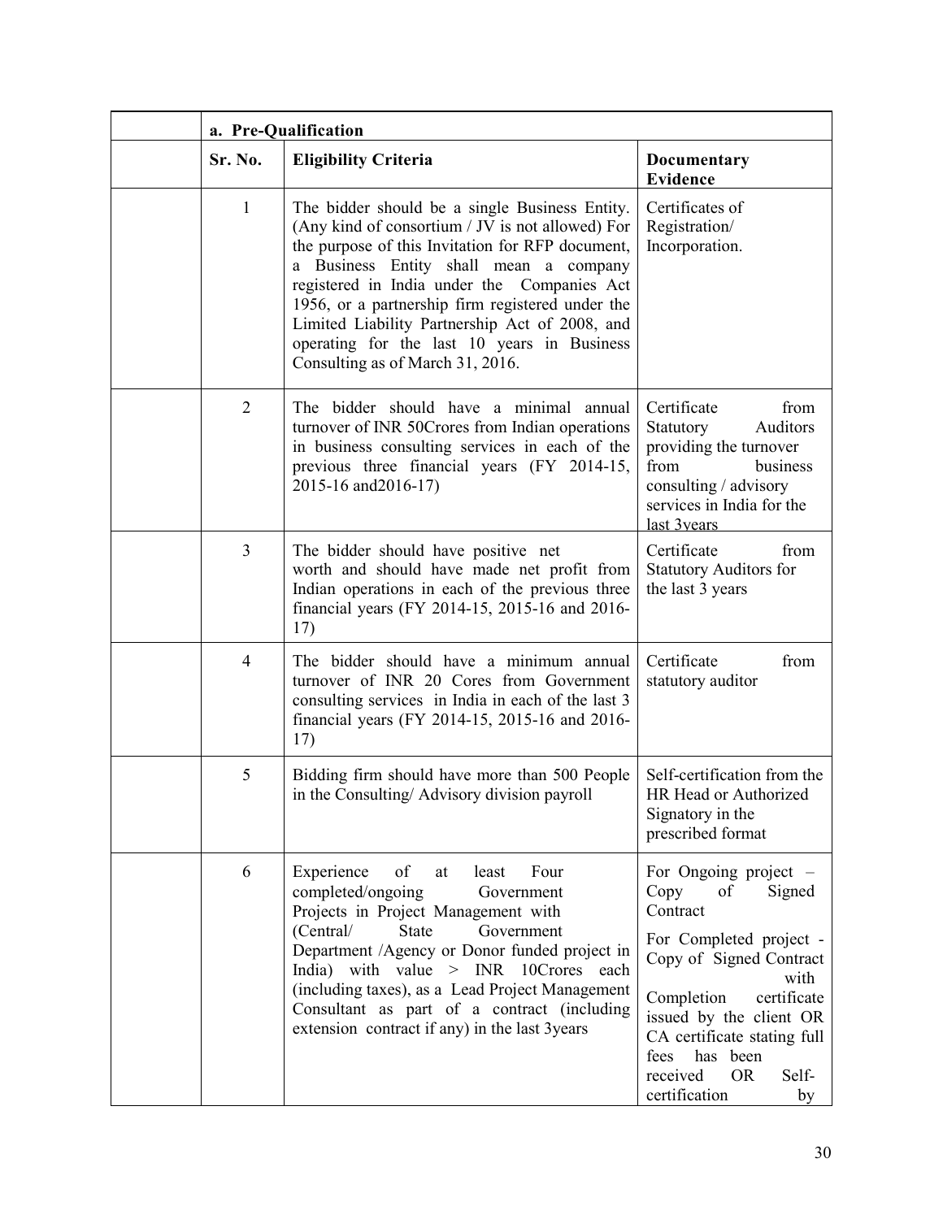| | a. Pre-Qualification | | |
|---|---|---|---|
| | **Sr. No.** | **Eligibility Criteria** | **Documentary Evidence** |
| | 1 | The bidder should be a single Business Entity. (Any kind of consortium / JV is not allowed) For the purpose of this Invitation for RFP document, a Business Entity shall mean a company registered in India under the Companies Act 1956, or a partnership firm registered under the Limited Liability Partnership Act of 2008, and operating for the last 10 years in Business Consulting as of March 31, 2016. | Certificates of Registration/ Incorporation. |
| | 2 | The bidder should have a minimal annual turnover of INR 50Crores from Indian operations in business consulting services in each of the previous three financial years (FY 2014-15, 2015-16 and2016-17) | Certificate from Statutory Auditors providing the turnover from business consulting / advisory services in India for the last 3years |
| | 3 | The bidder should have positive net worth and should have made net profit from Indian operations in each of the previous three financial years (FY 2014-15, 2015-16 and 2016-17) | Certificate from Statutory Auditors for the last 3 years |
| | 4 | The bidder should have a minimum annual turnover of INR 20 Cores from Government consulting services in India in each of the last 3 financial years (FY 2014-15, 2015-16 and 2016-17) | Certificate from statutory auditor |
| | 5 | Bidding firm should have more than 500 People in the Consulting/ Advisory division payroll | Self-certification from the HR Head or Authorized Signatory in the prescribed format |
| | 6 | Experience of at least Four completed/ongoing Government Projects in Project Management with (Central/ State Government Department /Agency or Donor funded project in India) with value > INR 10Crores each (including taxes), as a Lead Project Management Consultant as part of a contract (including extension contract if any) in the last 3years | For Ongoing project – Copy of Signed Contract<br><br>For Completed project - Copy of Signed Contract with Completion certificate issued by the client OR CA certificate stating full fees has been received OR Self-certification by |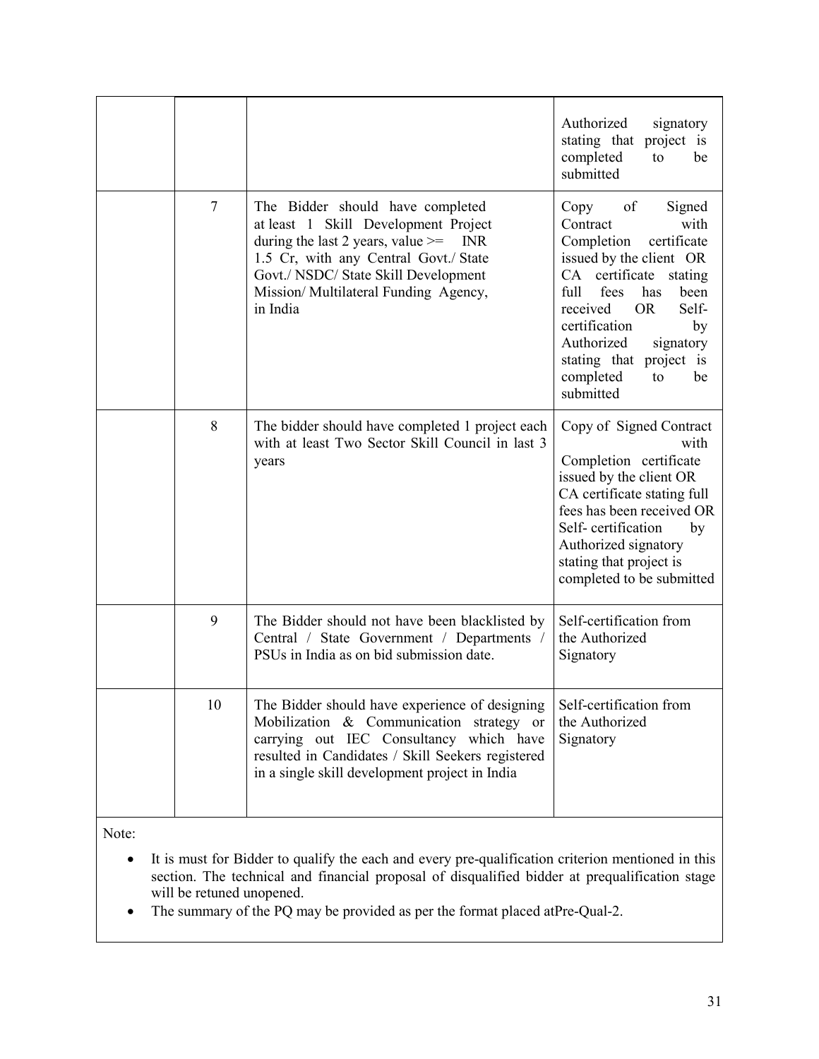| | | | |
|---|---|---|---|
| | | | Authorized signatory stating that project is completed to be submitted |
| | 7 | The Bidder should have completed at least 1 Skill Development Project during the last 2 years, value >= INR 1.5 Cr, with any Central Govt./ State Govt./ NSDC/ State Skill Development Mission/ Multilateral Funding Agency, in India | Copy of Signed Contract with Completion certificate issued by the client OR CA certificate stating full fees has been received OR Self-certification by Authorized signatory stating that project is completed to be submitted |
| | 8 | The bidder should have completed 1 project each with at least Two Sector Skill Council in last 3 years | Copy of Signed Contract with Completion certificate issued by the client OR CA certificate stating full fees has been received OR Self- certification by Authorized signatory stating that project is completed to be submitted |
| | 9 | The Bidder should not have been blacklisted by Central / State Government / Departments / PSUs in India as on bid submission date. | Self-certification from the Authorized Signatory |
| | 10 | The Bidder should have experience of designing Mobilization & Communication strategy or carrying out IEC Consultancy which have resulted in Candidates / Skill Seekers registered in a single skill development project in India | Self-certification from the Authorized Signatory |

Note:

- It is must for Bidder to qualify the each and every pre-qualification criterion mentioned in this section. The technical and financial proposal of disqualified bidder at prequalification stage will be retuned unopened.
- The summary of the PQ may be provided as per the format placed atPre-Qual-2.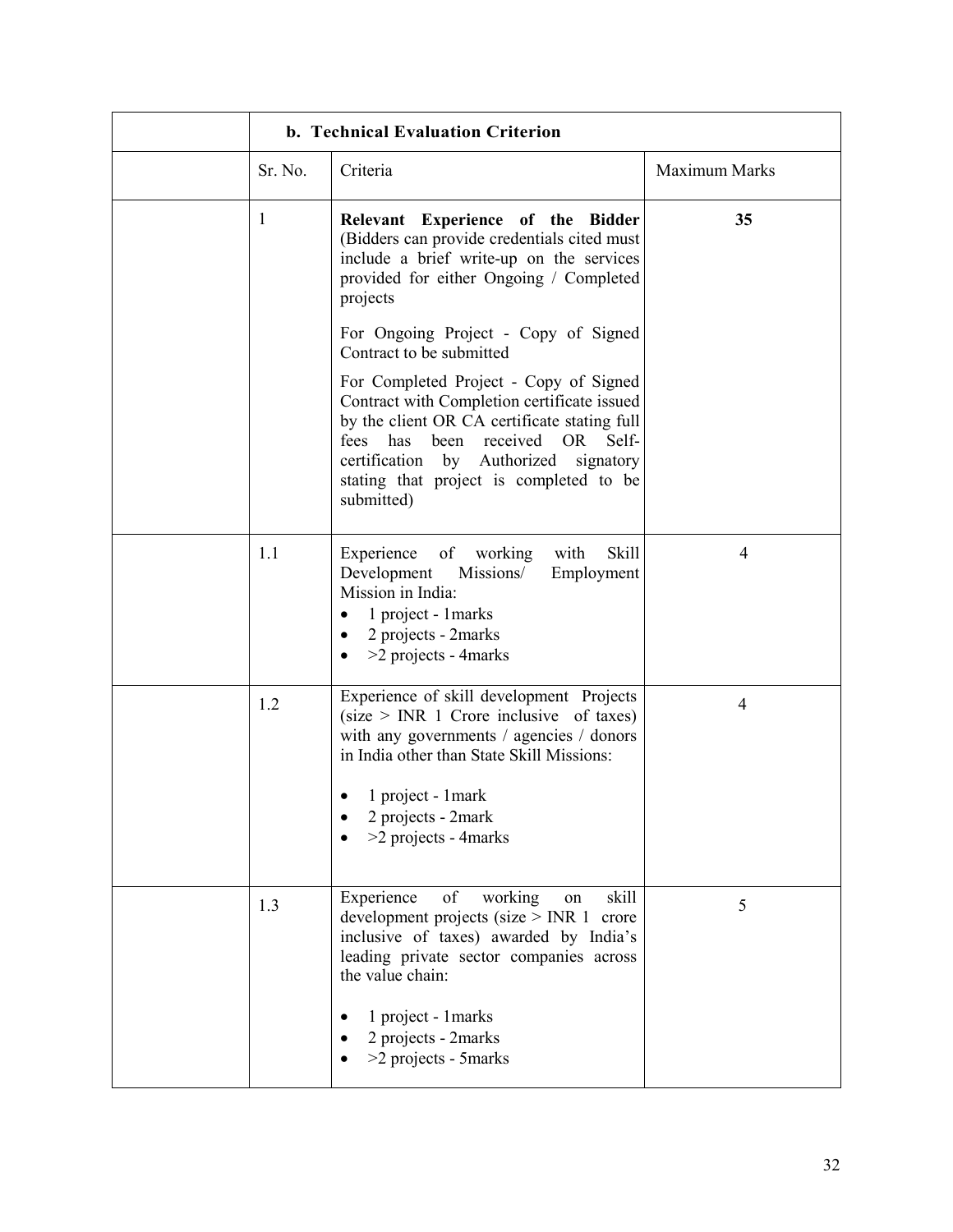| | **b. Technical Evaluation Criterion** | | |
|---|---|---|---|
| | Sr. No. | Criteria | Maximum Marks |
| | 1 | **Relevant Experience of the Bidder** (Bidders can provide credentials cited must include a brief write-up on the services provided for either Ongoing / Completed projects<br><br>For Ongoing Project - Copy of Signed Contract to be submitted<br><br>For Completed Project - Copy of Signed Contract with Completion certificate issued by the client OR CA certificate stating full fees has been received OR Self-certification by Authorized signatory stating that project is completed to be submitted) | **35** |
| | 1.1 | Experience of working with Skill Development Missions/ Employment Mission in India:<br>• 1 project - 1marks<br>• 2 projects - 2marks<br>• >2 projects - 4marks | 4 |
| | 1.2 | Experience of skill development Projects (size > INR 1 Crore inclusive of taxes) with any governments / agencies / donors in India other than State Skill Missions:<br>• 1 project - 1mark<br>• 2 projects - 2mark<br>• >2 projects - 4marks | 4 |
| | 1.3 | Experience of working on skill development projects (size > INR 1 crore inclusive of taxes) awarded by India's leading private sector companies across the value chain:<br>• 1 project - 1marks<br>• 2 projects - 2marks<br>• >2 projects - 5marks | 5 |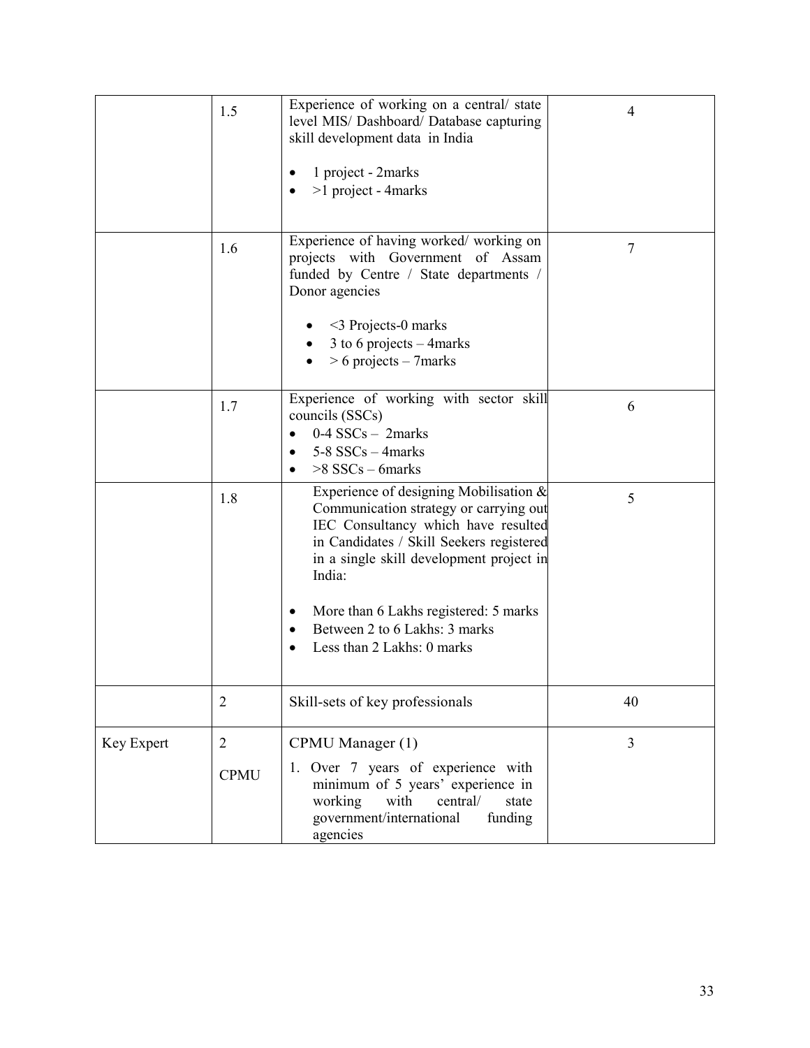| | | | |
|---|---|---|---|
| | 1.5 | Experience of working on a central/ state level MIS/ Dashboard/ Database capturing skill development data in India<br><br>• 1 project - 2marks<br>• >1 project - 4marks | 4 |
| | 1.6 | Experience of having worked/ working on projects with Government of Assam funded by Centre / State departments / Donor agencies<br><br>• <3 Projects-0 marks<br>• 3 to 6 projects – 4marks<br>• > 6 projects – 7marks | 7 |
| | 1.7 | Experience of working with sector skill councils (SSCs)<br>• 0-4 SSCs – 2marks<br>• 5-8 SSCs – 4marks<br>• >8 SSCs – 6marks | 6 |
| | 1.8 | Experience of designing Mobilisation & Communication strategy or carrying out IEC Consultancy which have resulted in Candidates / Skill Seekers registered in a single skill development project in India:<br><br>• More than 6 Lakhs registered: 5 marks<br>• Between 2 to 6 Lakhs: 3 marks<br>• Less than 2 Lakhs: 0 marks | 5 |
| | 2 | Skill-sets of key professionals | 40 |
| Key Expert | 2<br><br>CPMU | CPMU Manager (1)<br>1. Over 7 years of experience with minimum of 5 years' experience in working with central/ state government/international funding agencies | 3 |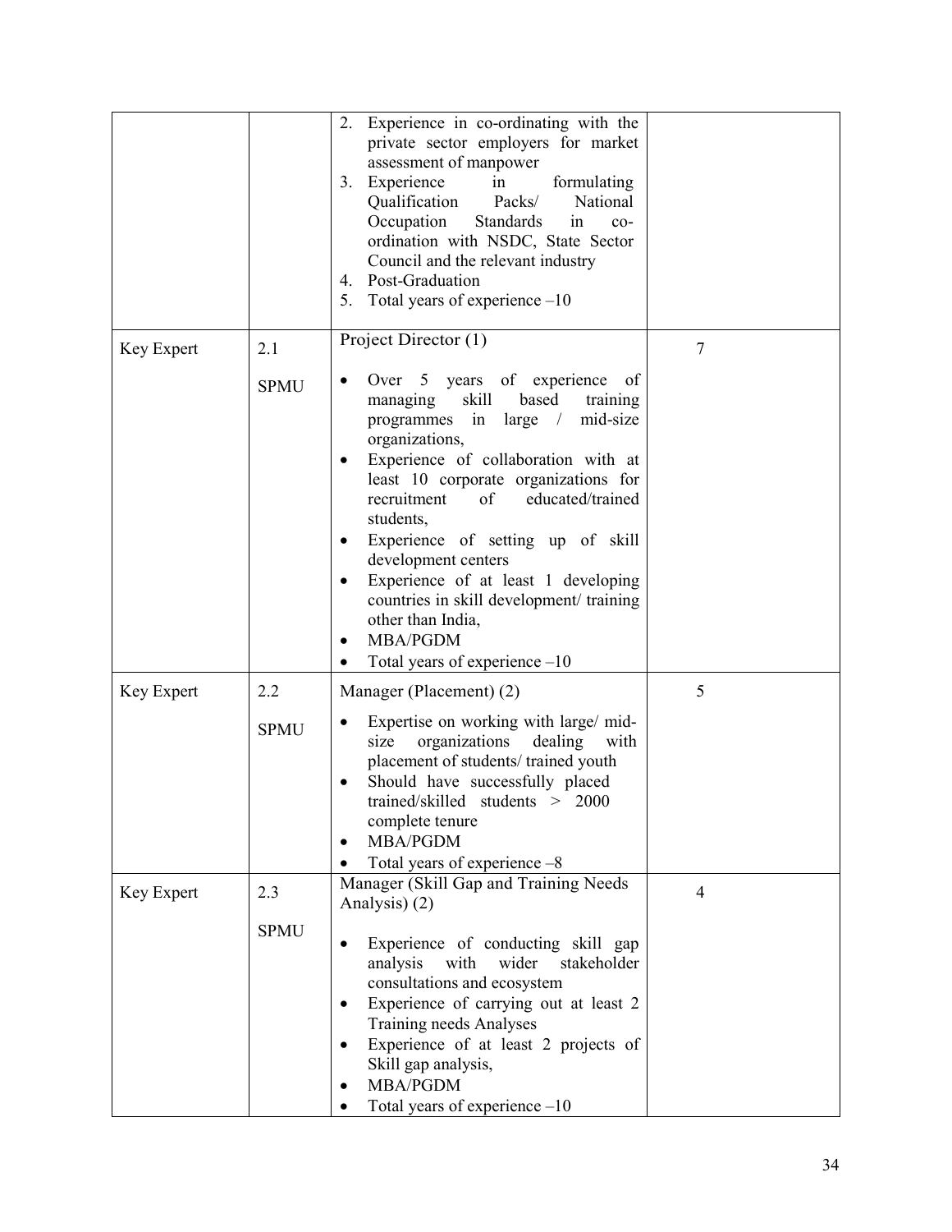| | | | |
|---|---|---|---|
| | | 2. Experience in co-ordinating with the private sector employers for market assessment of manpower<br>3. Experience in formulating Qualification Packs/ National Occupation Standards in co-ordination with NSDC, State Sector Council and the relevant industry<br>4. Post-Graduation<br>5. Total years of experience –10 | |
| Key Expert | 2.1<br><br>SPMU | Project Director (1)<br><br>• Over 5 years of experience of managing skill based training programmes in large / mid-size organizations,<br>• Experience of collaboration with at least 10 corporate organizations for recruitment of educated/trained students,<br>• Experience of setting up of skill development centers<br>• Experience of at least 1 developing countries in skill development/ training other than India,<br>• MBA/PGDM<br>• Total years of experience –10 | 7 |
| Key Expert | 2.2<br><br>SPMU | Manager (Placement) (2)<br><br>• Expertise on working with large/ mid-size organizations dealing with placement of students/ trained youth<br>• Should have successfully placed trained/skilled students > 2000 complete tenure<br>• MBA/PGDM<br>• Total years of experience –8 | 5 |
| Key Expert | 2.3<br><br>SPMU | Manager (Skill Gap and Training Needs Analysis) (2)<br><br>• Experience of conducting skill gap analysis with wider stakeholder consultations and ecosystem<br>• Experience of carrying out at least 2 Training needs Analyses<br>• Experience of at least 2 projects of Skill gap analysis,<br>• MBA/PGDM<br>• Total years of experience –10 | 4 |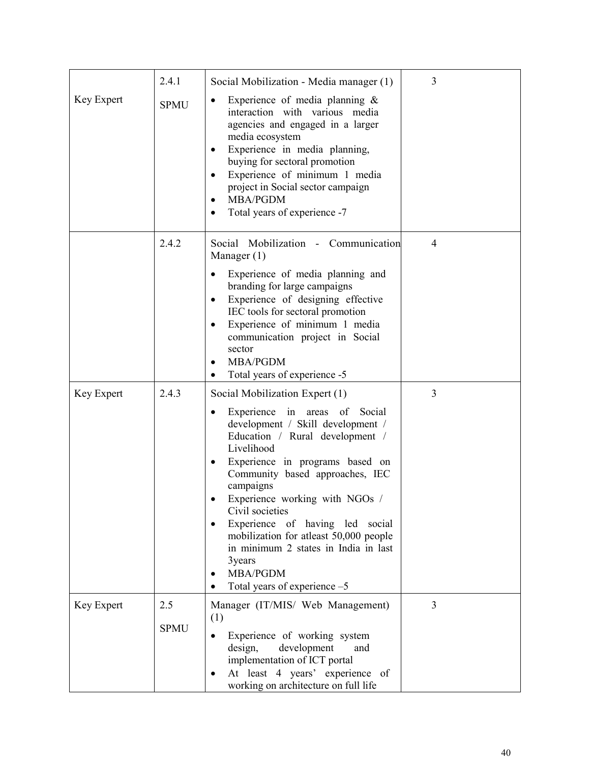| | | | |
|---|---|---|---|
| Key Expert | 2.4.1<br>SPMU | Social Mobilization - Media manager (1)<br>• Experience of media planning & interaction with various media agencies and engaged in a larger media ecosystem<br>• Experience in media planning, buying for sectoral promotion<br>• Experience of minimum 1 media project in Social sector campaign<br>• MBA/PGDM<br>• Total years of experience -7 | 3 |
| | 2.4.2 | Social Mobilization - Communication Manager (1)<br>• Experience of media planning and branding for large campaigns<br>• Experience of designing effective IEC tools for sectoral promotion<br>• Experience of minimum 1 media communication project in Social sector<br>• MBA/PGDM<br>• Total years of experience -5 | 4 |
| Key Expert | 2.4.3 | Social Mobilization Expert (1)<br>• Experience in areas of Social development / Skill development / Education / Rural development / Livelihood<br>• Experience in programs based on Community based approaches, IEC campaigns<br>• Experience working with NGOs / Civil societies<br>• Experience of having led social mobilization for atleast 50,000 people in minimum 2 states in India in last 3years<br>• MBA/PGDM<br>• Total years of experience –5 | 3 |
| Key Expert | 2.5<br>SPMU | Manager (IT/MIS/ Web Management) (1)<br>• Experience of working system design, development and implementation of ICT portal<br>• At least 4 years' experience of working on architecture on full life | 3 |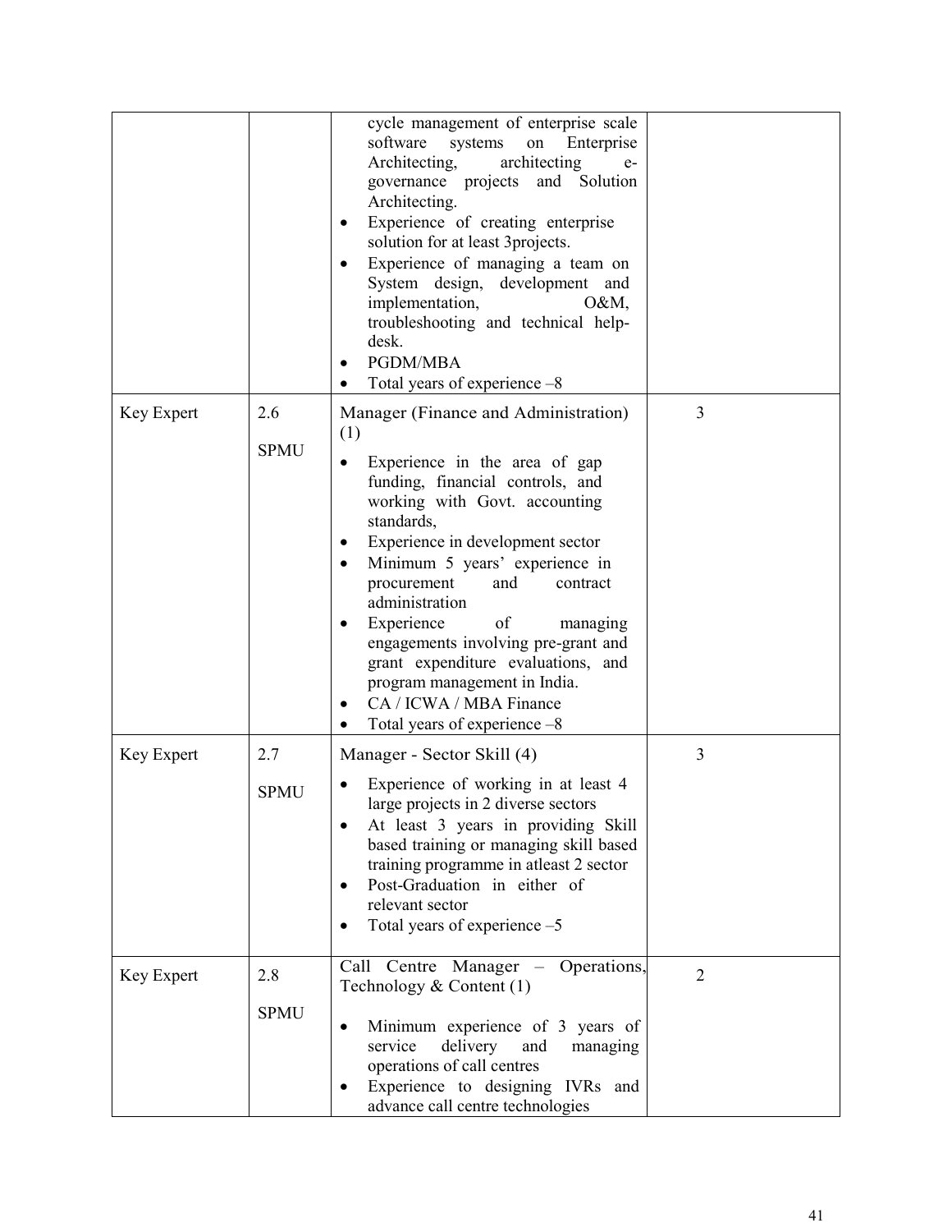| | | | |
|---|---|---|---|
| | | cycle management of enterprise scale software systems on Enterprise Architecting, architecting e-governance projects and Solution Architecting.<br>• Experience of creating enterprise solution for at least 3projects.<br>• Experience of managing a team on System design, development and implementation, O&M, troubleshooting and technical help-desk.<br>• PGDM/MBA<br>• Total years of experience –8 | |
| Key Expert | 2.6<br><br>SPMU | Manager (Finance and Administration) (1)<br>• Experience in the area of gap funding, financial controls, and working with Govt. accounting standards,<br>• Experience in development sector<br>• Minimum 5 years' experience in procurement and contract administration<br>• Experience of managing engagements involving pre-grant and grant expenditure evaluations, and program management in India.<br>• CA / ICWA / MBA Finance<br>• Total years of experience –8 | 3 |
| Key Expert | 2.7<br><br>SPMU | Manager - Sector Skill (4)<br>• Experience of working in at least 4 large projects in 2 diverse sectors<br>• At least 3 years in providing Skill based training or managing skill based training programme in atleast 2 sector<br>• Post-Graduation in either of relevant sector<br>• Total years of experience –5 | 3 |
| Key Expert | 2.8<br><br>SPMU | Call Centre Manager – Operations, Technology & Content (1)<br>• Minimum experience of 3 years of service delivery and managing operations of call centres<br>• Experience to designing IVRs and advance call centre technologies | 2 |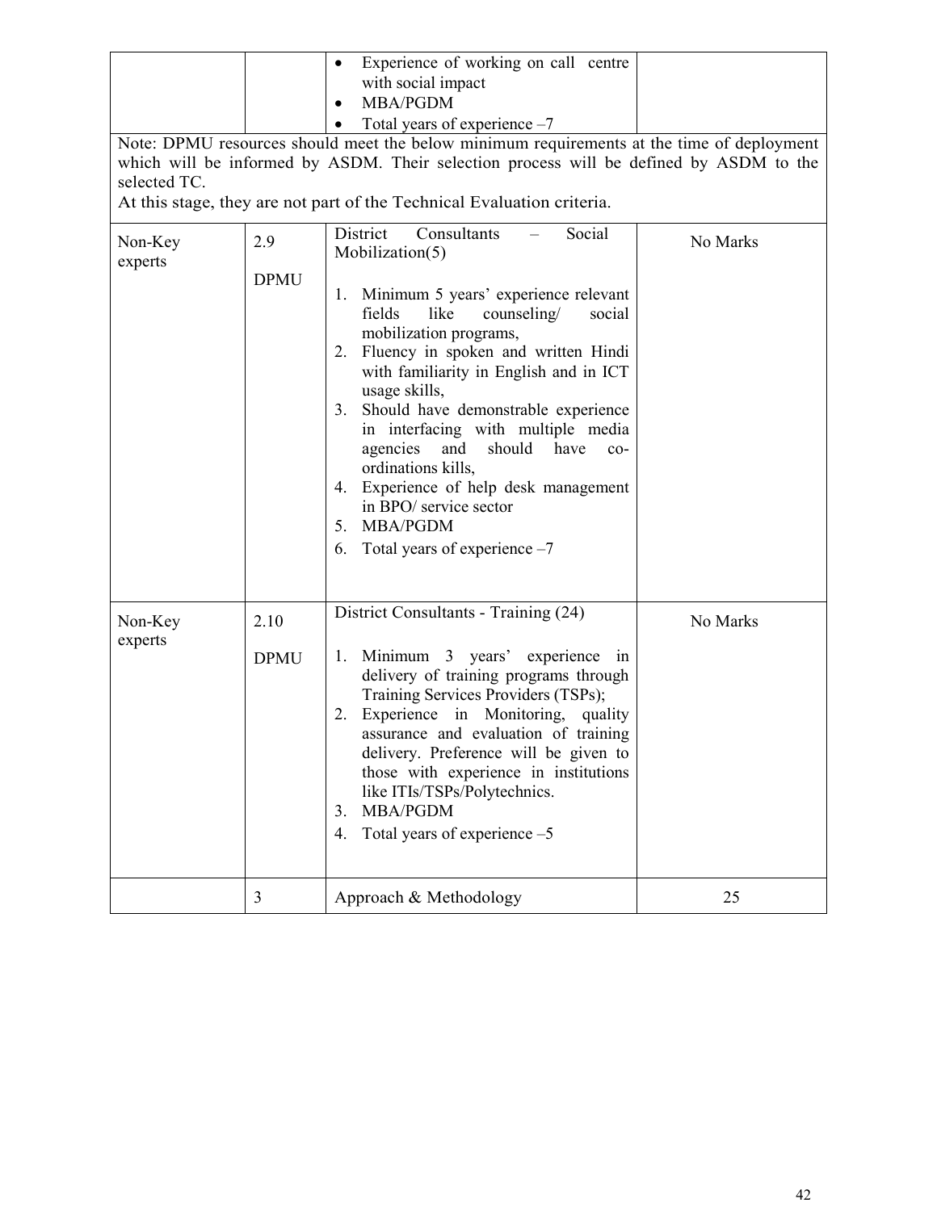|  |  | <ul><li>Experience of working on call centre with social impact</li><li>MBA/PGDM</li><li>Total years of experience –7</li></ul> |  |
|---|---|---|---|
| Note: DPMU resources should meet the below minimum requirements at the time of deployment which will be informed by ASDM. Their selection process will be defined by ASDM to the selected TC.<br>At this stage, they are not part of the Technical Evaluation criteria. | | | |
| Non-Key experts | 2.9<br><br>DPMU | District Consultants – Social Mobilization(5)<br><br>1. Minimum 5 years' experience relevant fields like counseling/ social mobilization programs,<br>2. Fluency in spoken and written Hindi with familiarity in English and in ICT usage skills,<br>3. Should have demonstrable experience in interfacing with multiple media agencies and should have co-ordinations kills,<br>4. Experience of help desk management in BPO/ service sector<br>5. MBA/PGDM<br>6. Total years of experience –7 | No Marks |
| Non-Key experts | 2.10<br><br>DPMU | District Consultants - Training (24)<br><br>1. Minimum 3 years' experience in delivery of training programs through Training Services Providers (TSPs);<br>2. Experience in Monitoring, quality assurance and evaluation of training delivery. Preference will be given to those with experience in institutions like ITIs/TSPs/Polytechnics.<br>3. MBA/PGDM<br>4. Total years of experience –5 | No Marks |
|  | 3 | Approach & Methodology | 25 |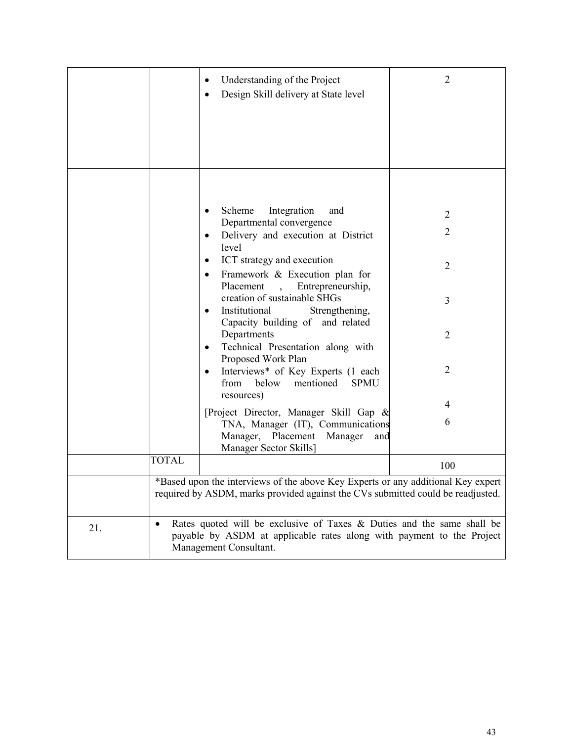| | | | |
|---|---|---|---|
| | | • Understanding of the Project<br>• Design Skill delivery at State level | 2 |
| | | • Scheme Integration and Departmental convergence<br>• Delivery and execution at District level<br>• ICT strategy and execution<br>• Framework & Execution plan for Placement , Entrepreneurship, creation of sustainable SHGs<br>• Institutional Strengthening, Capacity building of and related Departments<br>• Technical Presentation along with Proposed Work Plan<br>• Interviews* of Key Experts (1 each from below mentioned SPMU resources)<br>[Project Director, Manager Skill Gap & TNA, Manager (IT), Communications Manager, Placement Manager and Manager Sector Skills] | 2<br>2<br>2<br>3<br>2<br>2<br>4<br>6 |
| | TOTAL | | 100 |
| | *Based upon the interviews of the above Key Experts or any additional Key expert required by ASDM, marks provided against the CVs submitted could be readjusted. | | |
| 21. | • Rates quoted will be exclusive of Taxes & Duties and the same shall be payable by ASDM at applicable rates along with payment to the Project Management Consultant. | | |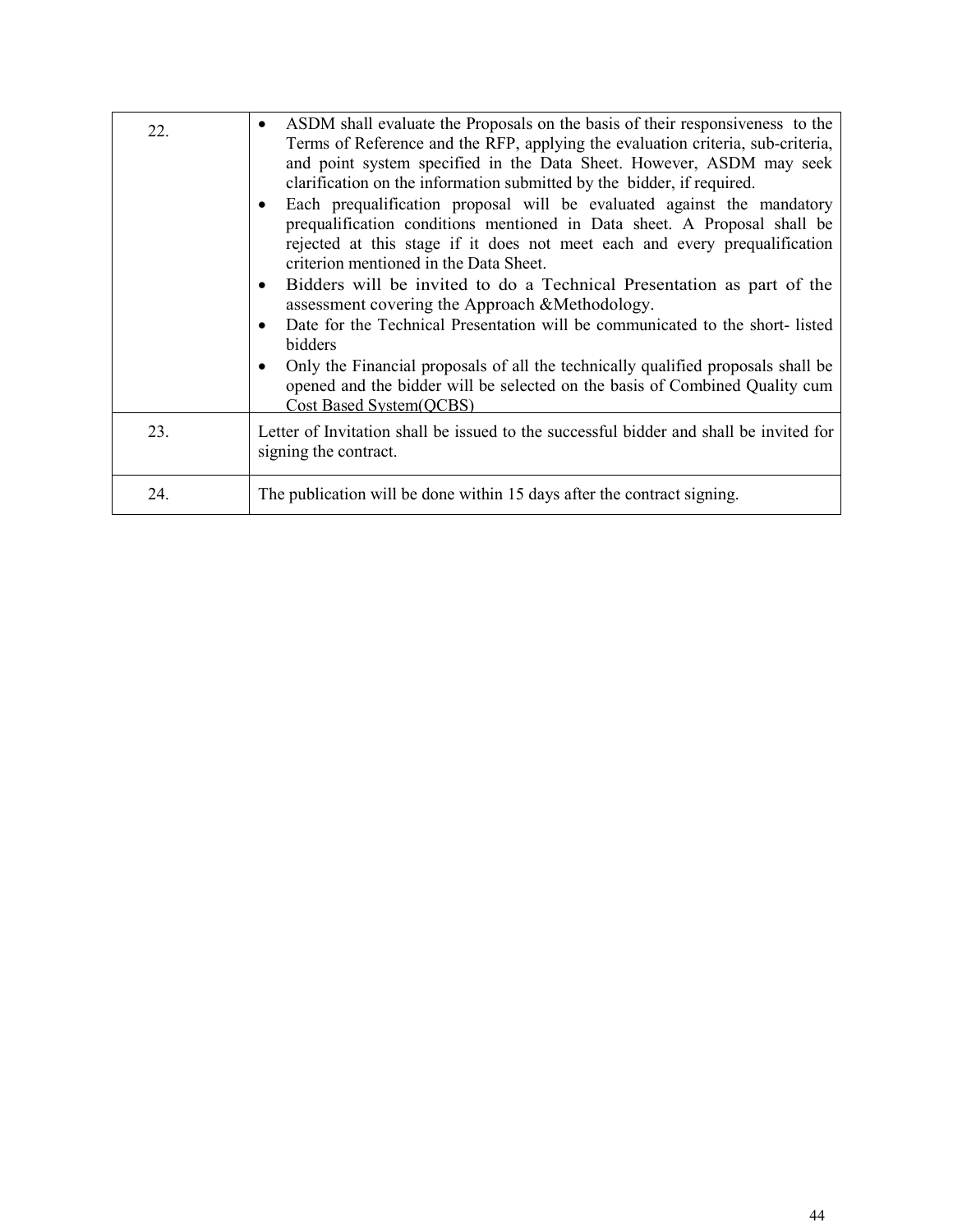| | |
|---|---|
| 22. | • ASDM shall evaluate the Proposals on the basis of their responsiveness to the Terms of Reference and the RFP, applying the evaluation criteria, sub-criteria, and point system specified in the Data Sheet. However, ASDM may seek clarification on the information submitted by the bidder, if required.<br>• Each prequalification proposal will be evaluated against the mandatory prequalification conditions mentioned in Data sheet. A Proposal shall be rejected at this stage if it does not meet each and every prequalification criterion mentioned in the Data Sheet.<br>• Bidders will be invited to do a Technical Presentation as part of the assessment covering the Approach &Methodology.<br>• Date for the Technical Presentation will be communicated to the short- listed bidders<br>• Only the Financial proposals of all the technically qualified proposals shall be opened and the bidder will be selected on the basis of Combined Quality cum Cost Based System(QCBS) |
| 23. | Letter of Invitation shall be issued to the successful bidder and shall be invited for signing the contract. |
| 24. | The publication will be done within 15 days after the contract signing. |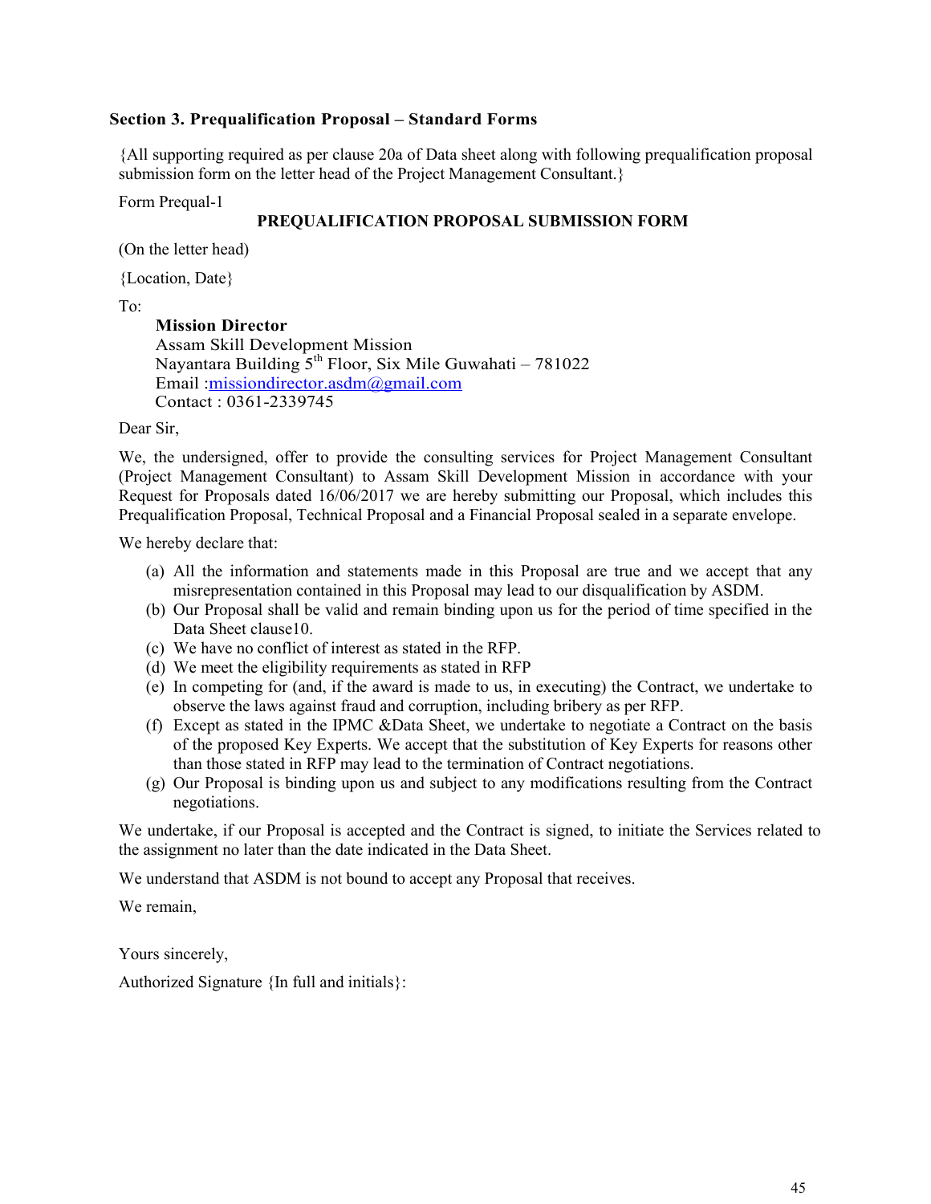## Section 3. Prequalification Proposal – Standard Forms

{All supporting required as per clause 20a of Data sheet along with following prequalification proposal submission form on the letter head of the Project Management Consultant.}

Form Prequal-1

**PREQUALIFICATION PROPOSAL SUBMISSION FORM**

(On the letter head)

{Location, Date}

To:

**Mission Director**
Assam Skill Development Mission
Nayantara Building 5th Floor, Six Mile Guwahati – 781022
Email :missiondirector.asdm@gmail.com
Contact : 0361-2339745

Dear Sir,

We, the undersigned, offer to provide the consulting services for Project Management Consultant (Project Management Consultant) to Assam Skill Development Mission in accordance with your Request for Proposals dated 16/06/2017 we are hereby submitting our Proposal, which includes this Prequalification Proposal, Technical Proposal and a Financial Proposal sealed in a separate envelope.

We hereby declare that:

(a) All the information and statements made in this Proposal are true and we accept that any misrepresentation contained in this Proposal may lead to our disqualification by ASDM.
(b) Our Proposal shall be valid and remain binding upon us for the period of time specified in the Data Sheet clause10.
(c) We have no conflict of interest as stated in the RFP.
(d) We meet the eligibility requirements as stated in RFP
(e) In competing for (and, if the award is made to us, in executing) the Contract, we undertake to observe the laws against fraud and corruption, including bribery as per RFP.
(f) Except as stated in the IPMC &Data Sheet, we undertake to negotiate a Contract on the basis of the proposed Key Experts. We accept that the substitution of Key Experts for reasons other than those stated in RFP may lead to the termination of Contract negotiations.
(g) Our Proposal is binding upon us and subject to any modifications resulting from the Contract negotiations.

We undertake, if our Proposal is accepted and the Contract is signed, to initiate the Services related to the assignment no later than the date indicated in the Data Sheet.

We understand that ASDM is not bound to accept any Proposal that receives.

We remain,

Yours sincerely,

Authorized Signature {In full and initials}: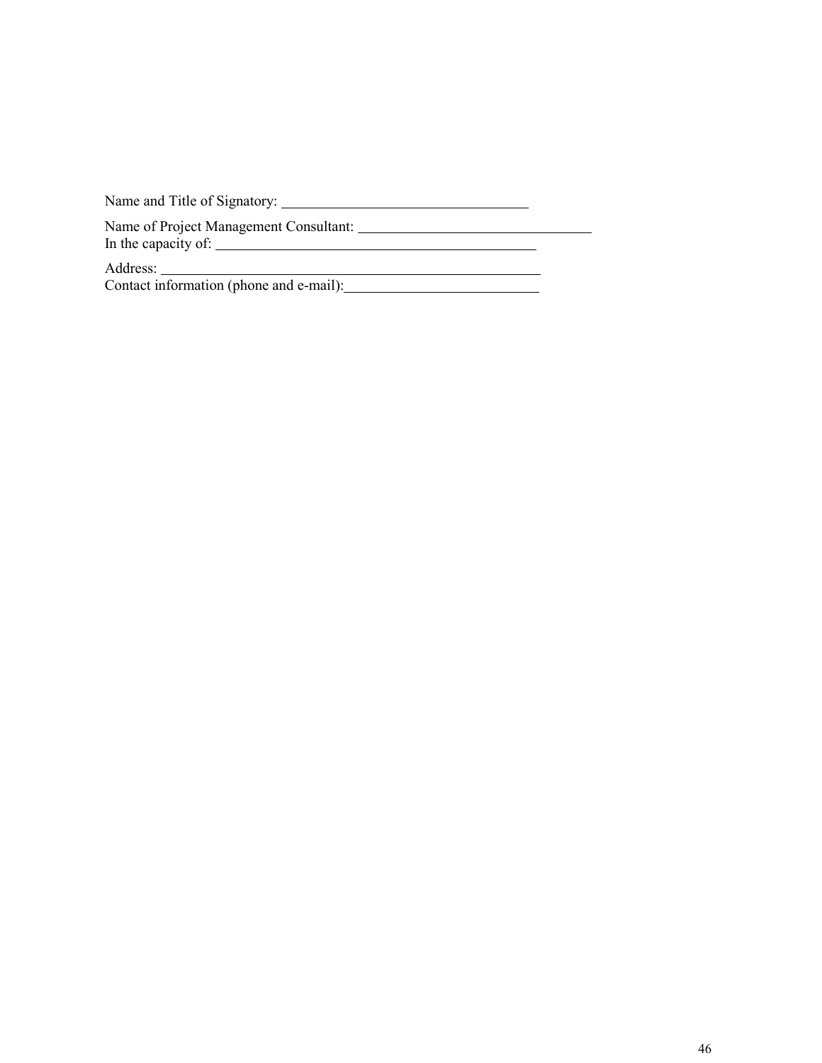Name and Title of Signatory: ______________________________

Name of Project Management Consultant: ____________________________

In the capacity of: ________________________________________

Address: ________________________________________________

Contact information (phone and e-mail):________________________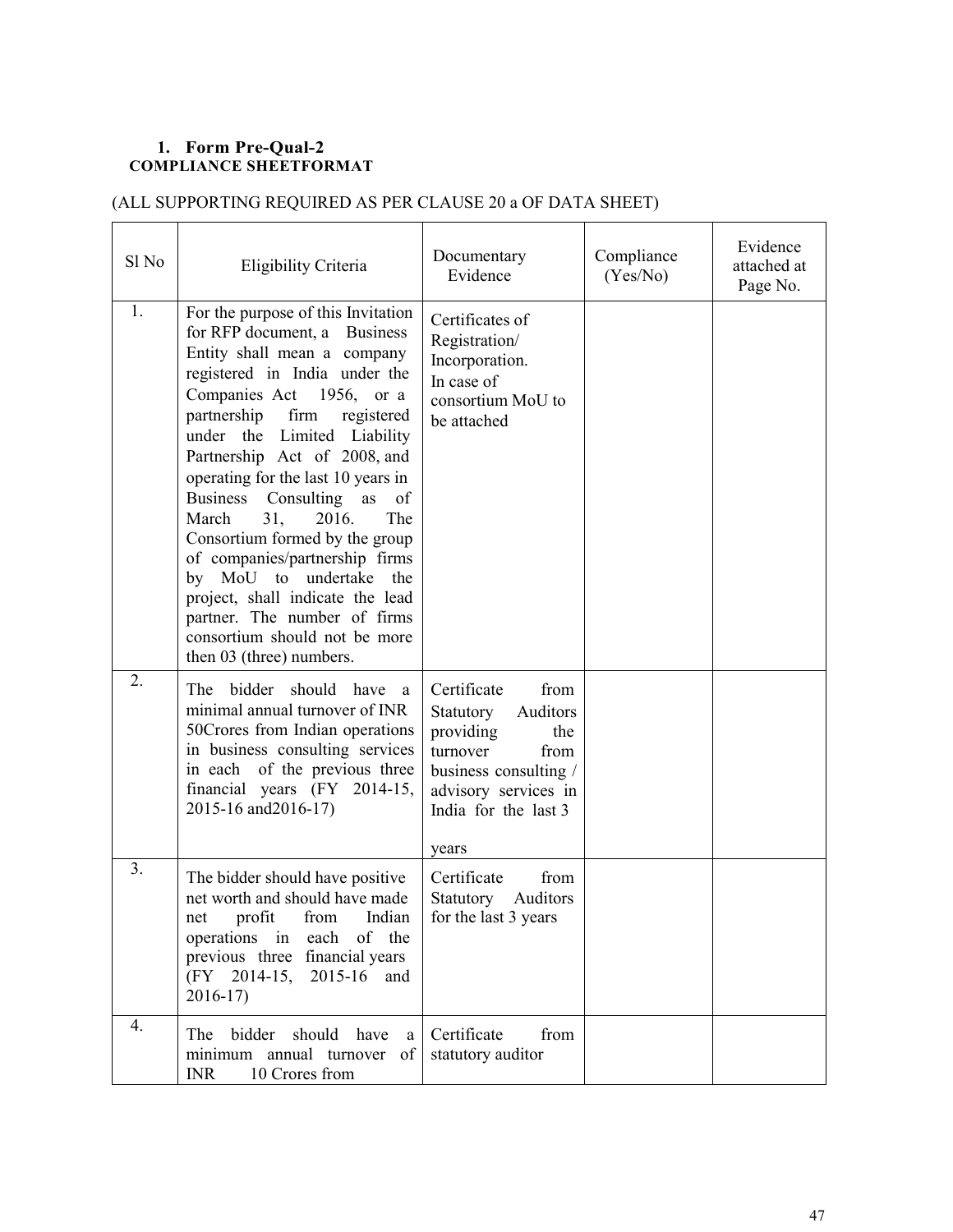1. **Form Pre-Qual-2**

**COMPLIANCE SHEETFORMAT**

(ALL SUPPORTING REQUIRED AS PER CLAUSE 20 a OF DATA SHEET)

| Sl No | Eligibility Criteria | Documentary Evidence | Compliance (Yes/No) | Evidence attached at Page No. |
|---|---|---|---|---|
| 1. | For the purpose of this Invitation for RFP document, a Business Entity shall mean a company registered in India under the Companies Act 1956, or a partnership firm registered under the Limited Liability Partnership Act of 2008, and operating for the last 10 years in Business Consulting as of March 31, 2016. The Consortium formed by the group of companies/partnership firms by MoU to undertake the project, shall indicate the lead partner. The number of firms consortium should not be more then 03 (three) numbers. | Certificates of Registration/ Incorporation. In case of consortium MoU to be attached | | |
| 2. | The bidder should have a minimal annual turnover of INR 50Crores from Indian operations in business consulting services in each of the previous three financial years (FY 2014-15, 2015-16 and2016-17) | Certificate from Statutory Auditors providing the turnover from business consulting / advisory services in India for the last 3 years | | |
| 3. | The bidder should have positive net worth and should have made net profit from Indian operations in each of the previous three financial years (FY 2014-15, 2015-16 and 2016-17) | Certificate from Statutory Auditors for the last 3 years | | |
| 4. | The bidder should have a minimum annual turnover of INR 10 Crores from | Certificate from statutory auditor | | |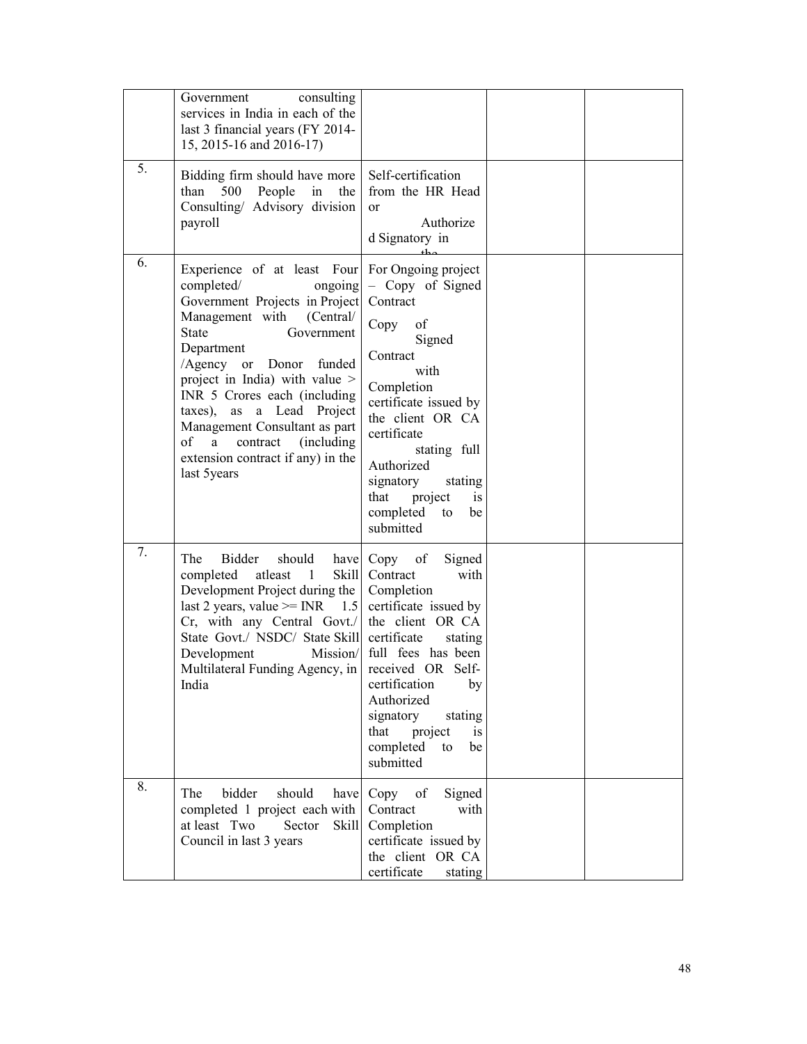|  |  |  |  |  |
| --- | --- | --- | --- | --- |
|  | Government consulting services in India in each of the last 3 financial years (FY 2014-15, 2015-16 and 2016-17) |  |  |  |
| 5. | Bidding firm should have more than 500 People in the Consulting/ Advisory division payroll | Self-certification from the HR Head or Authorized Signatory in the |  |  |
| 6. | Experience of at least Four completed/ ongoing Government Projects in Project Management with (Central/ State Government Department /Agency or Donor funded project in India) with value > INR 5 Crores each (including taxes), as a Lead Project Management Consultant as part of a contract (including extension contract if any) in the last 5years | For Ongoing project – Copy of Signed Contract<br>Copy of Signed Contract with Completion certificate issued by the client OR CA certificate stating full Authorized signatory stating that project is completed to be submitted |  |  |
| 7. | The Bidder should have completed atleast 1 Skill Development Project during the last 2 years, value >= INR 1.5 Cr, with any Central Govt./ State Govt./ NSDC/ State Skill Development Mission/ Multilateral Funding Agency, in India | Copy of Signed Contract with Completion certificate issued by the client OR CA certificate stating full fees has been received OR Self-certification by Authorized signatory stating that project is completed to be submitted |  |  |
| 8. | The bidder should have completed 1 project each with at least Two Sector Skill Council in last 3 years | Copy of Signed Contract with Completion certificate issued by the client OR CA certificate stating |  |  |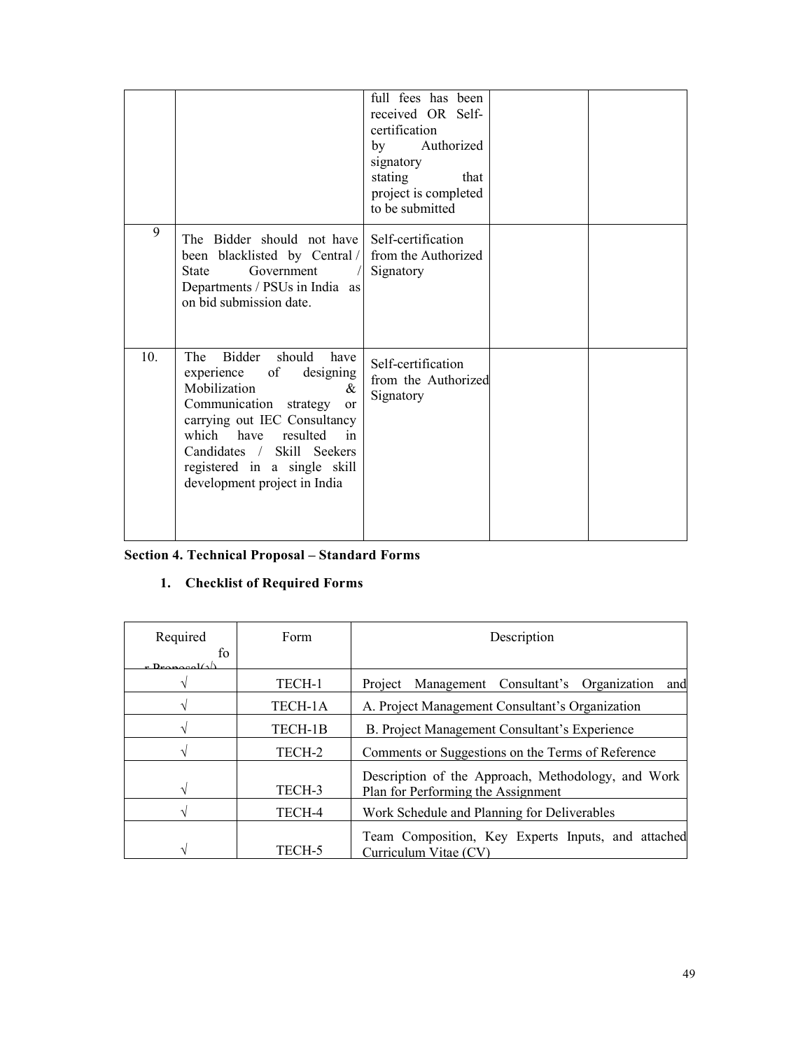| | | | | |
|---|---|---|---|---|
| | | full fees has been received OR Self-certification by Authorized signatory stating that project is completed to be submitted | | |
| 9 | The Bidder should not have been blacklisted by Central / State Government / Departments / PSUs in India as on bid submission date. | Self-certification from the Authorized Signatory | | |
| 10. | The Bidder should have experience of designing Mobilization & Communication strategy or carrying out IEC Consultancy which have resulted in Candidates / Skill Seekers registered in a single skill development project in India | Self-certification from the Authorized Signatory | | |

**Section 4. Technical Proposal – Standard Forms**

1. **Checklist of Required Forms**

| Required for Proposal(√) | Form | Description |
|---|---|---|
| √ | TECH-1 | Project Management Consultant's Organization and |
| √ | TECH-1A | A. Project Management Consultant's Organization |
| √ | TECH-1B | B. Project Management Consultant's Experience |
| √ | TECH-2 | Comments or Suggestions on the Terms of Reference |
| √ | TECH-3 | Description of the Approach, Methodology, and Work Plan for Performing the Assignment |
| √ | TECH-4 | Work Schedule and Planning for Deliverables |
| √ | TECH-5 | Team Composition, Key Experts Inputs, and attached Curriculum Vitae (CV) |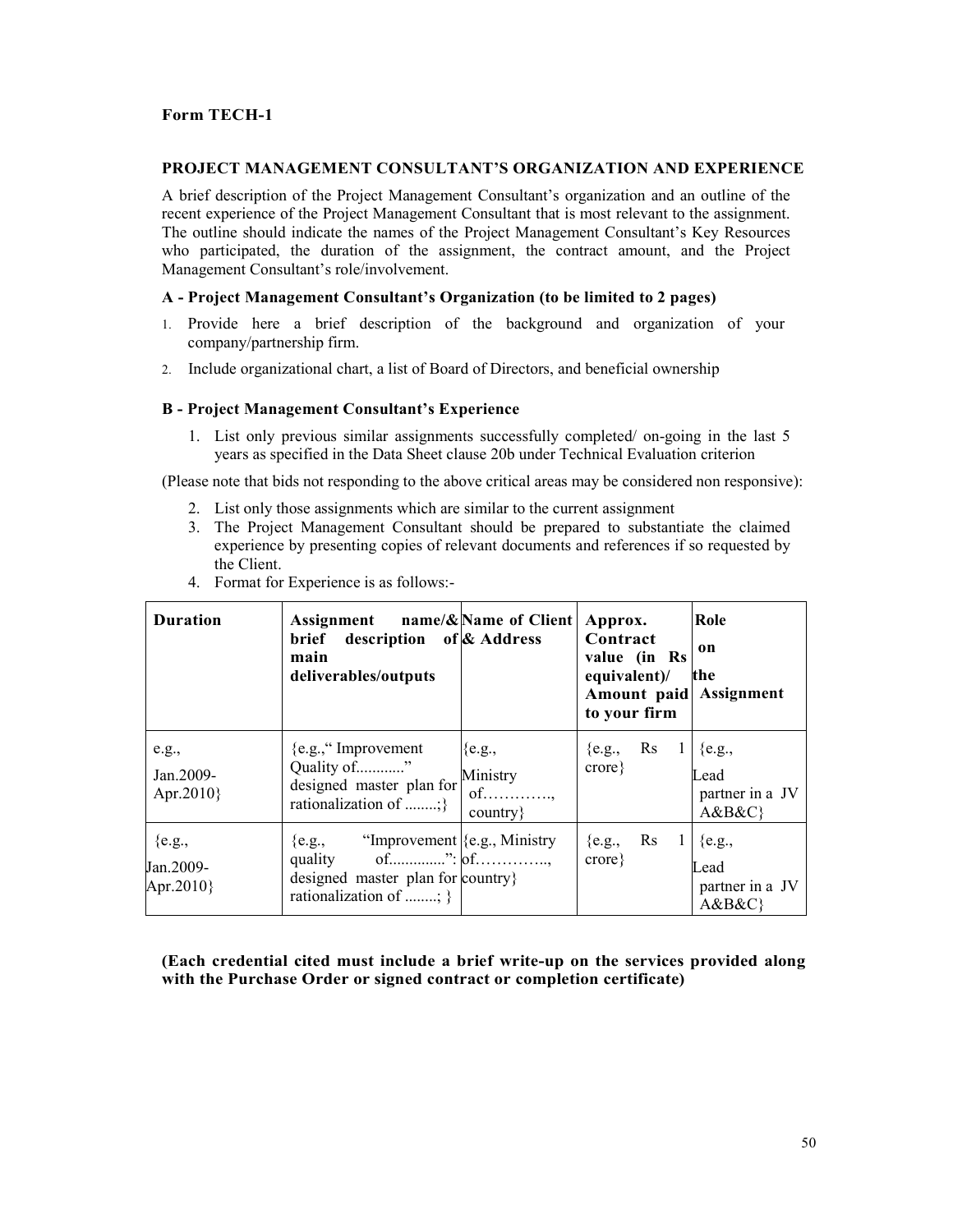**Form TECH-1**

**PROJECT MANAGEMENT CONSULTANT'S ORGANIZATION AND EXPERIENCE**

A brief description of the Project Management Consultant's organization and an outline of the recent experience of the Project Management Consultant that is most relevant to the assignment. The outline should indicate the names of the Project Management Consultant's Key Resources who participated, the duration of the assignment, the contract amount, and the Project Management Consultant's role/involvement.

**A - Project Management Consultant's Organization (to be limited to 2 pages)**

1. Provide here a brief description of the background and organization of your company/partnership firm.
2. Include organizational chart, a list of Board of Directors, and beneficial ownership

**B - Project Management Consultant's Experience**

1. List only previous similar assignments successfully completed/ on-going in the last 5 years as specified in the Data Sheet clause 20b under Technical Evaluation criterion

(Please note that bids not responding to the above critical areas may be considered non responsive):

2. List only those assignments which are similar to the current assignment
3. The Project Management Consultant should be prepared to substantiate the claimed experience by presenting copies of relevant documents and references if so requested by the Client.
4. Format for Experience is as follows:-

| **Duration** | **Assignment name/& brief description of main deliverables/outputs** | **Name of Client & Address** | **Approx. Contract value (in Rs equivalent)/ Amount paid to your firm** | **Role on the Assignment** |
|---|---|---|---|---|
| e.g., Jan.2009-Apr.2010} | {e.g.," Improvement Quality of............" designed master plan for rationalization of ........;} | {e.g., Ministry of…………., country} | {e.g., Rs 1 crore} | {e.g., Lead partner in a JV A&B&C} |
| {e.g., Jan.2009-Apr.2010} | {e.g., "Improvement quality of..............": designed master plan for rationalization of ........; } | {e.g., Ministry of…………., country} | {e.g., Rs 1 crore} | {e.g., Lead partner in a JV A&B&C} |

**(Each credential cited must include a brief write-up on the services provided along with the Purchase Order or signed contract or completion certificate)**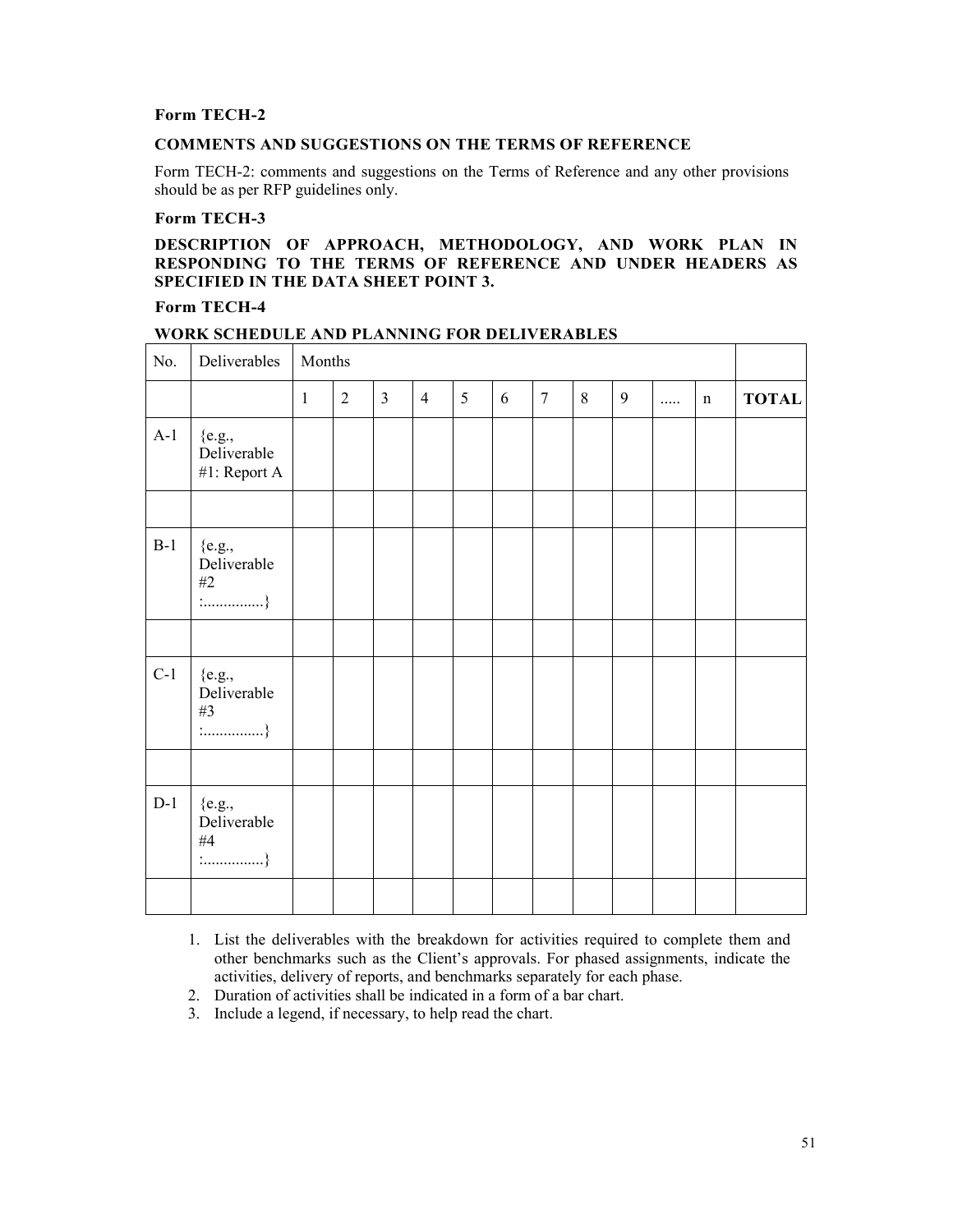**Form TECH-2**

**COMMENTS AND SUGGESTIONS ON THE TERMS OF REFERENCE**

Form TECH-2: comments and suggestions on the Terms of Reference and any other provisions should be as per RFP guidelines only.

**Form TECH-3**

**DESCRIPTION OF APPROACH, METHODOLOGY, AND WORK PLAN IN RESPONDING TO THE TERMS OF REFERENCE AND UNDER HEADERS AS SPECIFIED IN THE DATA SHEET POINT 3.**

**Form TECH-4**

**WORK SCHEDULE AND PLANNING FOR DELIVERABLES**

| No. | Deliverables | Months | | | | | | | | | | | |
|---|---|---|---|---|---|---|---|---|---|---|---|---|---|
| | | 1 | 2 | 3 | 4 | 5 | 6 | 7 | 8 | 9 | ..... | n | **TOTAL** |
| A-1 | {e.g., Deliverable #1: Report A | | | | | | | | | | | | |
| | | | | | | | | | | | | | |
| B-1 | {e.g., Deliverable #2 :...............} | | | | | | | | | | | | |
| | | | | | | | | | | | | | |
| C-1 | {e.g., Deliverable #3 :...............} | | | | | | | | | | | | |
| | | | | | | | | | | | | | |
| D-1 | {e.g., Deliverable #4 :...............} | | | | | | | | | | | | |
| | | | | | | | | | | | | | |

1. List the deliverables with the breakdown for activities required to complete them and other benchmarks such as the Client's approvals. For phased assignments, indicate the activities, delivery of reports, and benchmarks separately for each phase.
2. Duration of activities shall be indicated in a form of a bar chart.
3. Include a legend, if necessary, to help read the chart.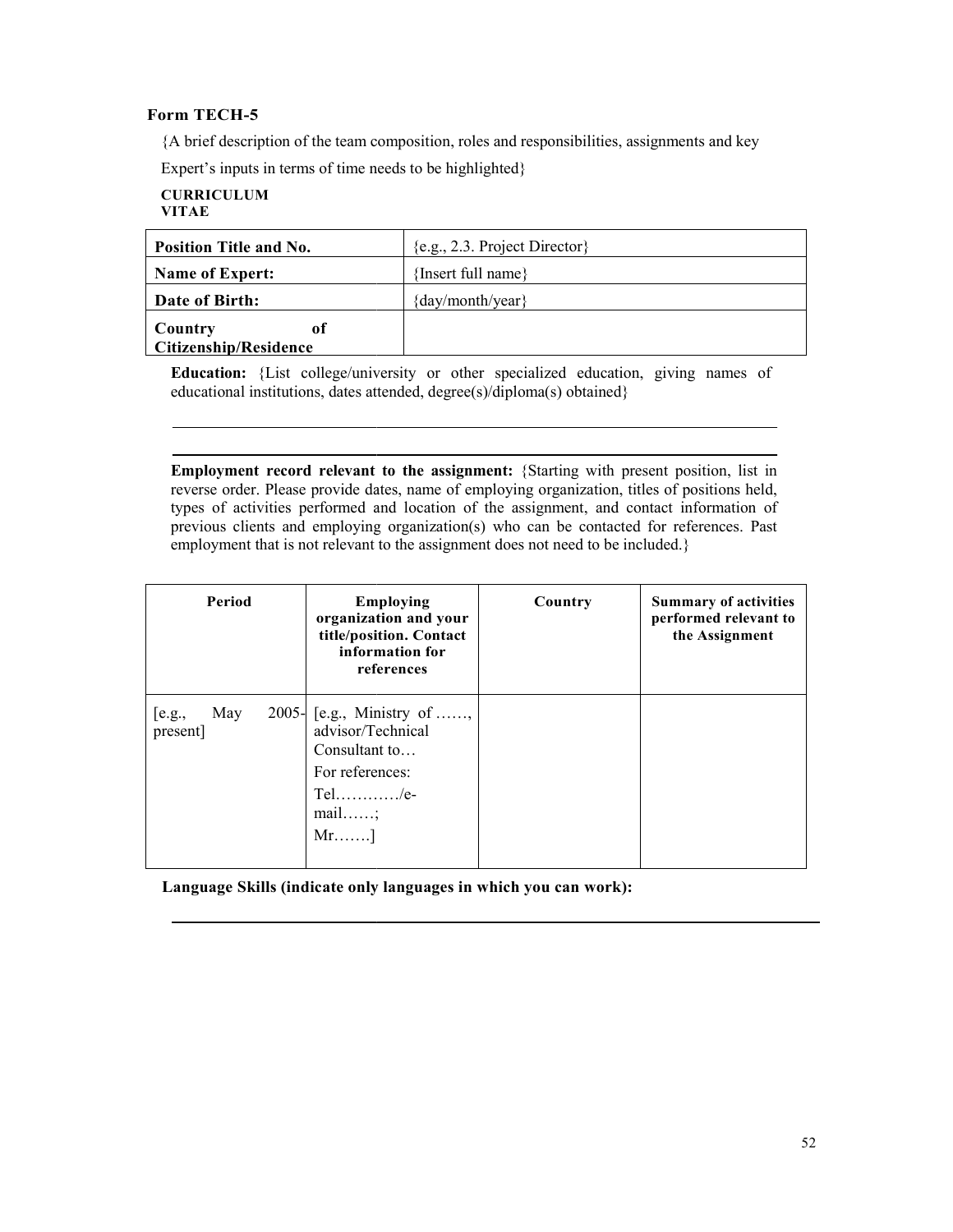**Form TECH-5**

{A brief description of the team composition, roles and responsibilities, assignments and key Expert's inputs in terms of time needs to be highlighted}

**CURRICULUM VITAE**

| **Position Title and No.** | {e.g., 2.3. Project Director} |
|---|---|
| **Name of Expert:** | {Insert full name} |
| **Date of Birth:** | {day/month/year} |
| **Country of Citizenship/Residence** | |

**Education:** {List college/university or other specialized education, giving names of educational institutions, dates attended, degree(s)/diploma(s) obtained}

---

---

**Employment record relevant to the assignment:** {Starting with present position, list in reverse order. Please provide dates, name of employing organization, titles of positions held, types of activities performed and location of the assignment, and contact information of previous clients and employing organization(s) who can be contacted for references. Past employment that is not relevant to the assignment does not need to be included.}

| Period | Employing organization and your title/position. Contact information for references | Country | Summary of activities performed relevant to the Assignment |
|---|---|---|---|
| [e.g., May 2005-present] | [e.g., Ministry of ……, advisor/Technical Consultant to… For references: Tel…………/e-mail……; Mr…….] | | |

**Language Skills (indicate only languages in which you can work):**

---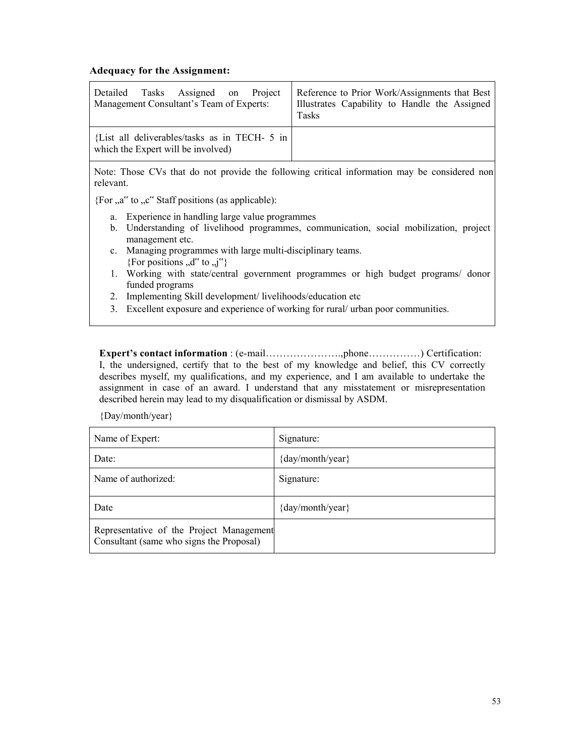**Adequacy for the Assignment:**

| Detailed Tasks Assigned on Project Management Consultant's Team of Experts: | Reference to Prior Work/Assignments that Best Illustrates Capability to Handle the Assigned Tasks |
|---|---|
| {List all deliverables/tasks as in TECH- 5 in which the Expert will be involved) | |

Note: Those CVs that do not provide the following critical information may be considered non relevant.

{For „a" to „c" Staff positions (as applicable):

a. Experience in handling large value programmes
b. Understanding of livelihood programmes, communication, social mobilization, project management etc.
c. Managing programmes with large multi-disciplinary teams.
{For positions „d" to „j"}

1. Working with state/central government programmes or high budget programs/ donor funded programs
2. Implementing Skill development/ livelihoods/education etc
3. Excellent exposure and experience of working for rural/ urban poor communities.

**Expert's contact information** : (e-mail…………………..,phone……………) Certification: I, the undersigned, certify that to the best of my knowledge and belief, this CV correctly describes myself, my qualifications, and my experience, and I am available to undertake the assignment in case of an award. I understand that any misstatement or misrepresentation described herein may lead to my disqualification or dismissal by ASDM.

{Day/month/year}

| Name of Expert: | Signature: |
|---|---|
| Date: | {day/month/year} |
| Name of authorized: | Signature: |
| Date | {day/month/year} |
| Representative of the Project Management Consultant (same who signs the Proposal) | |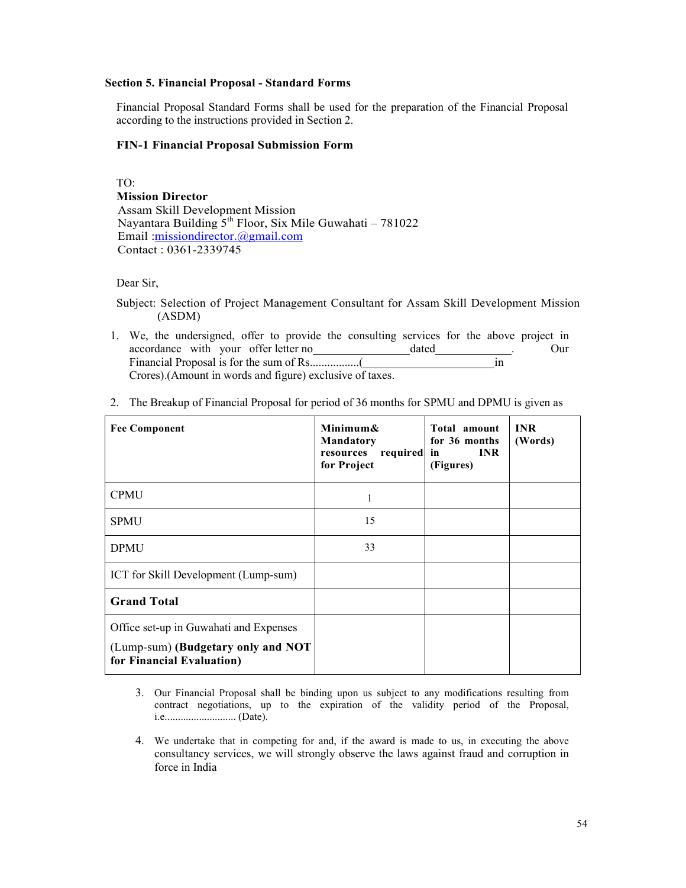### Section 5. Financial Proposal - Standard Forms

Financial Proposal Standard Forms shall be used for the preparation of the Financial Proposal according to the instructions provided in Section 2.

#### FIN-1 Financial Proposal Submission Form

TO:
**Mission Director**
Assam Skill Development Mission
Nayantara Building 5th Floor, Six Mile Guwahati – 781022
Email :missiondirector.@gmail.com
Contact : 0361-2339745

Dear Sir,

Subject: Selection of Project Management Consultant for Assam Skill Development Mission (ASDM)

1. We, the undersigned, offer to provide the consulting services for the above project in accordance with your offer letter no_________________dated______________. Our Financial Proposal is for the sum of Rs.................(_______________________in Crores).(Amount in words and figure) exclusive of taxes.

2. The Breakup of Financial Proposal for period of 36 months for SPMU and DPMU is given as

| Fee Component | Minimum& Mandatory resources required for Project | Total amount for 36 months in INR (Figures) | INR (Words) |
|---|---|---|---|
| CPMU | 1 | | |
| SPMU | 15 | | |
| DPMU | 33 | | |
| ICT for Skill Development (Lump-sum) | | | |
| **Grand Total** | | | |
| Office set-up in Guwahati and Expenses (Lump-sum) **(Budgetary only and NOT for Financial Evaluation)** | | | |

3. Our Financial Proposal shall be binding upon us subject to any modifications resulting from contract negotiations, up to the expiration of the validity period of the Proposal, i.e........................... (Date).

4. We undertake that in competing for and, if the award is made to us, in executing the above consultancy services, we will strongly observe the laws against fraud and corruption in force in India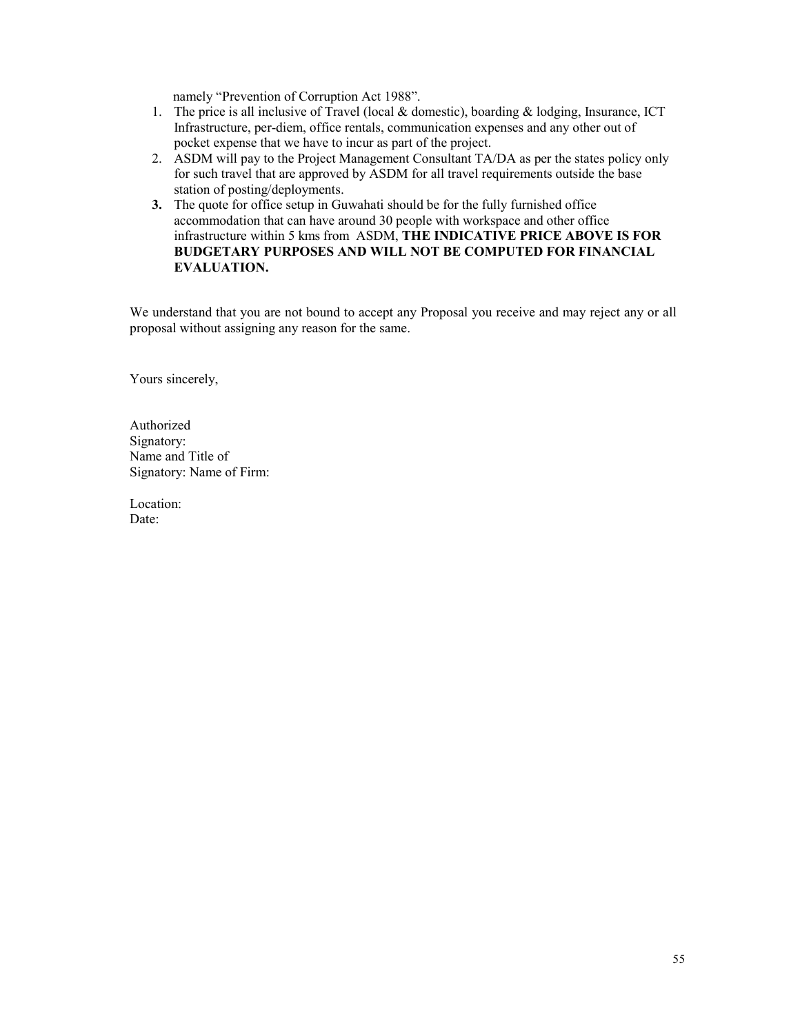namely "Prevention of Corruption Act 1988".

1. The price is all inclusive of Travel (local & domestic), boarding & lodging, Insurance, ICT Infrastructure, per-diem, office rentals, communication expenses and any other out of pocket expense that we have to incur as part of the project.
2. ASDM will pay to the Project Management Consultant TA/DA as per the states policy only for such travel that are approved by ASDM for all travel requirements outside the base station of posting/deployments.
3. The quote for office setup in Guwahati should be for the fully furnished office accommodation that can have around 30 people with workspace and other office infrastructure within 5 kms from ASDM, **THE INDICATIVE PRICE ABOVE IS FOR BUDGETARY PURPOSES AND WILL NOT BE COMPUTED FOR FINANCIAL EVALUATION.**

We understand that you are not bound to accept any Proposal you receive and may reject any or all proposal without assigning any reason for the same.

Yours sincerely,

Authorized Signatory:
Name and Title of Signatory: Name of Firm:

Location:
Date: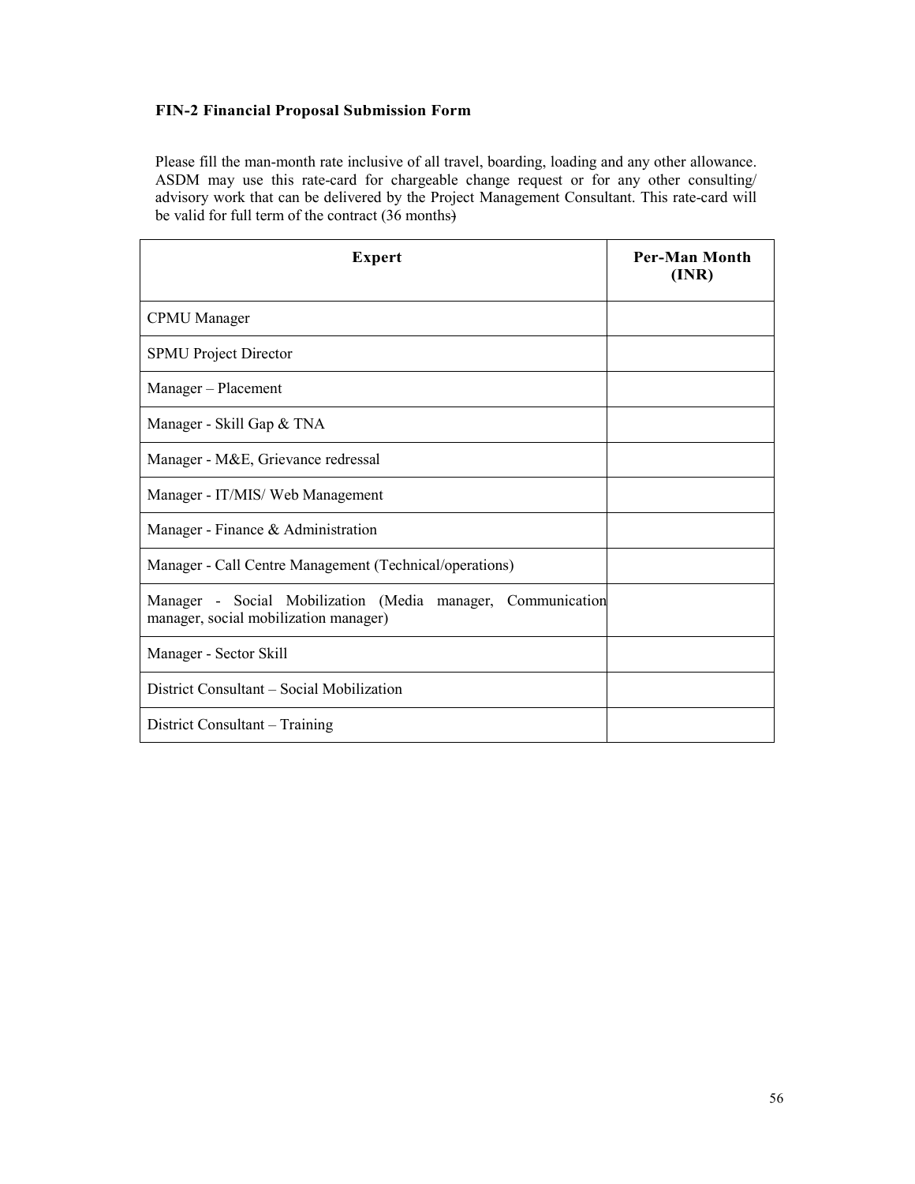**FIN-2 Financial Proposal Submission Form**

Please fill the man-month rate inclusive of all travel, boarding, loading and any other allowance. ASDM may use this rate-card for chargeable change request or for any other consulting/ advisory work that can be delivered by the Project Management Consultant. This rate-card will be valid for full term of the contract (36 months)

| Expert | Per-Man Month (INR) |
|---|---|
| CPMU Manager | |
| SPMU Project Director | |
| Manager – Placement | |
| Manager - Skill Gap & TNA | |
| Manager - M&E, Grievance redressal | |
| Manager - IT/MIS/ Web Management | |
| Manager - Finance & Administration | |
| Manager - Call Centre Management (Technical/operations) | |
| Manager - Social Mobilization (Media manager, Communication manager, social mobilization manager) | |
| Manager - Sector Skill | |
| District Consultant – Social Mobilization | |
| District Consultant – Training | |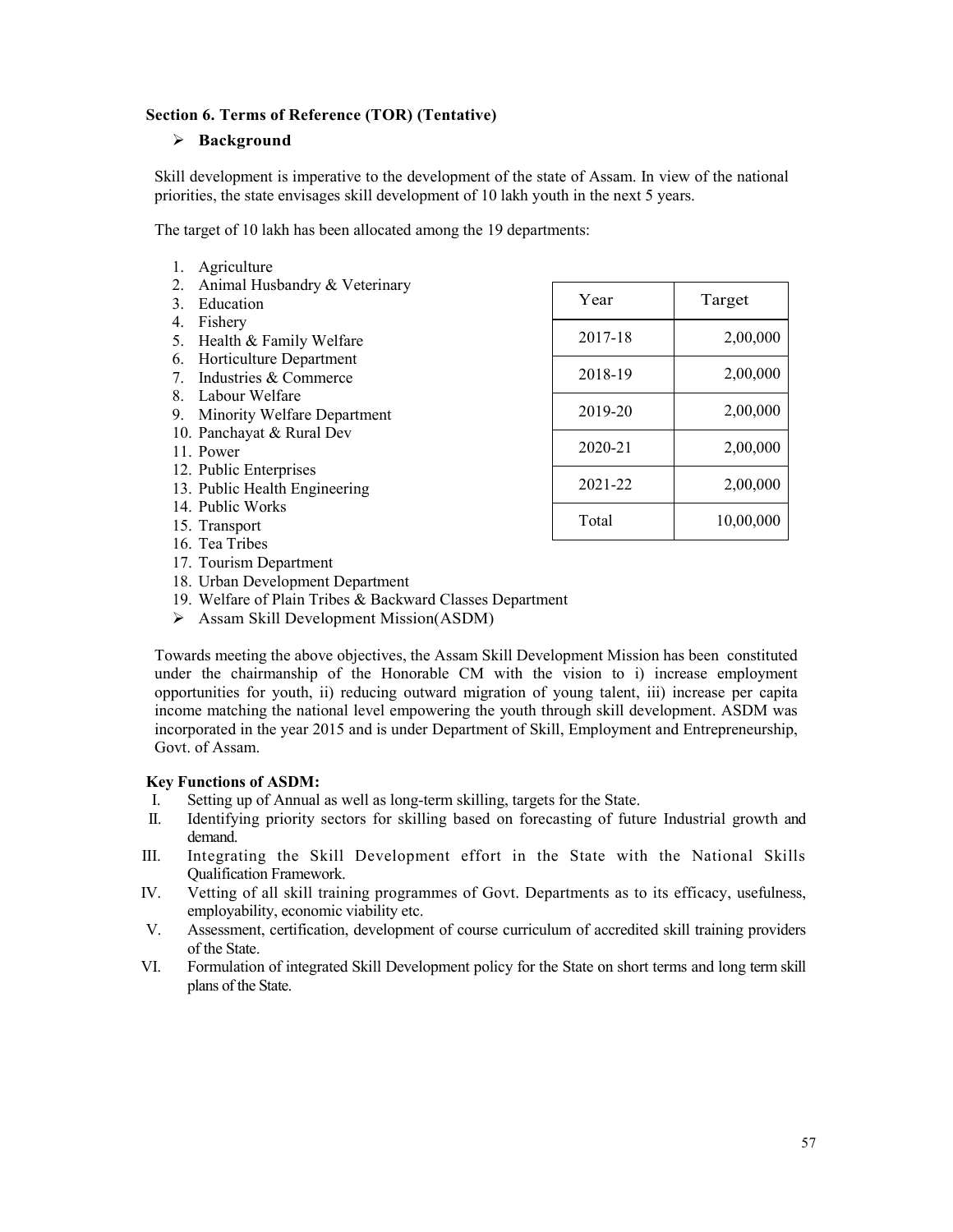### Section 6. Terms of Reference (TOR) (Tentative)

- **Background**

Skill development is imperative to the development of the state of Assam. In view of the national priorities, the state envisages skill development of 10 lakh youth in the next 5 years.

The target of 10 lakh has been allocated among the 19 departments:

1. Agriculture
2. Animal Husbandry & Veterinary
3. Education
4. Fishery
5. Health & Family Welfare
6. Horticulture Department
7. Industries & Commerce
8. Labour Welfare
9. Minority Welfare Department
10. Panchayat & Rural Dev
11. Power
12. Public Enterprises
13. Public Health Engineering
14. Public Works
15. Transport
16. Tea Tribes
17. Tourism Department
18. Urban Development Department
19. Welfare of Plain Tribes & Backward Classes Department

| Year | Target |
|---|---|
| 2017-18 | 2,00,000 |
| 2018-19 | 2,00,000 |
| 2019-20 | 2,00,000 |
| 2020-21 | 2,00,000 |
| 2021-22 | 2,00,000 |
| Total | 10,00,000 |

- Assam Skill Development Mission(ASDM)

Towards meeting the above objectives, the Assam Skill Development Mission has been constituted under the chairmanship of the Honorable CM with the vision to i) increase employment opportunities for youth, ii) reducing outward migration of young talent, iii) increase per capita income matching the national level empowering the youth through skill development. ASDM was incorporated in the year 2015 and is under Department of Skill, Employment and Entrepreneurship, Govt. of Assam.

**Key Functions of ASDM:**

I. Setting up of Annual as well as long-term skilling, targets for the State.
II. Identifying priority sectors for skilling based on forecasting of future Industrial growth and demand.
III. Integrating the Skill Development effort in the State with the National Skills Qualification Framework.
IV. Vetting of all skill training programmes of Govt. Departments as to its efficacy, usefulness, employability, economic viability etc.
V. Assessment, certification, development of course curriculum of accredited skill training providers of the State.
VI. Formulation of integrated Skill Development policy for the State on short terms and long term skill plans of the State.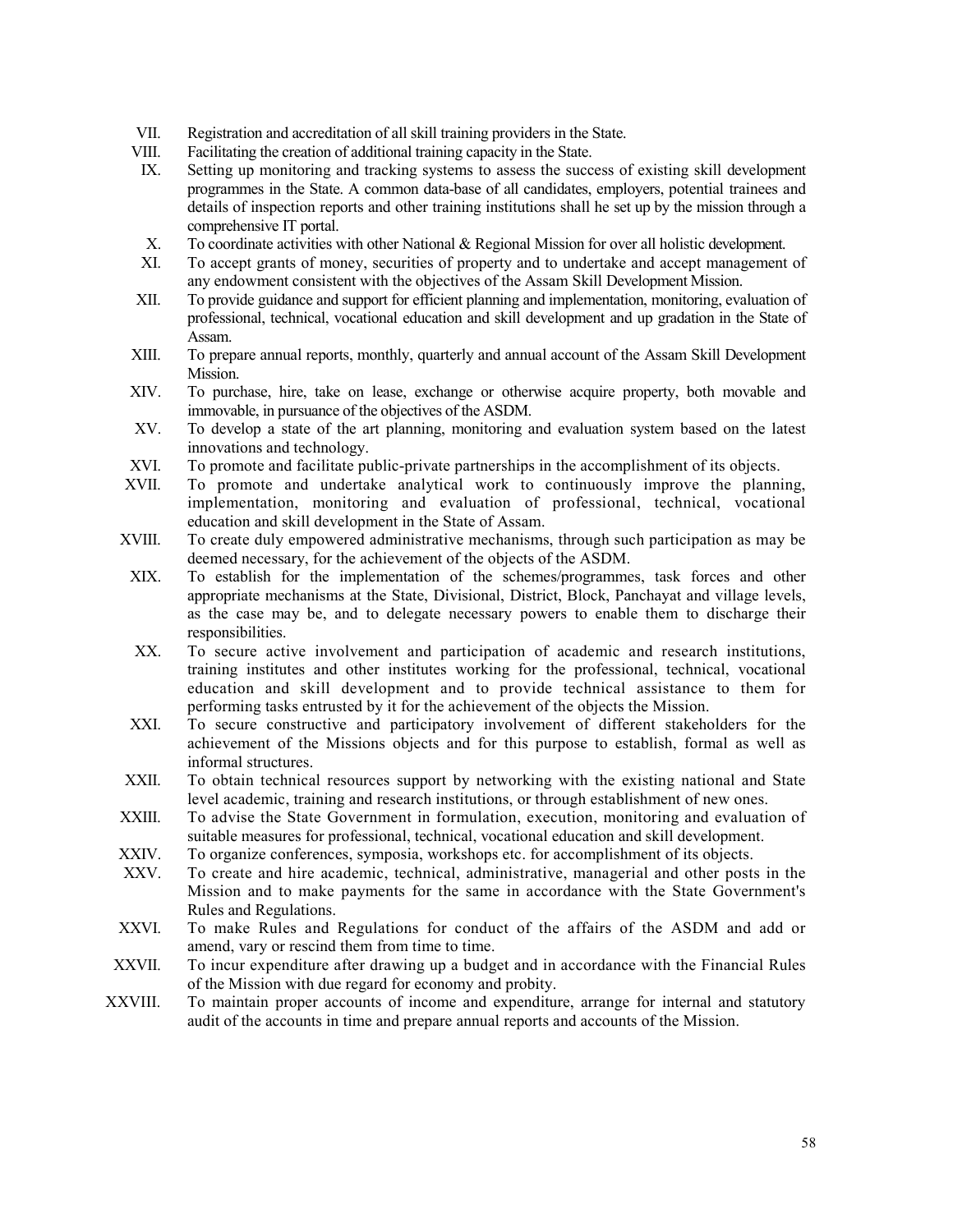VII. Registration and accreditation of all skill training providers in the State.

VIII. Facilitating the creation of additional training capacity in the State.

IX. Setting up monitoring and tracking systems to assess the success of existing skill development programmes in the State. A common data-base of all candidates, employers, potential trainees and details of inspection reports and other training institutions shall he set up by the mission through a comprehensive IT portal.

X. To coordinate activities with other National & Regional Mission for over all holistic development.

XI. To accept grants of money, securities of property and to undertake and accept management of any endowment consistent with the objectives of the Assam Skill Development Mission.

XII. To provide guidance and support for efficient planning and implementation, monitoring, evaluation of professional, technical, vocational education and skill development and up gradation in the State of Assam.

XIII. To prepare annual reports, monthly, quarterly and annual account of the Assam Skill Development Mission.

XIV. To purchase, hire, take on lease, exchange or otherwise acquire property, both movable and immovable, in pursuance of the objectives of the ASDM.

XV. To develop a state of the art planning, monitoring and evaluation system based on the latest innovations and technology.

XVI. To promote and facilitate public-private partnerships in the accomplishment of its objects.

XVII. To promote and undertake analytical work to continuously improve the planning, implementation, monitoring and evaluation of professional, technical, vocational education and skill development in the State of Assam.

XVIII. To create duly empowered administrative mechanisms, through such participation as may be deemed necessary, for the achievement of the objects of the ASDM.

XIX. To establish for the implementation of the schemes/programmes, task forces and other appropriate mechanisms at the State, Divisional, District, Block, Panchayat and village levels, as the case may be, and to delegate necessary powers to enable them to discharge their responsibilities.

XX. To secure active involvement and participation of academic and research institutions, training institutes and other institutes working for the professional, technical, vocational education and skill development and to provide technical assistance to them for performing tasks entrusted by it for the achievement of the objects the Mission.

XXI. To secure constructive and participatory involvement of different stakeholders for the achievement of the Missions objects and for this purpose to establish, formal as well as informal structures.

XXII. To obtain technical resources support by networking with the existing national and State level academic, training and research institutions, or through establishment of new ones.

XXIII. To advise the State Government in formulation, execution, monitoring and evaluation of suitable measures for professional, technical, vocational education and skill development.

XXIV. To organize conferences, symposia, workshops etc. for accomplishment of its objects.

XXV. To create and hire academic, technical, administrative, managerial and other posts in the Mission and to make payments for the same in accordance with the State Government's Rules and Regulations.

XXVI. To make Rules and Regulations for conduct of the affairs of the ASDM and add or amend, vary or rescind them from time to time.

XXVII. To incur expenditure after drawing up a budget and in accordance with the Financial Rules of the Mission with due regard for economy and probity.

XXVIII. To maintain proper accounts of income and expenditure, arrange for internal and statutory audit of the accounts in time and prepare annual reports and accounts of the Mission.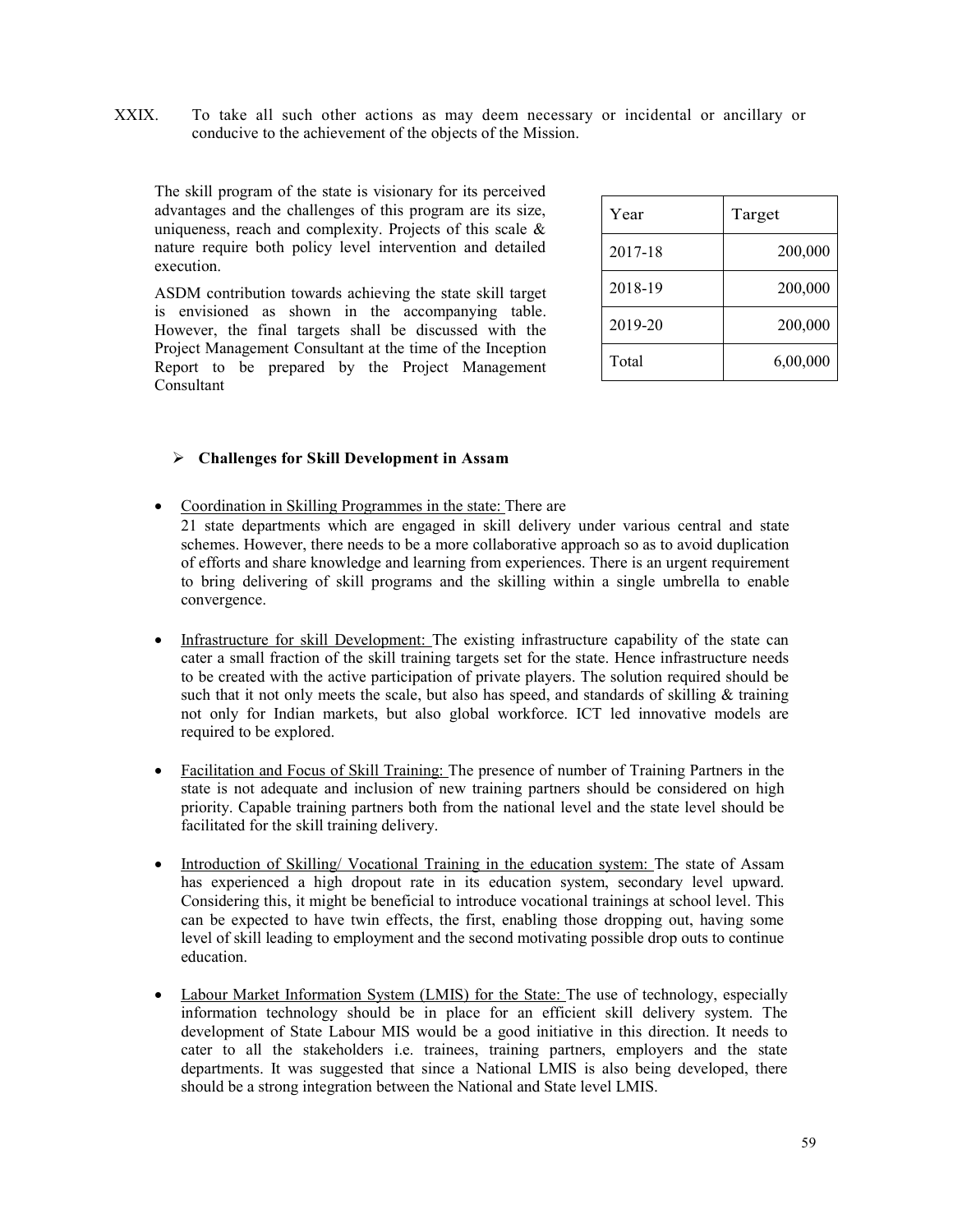XXIX. To take all such other actions as may deem necessary or incidental or ancillary or conducive to the achievement of the objects of the Mission.

The skill program of the state is visionary for its perceived advantages and the challenges of this program are its size, uniqueness, reach and complexity. Projects of this scale & nature require both policy level intervention and detailed execution.

ASDM contribution towards achieving the state skill target is envisioned as shown in the accompanying table. However, the final targets shall be discussed with the Project Management Consultant at the time of the Inception Report to be prepared by the Project Management Consultant

| Year | Target |
|---|---|
| 2017-18 | 200,000 |
| 2018-19 | 200,000 |
| 2019-20 | 200,000 |
| Total | 6,00,000 |

- **Challenges for Skill Development in Assam**

- Coordination in Skilling Programmes in the state: There are 21 state departments which are engaged in skill delivery under various central and state schemes. However, there needs to be a more collaborative approach so as to avoid duplication of efforts and share knowledge and learning from experiences. There is an urgent requirement to bring delivering of skill programs and the skilling within a single umbrella to enable convergence.

- Infrastructure for skill Development: The existing infrastructure capability of the state can cater a small fraction of the skill training targets set for the state. Hence infrastructure needs to be created with the active participation of private players. The solution required should be such that it not only meets the scale, but also has speed, and standards of skilling & training not only for Indian markets, but also global workforce. ICT led innovative models are required to be explored.

- Facilitation and Focus of Skill Training: The presence of number of Training Partners in the state is not adequate and inclusion of new training partners should be considered on high priority. Capable training partners both from the national level and the state level should be facilitated for the skill training delivery.

- Introduction of Skilling/ Vocational Training in the education system: The state of Assam has experienced a high dropout rate in its education system, secondary level upward. Considering this, it might be beneficial to introduce vocational trainings at school level. This can be expected to have twin effects, the first, enabling those dropping out, having some level of skill leading to employment and the second motivating possible drop outs to continue education.

- Labour Market Information System (LMIS) for the State: The use of technology, especially information technology should be in place for an efficient skill delivery system. The development of State Labour MIS would be a good initiative in this direction. It needs to cater to all the stakeholders i.e. trainees, training partners, employers and the state departments. It was suggested that since a National LMIS is also being developed, there should be a strong integration between the National and State level LMIS.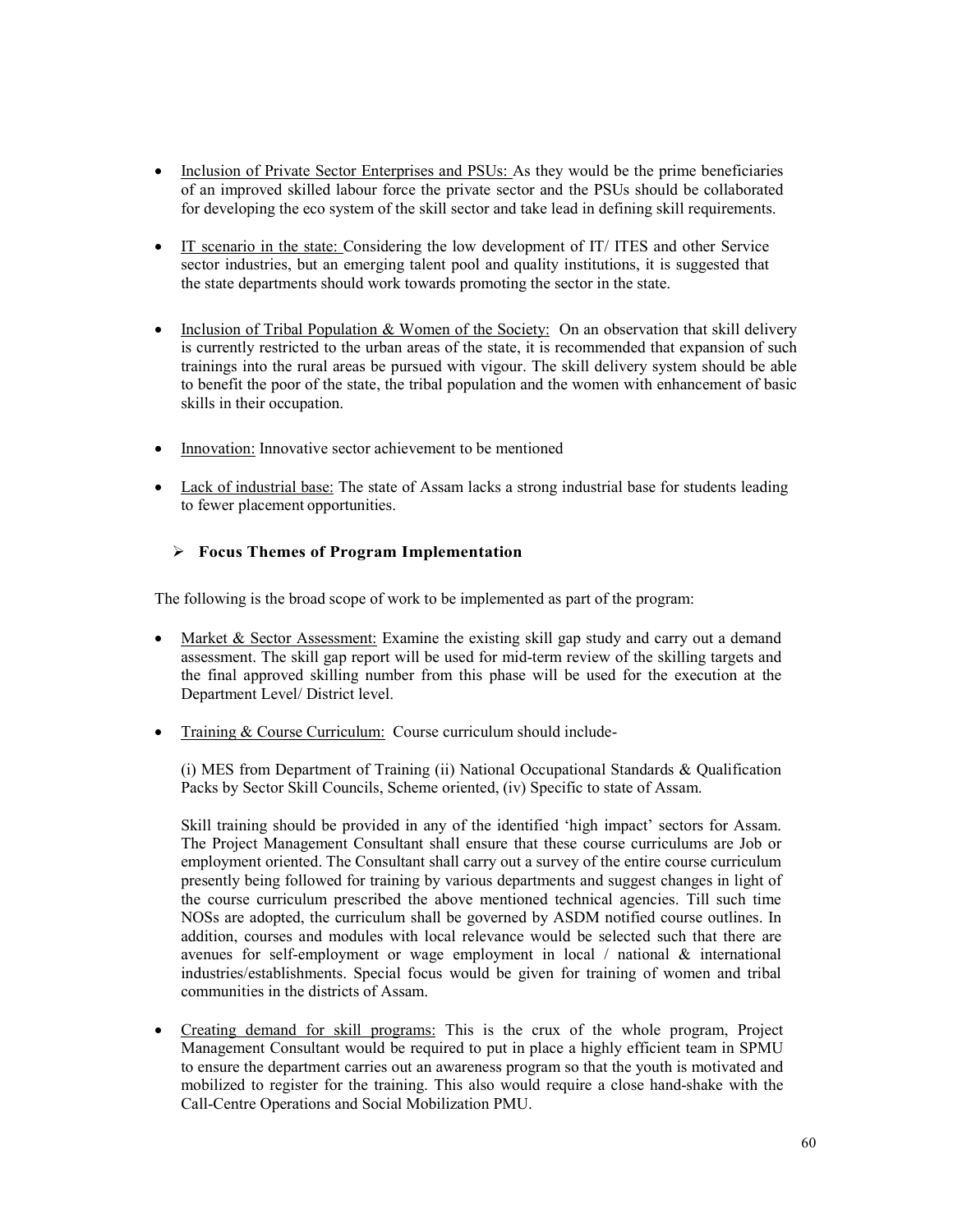- Inclusion of Private Sector Enterprises and PSUs: As they would be the prime beneficiaries of an improved skilled labour force the private sector and the PSUs should be collaborated for developing the eco system of the skill sector and take lead in defining skill requirements.

- IT scenario in the state: Considering the low development of IT/ ITES and other Service sector industries, but an emerging talent pool and quality institutions, it is suggested that the state departments should work towards promoting the sector in the state.

- Inclusion of Tribal Population & Women of the Society: On an observation that skill delivery is currently restricted to the urban areas of the state, it is recommended that expansion of such trainings into the rural areas be pursued with vigour. The skill delivery system should be able to benefit the poor of the state, the tribal population and the women with enhancement of basic skills in their occupation.

- Innovation: Innovative sector achievement to be mentioned

- Lack of industrial base: The state of Assam lacks a strong industrial base for students leading to fewer placement opportunities.

- **Focus Themes of Program Implementation**

The following is the broad scope of work to be implemented as part of the program:

- Market & Sector Assessment: Examine the existing skill gap study and carry out a demand assessment. The skill gap report will be used for mid-term review of the skilling targets and the final approved skilling number from this phase will be used for the execution at the Department Level/ District level.

- Training & Course Curriculum: Course curriculum should include-

  (i) MES from Department of Training (ii) National Occupational Standards & Qualification Packs by Sector Skill Councils, Scheme oriented, (iv) Specific to state of Assam.

  Skill training should be provided in any of the identified 'high impact' sectors for Assam. The Project Management Consultant shall ensure that these course curriculums are Job or employment oriented. The Consultant shall carry out a survey of the entire course curriculum presently being followed for training by various departments and suggest changes in light of the course curriculum prescribed the above mentioned technical agencies. Till such time NOSs are adopted, the curriculum shall be governed by ASDM notified course outlines. In addition, courses and modules with local relevance would be selected such that there are avenues for self-employment or wage employment in local / national & international industries/establishments. Special focus would be given for training of women and tribal communities in the districts of Assam.

- Creating demand for skill programs: This is the crux of the whole program, Project Management Consultant would be required to put in place a highly efficient team in SPMU to ensure the department carries out an awareness program so that the youth is motivated and mobilized to register for the training. This also would require a close hand-shake with the Call-Centre Operations and Social Mobilization PMU.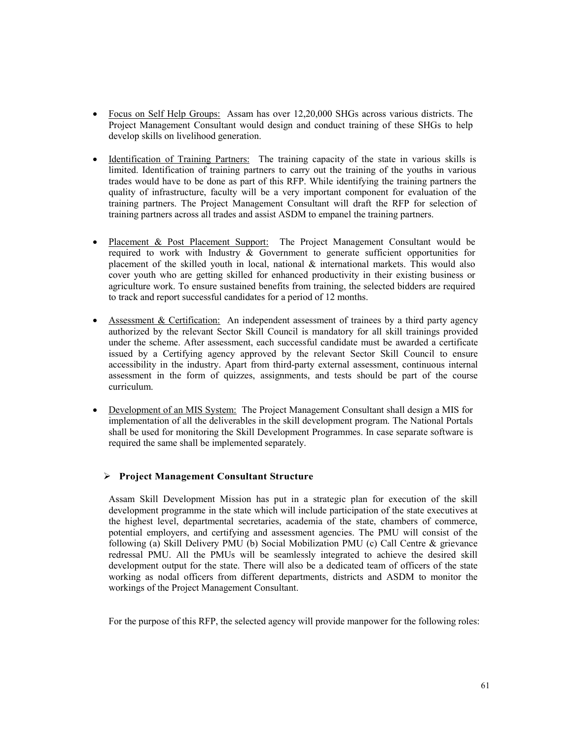- Focus on Self Help Groups: Assam has over 12,20,000 SHGs across various districts. The Project Management Consultant would design and conduct training of these SHGs to help develop skills on livelihood generation.

- Identification of Training Partners: The training capacity of the state in various skills is limited. Identification of training partners to carry out the training of the youths in various trades would have to be done as part of this RFP. While identifying the training partners the quality of infrastructure, faculty will be a very important component for evaluation of the training partners. The Project Management Consultant will draft the RFP for selection of training partners across all trades and assist ASDM to empanel the training partners.

- Placement & Post Placement Support: The Project Management Consultant would be required to work with Industry & Government to generate sufficient opportunities for placement of the skilled youth in local, national & international markets. This would also cover youth who are getting skilled for enhanced productivity in their existing business or agriculture work. To ensure sustained benefits from training, the selected bidders are required to track and report successful candidates for a period of 12 months.

- Assessment & Certification: An independent assessment of trainees by a third party agency authorized by the relevant Sector Skill Council is mandatory for all skill trainings provided under the scheme. After assessment, each successful candidate must be awarded a certificate issued by a Certifying agency approved by the relevant Sector Skill Council to ensure accessibility in the industry. Apart from third-party external assessment, continuous internal assessment in the form of quizzes, assignments, and tests should be part of the course curriculum.

- Development of an MIS System: The Project Management Consultant shall design a MIS for implementation of all the deliverables in the skill development program. The National Portals shall be used for monitoring the Skill Development Programmes. In case separate software is required the same shall be implemented separately.

➢ **Project Management Consultant Structure**

Assam Skill Development Mission has put in a strategic plan for execution of the skill development programme in the state which will include participation of the state executives at the highest level, departmental secretaries, academia of the state, chambers of commerce, potential employers, and certifying and assessment agencies. The PMU will consist of the following (a) Skill Delivery PMU (b) Social Mobilization PMU (c) Call Centre & grievance redressal PMU. All the PMUs will be seamlessly integrated to achieve the desired skill development output for the state. There will also be a dedicated team of officers of the state working as nodal officers from different departments, districts and ASDM to monitor the workings of the Project Management Consultant.

For the purpose of this RFP, the selected agency will provide manpower for the following roles: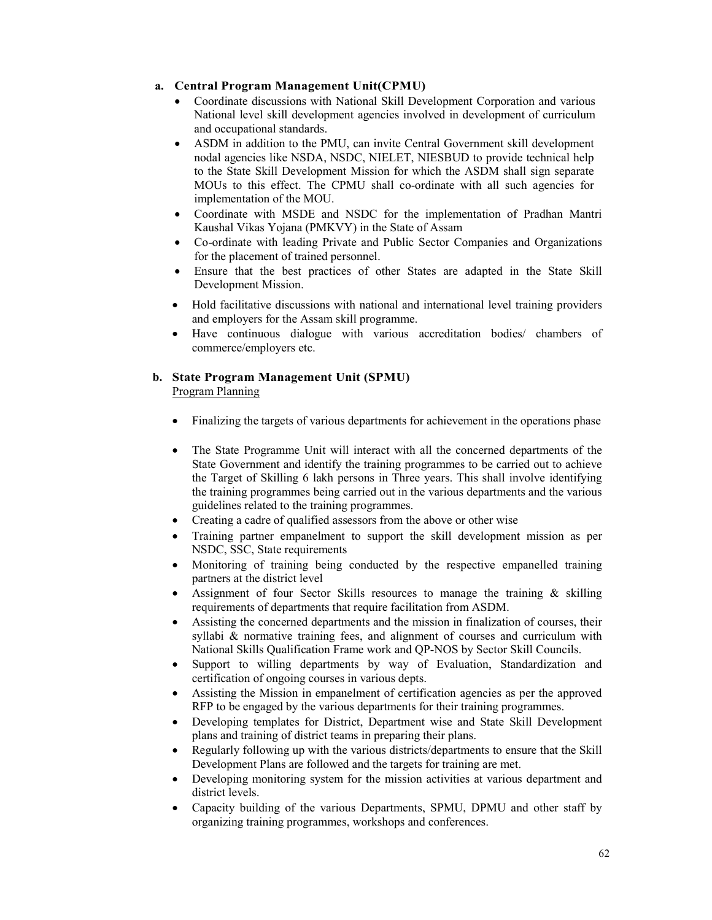**a. Central Program Management Unit(CPMU)**

- Coordinate discussions with National Skill Development Corporation and various National level skill development agencies involved in development of curriculum and occupational standards.
- ASDM in addition to the PMU, can invite Central Government skill development nodal agencies like NSDA, NSDC, NIELET, NIESBUD to provide technical help to the State Skill Development Mission for which the ASDM shall sign separate MOUs to this effect. The CPMU shall co-ordinate with all such agencies for implementation of the MOU.
- Coordinate with MSDE and NSDC for the implementation of Pradhan Mantri Kaushal Vikas Yojana (PMKVY) in the State of Assam
- Co-ordinate with leading Private and Public Sector Companies and Organizations for the placement of trained personnel.
- Ensure that the best practices of other States are adapted in the State Skill Development Mission.
- Hold facilitative discussions with national and international level training providers and employers for the Assam skill programme.
- Have continuous dialogue with various accreditation bodies/ chambers of commerce/employers etc.

**b. State Program Management Unit (SPMU)**

Program Planning

- Finalizing the targets of various departments for achievement in the operations phase
- The State Programme Unit will interact with all the concerned departments of the State Government and identify the training programmes to be carried out to achieve the Target of Skilling 6 lakh persons in Three years. This shall involve identifying the training programmes being carried out in the various departments and the various guidelines related to the training programmes.
- Creating a cadre of qualified assessors from the above or other wise
- Training partner empanelment to support the skill development mission as per NSDC, SSC, State requirements
- Monitoring of training being conducted by the respective empanelled training partners at the district level
- Assignment of four Sector Skills resources to manage the training & skilling requirements of departments that require facilitation from ASDM.
- Assisting the concerned departments and the mission in finalization of courses, their syllabi & normative training fees, and alignment of courses and curriculum with National Skills Qualification Frame work and QP-NOS by Sector Skill Councils.
- Support to willing departments by way of Evaluation, Standardization and certification of ongoing courses in various depts.
- Assisting the Mission in empanelment of certification agencies as per the approved RFP to be engaged by the various departments for their training programmes.
- Developing templates for District, Department wise and State Skill Development plans and training of district teams in preparing their plans.
- Regularly following up with the various districts/departments to ensure that the Skill Development Plans are followed and the targets for training are met.
- Developing monitoring system for the mission activities at various department and district levels.
- Capacity building of the various Departments, SPMU, DPMU and other staff by organizing training programmes, workshops and conferences.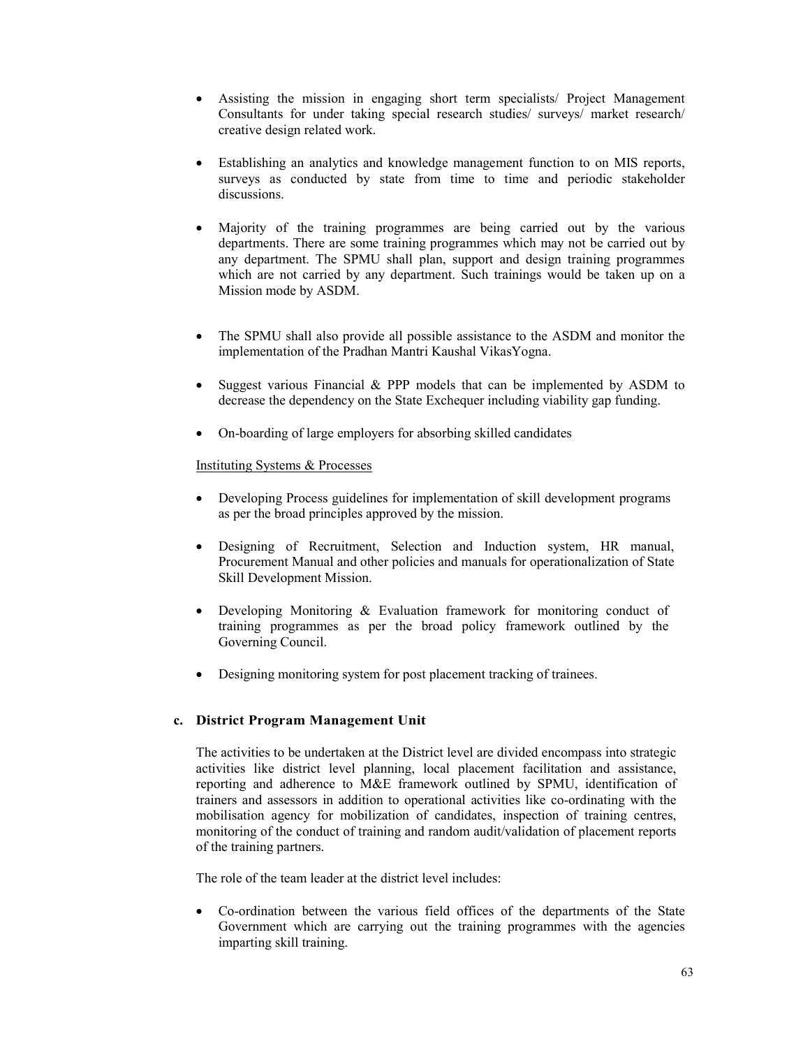- Assisting the mission in engaging short term specialists/ Project Management Consultants for under taking special research studies/ surveys/ market research/ creative design related work.

- Establishing an analytics and knowledge management function to on MIS reports, surveys as conducted by state from time to time and periodic stakeholder discussions.

- Majority of the training programmes are being carried out by the various departments. There are some training programmes which may not be carried out by any department. The SPMU shall plan, support and design training programmes which are not carried by any department. Such trainings would be taken up on a Mission mode by ASDM.

- The SPMU shall also provide all possible assistance to the ASDM and monitor the implementation of the Pradhan Mantri Kaushal VikasYogna.

- Suggest various Financial & PPP models that can be implemented by ASDM to decrease the dependency on the State Exchequer including viability gap funding.

- On-boarding of large employers for absorbing skilled candidates

Instituting Systems & Processes

- Developing Process guidelines for implementation of skill development programs as per the broad principles approved by the mission.

- Designing of Recruitment, Selection and Induction system, HR manual, Procurement Manual and other policies and manuals for operationalization of State Skill Development Mission.

- Developing Monitoring & Evaluation framework for monitoring conduct of training programmes as per the broad policy framework outlined by the Governing Council.

- Designing monitoring system for post placement tracking of trainees.

### c. District Program Management Unit

The activities to be undertaken at the District level are divided encompass into strategic activities like district level planning, local placement facilitation and assistance, reporting and adherence to M&E framework outlined by SPMU, identification of trainers and assessors in addition to operational activities like co-ordinating with the mobilisation agency for mobilization of candidates, inspection of training centres, monitoring of the conduct of training and random audit/validation of placement reports of the training partners.

The role of the team leader at the district level includes:

- Co-ordination between the various field offices of the departments of the State Government which are carrying out the training programmes with the agencies imparting skill training.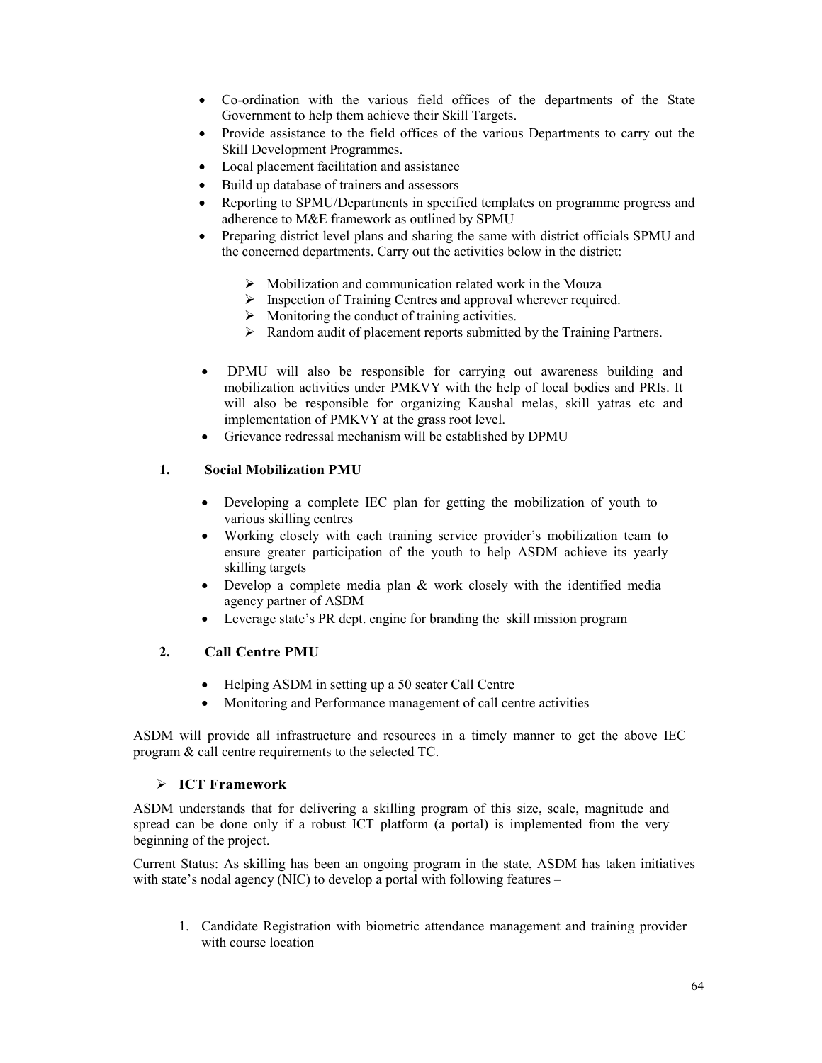- Co-ordination with the various field offices of the departments of the State Government to help them achieve their Skill Targets.
- Provide assistance to the field offices of the various Departments to carry out the Skill Development Programmes.
- Local placement facilitation and assistance
- Build up database of trainers and assessors
- Reporting to SPMU/Departments in specified templates on programme progress and adherence to M&E framework as outlined by SPMU
- Preparing district level plans and sharing the same with district officials SPMU and the concerned departments. Carry out the activities below in the district:
  - Mobilization and communication related work in the Mouza
  - Inspection of Training Centres and approval wherever required.
  - Monitoring the conduct of training activities.
  - Random audit of placement reports submitted by the Training Partners.

- DPMU will also be responsible for carrying out awareness building and mobilization activities under PMKVY with the help of local bodies and PRIs. It will also be responsible for organizing Kaushal melas, skill yatras etc and implementation of PMKVY at the grass root level.
- Grievance redressal mechanism will be established by DPMU

**1. Social Mobilization PMU**

- Developing a complete IEC plan for getting the mobilization of youth to various skilling centres
- Working closely with each training service provider's mobilization team to ensure greater participation of the youth to help ASDM achieve its yearly skilling targets
- Develop a complete media plan & work closely with the identified media agency partner of ASDM
- Leverage state's PR dept. engine for branding the skill mission program

**2. Call Centre PMU**

- Helping ASDM in setting up a 50 seater Call Centre
- Monitoring and Performance management of call centre activities

ASDM will provide all infrastructure and resources in a timely manner to get the above IEC program & call centre requirements to the selected TC.

- **ICT Framework**

ASDM understands that for delivering a skilling program of this size, scale, magnitude and spread can be done only if a robust ICT platform (a portal) is implemented from the very beginning of the project.

Current Status: As skilling has been an ongoing program in the state, ASDM has taken initiatives with state's nodal agency (NIC) to develop a portal with following features –

1. Candidate Registration with biometric attendance management and training provider with course location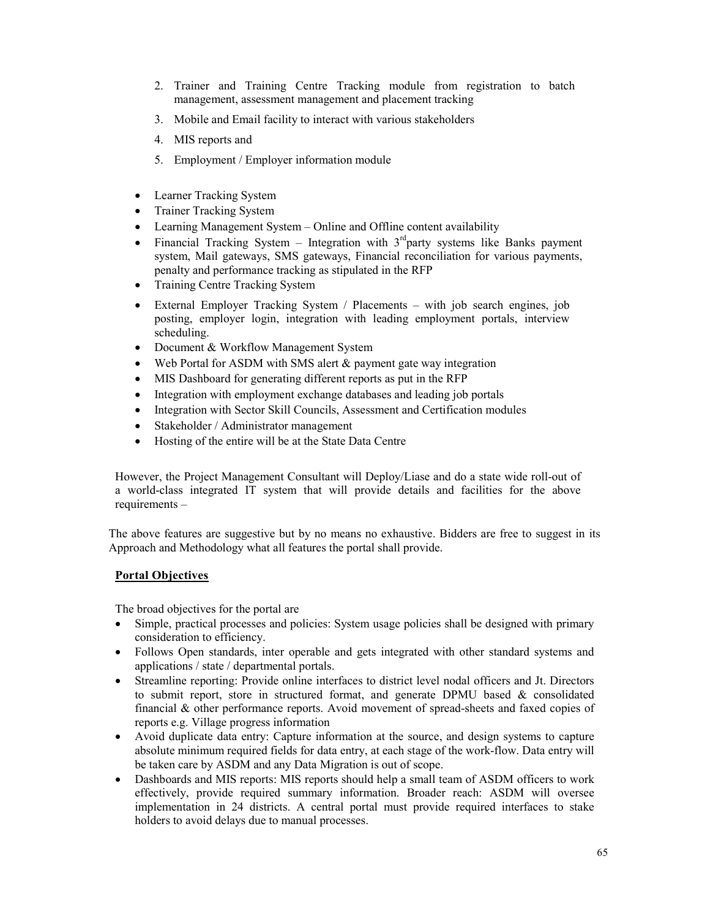2. Trainer and Training Centre Tracking module from registration to batch management, assessment management and placement tracking
3. Mobile and Email facility to interact with various stakeholders
4. MIS reports and
5. Employment / Employer information module

- Learner Tracking System
- Trainer Tracking System
- Learning Management System – Online and Offline content availability
- Financial Tracking System – Integration with 3rd party systems like Banks payment system, Mail gateways, SMS gateways, Financial reconciliation for various payments, penalty and performance tracking as stipulated in the RFP
- Training Centre Tracking System
- External Employer Tracking System / Placements – with job search engines, job posting, employer login, integration with leading employment portals, interview scheduling.
- Document & Workflow Management System
- Web Portal for ASDM with SMS alert & payment gate way integration
- MIS Dashboard for generating different reports as put in the RFP
- Integration with employment exchange databases and leading job portals
- Integration with Sector Skill Councils, Assessment and Certification modules
- Stakeholder / Administrator management
- Hosting of the entire will be at the State Data Centre

However, the Project Management Consultant will Deploy/Liase and do a state wide roll-out of a world-class integrated IT system that will provide details and facilities for the above requirements –

The above features are suggestive but by no means no exhaustive. Bidders are free to suggest in its Approach and Methodology what all features the portal shall provide.

**Portal Objectives**

The broad objectives for the portal are

- Simple, practical processes and policies: System usage policies shall be designed with primary consideration to efficiency.
- Follows Open standards, inter operable and gets integrated with other standard systems and applications / state / departmental portals.
- Streamline reporting: Provide online interfaces to district level nodal officers and Jt. Directors to submit report, store in structured format, and generate DPMU based & consolidated financial & other performance reports. Avoid movement of spread-sheets and faxed copies of reports e.g. Village progress information
- Avoid duplicate data entry: Capture information at the source, and design systems to capture absolute minimum required fields for data entry, at each stage of the work-flow. Data entry will be taken care by ASDM and any Data Migration is out of scope.
- Dashboards and MIS reports: MIS reports should help a small team of ASDM officers to work effectively, provide required summary information. Broader reach: ASDM will oversee implementation in 24 districts. A central portal must provide required interfaces to stake holders to avoid delays due to manual processes.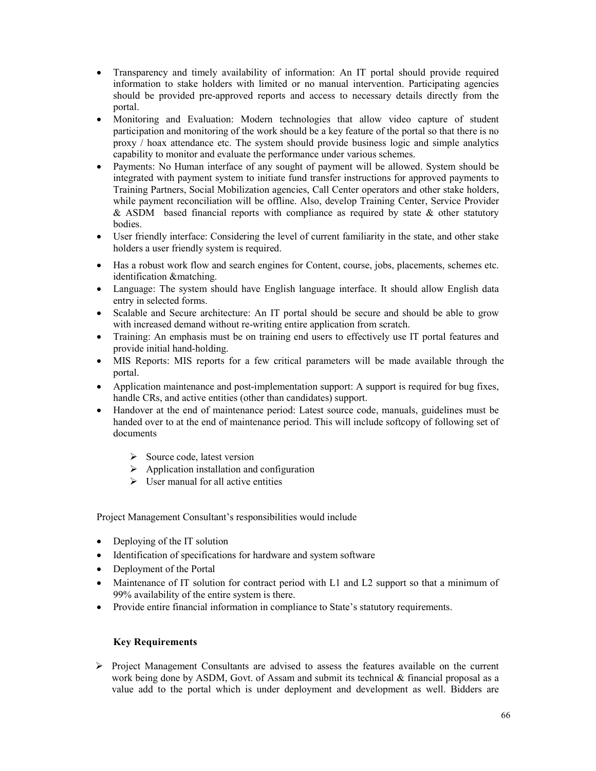- Transparency and timely availability of information: An IT portal should provide required information to stake holders with limited or no manual intervention. Participating agencies should be provided pre-approved reports and access to necessary details directly from the portal.
- Monitoring and Evaluation: Modern technologies that allow video capture of student participation and monitoring of the work should be a key feature of the portal so that there is no proxy / hoax attendance etc. The system should provide business logic and simple analytics capability to monitor and evaluate the performance under various schemes.
- Payments: No Human interface of any sought of payment will be allowed. System should be integrated with payment system to initiate fund transfer instructions for approved payments to Training Partners, Social Mobilization agencies, Call Center operators and other stake holders, while payment reconciliation will be offline. Also, develop Training Center, Service Provider & ASDM based financial reports with compliance as required by state & other statutory bodies.
- User friendly interface: Considering the level of current familiarity in the state, and other stake holders a user friendly system is required.
- Has a robust work flow and search engines for Content, course, jobs, placements, schemes etc. identification &matching.
- Language: The system should have English language interface. It should allow English data entry in selected forms.
- Scalable and Secure architecture: An IT portal should be secure and should be able to grow with increased demand without re-writing entire application from scratch.
- Training: An emphasis must be on training end users to effectively use IT portal features and provide initial hand-holding.
- MIS Reports: MIS reports for a few critical parameters will be made available through the portal.
- Application maintenance and post-implementation support: A support is required for bug fixes, handle CRs, and active entities (other than candidates) support.
- Handover at the end of maintenance period: Latest source code, manuals, guidelines must be handed over to at the end of maintenance period. This will include softcopy of following set of documents
  - Source code, latest version
  - Application installation and configuration
  - User manual for all active entities

Project Management Consultant's responsibilities would include

- Deploying of the IT solution
- Identification of specifications for hardware and system software
- Deployment of the Portal
- Maintenance of IT solution for contract period with L1 and L2 support so that a minimum of 99% availability of the entire system is there.
- Provide entire financial information in compliance to State's statutory requirements.

**Key Requirements**

- Project Management Consultants are advised to assess the features available on the current work being done by ASDM, Govt. of Assam and submit its technical & financial proposal as a value add to the portal which is under deployment and development as well. Bidders are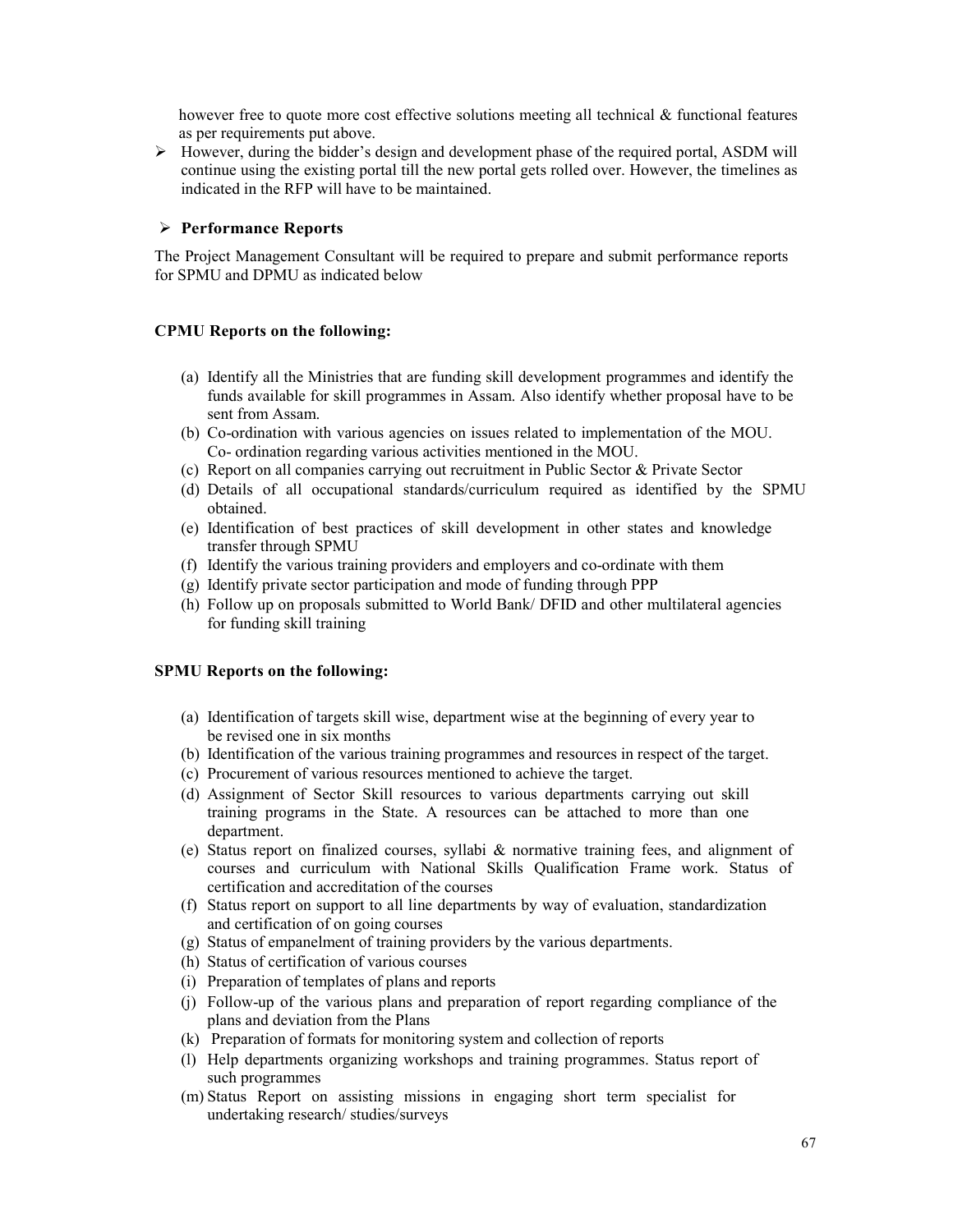however free to quote more cost effective solutions meeting all technical & functional features as per requirements put above.

- However, during the bidder's design and development phase of the required portal, ASDM will continue using the existing portal till the new portal gets rolled over. However, the timelines as indicated in the RFP will have to be maintained.

- **Performance Reports**

The Project Management Consultant will be required to prepare and submit performance reports for SPMU and DPMU as indicated below

**CPMU Reports on the following:**

(a) Identify all the Ministries that are funding skill development programmes and identify the funds available for skill programmes in Assam. Also identify whether proposal have to be sent from Assam.
(b) Co-ordination with various agencies on issues related to implementation of the MOU. Co- ordination regarding various activities mentioned in the MOU.
(c) Report on all companies carrying out recruitment in Public Sector & Private Sector
(d) Details of all occupational standards/curriculum required as identified by the SPMU obtained.
(e) Identification of best practices of skill development in other states and knowledge transfer through SPMU
(f) Identify the various training providers and employers and co-ordinate with them
(g) Identify private sector participation and mode of funding through PPP
(h) Follow up on proposals submitted to World Bank/ DFID and other multilateral agencies for funding skill training

**SPMU Reports on the following:**

(a) Identification of targets skill wise, department wise at the beginning of every year to be revised one in six months
(b) Identification of the various training programmes and resources in respect of the target.
(c) Procurement of various resources mentioned to achieve the target.
(d) Assignment of Sector Skill resources to various departments carrying out skill training programs in the State. A resources can be attached to more than one department.
(e) Status report on finalized courses, syllabi & normative training fees, and alignment of courses and curriculum with National Skills Qualification Frame work. Status of certification and accreditation of the courses
(f) Status report on support to all line departments by way of evaluation, standardization and certification of on going courses
(g) Status of empanelment of training providers by the various departments.
(h) Status of certification of various courses
(i) Preparation of templates of plans and reports
(j) Follow-up of the various plans and preparation of report regarding compliance of the plans and deviation from the Plans
(k) Preparation of formats for monitoring system and collection of reports
(l) Help departments organizing workshops and training programmes. Status report of such programmes
(m) Status Report on assisting missions in engaging short term specialist for undertaking research/ studies/surveys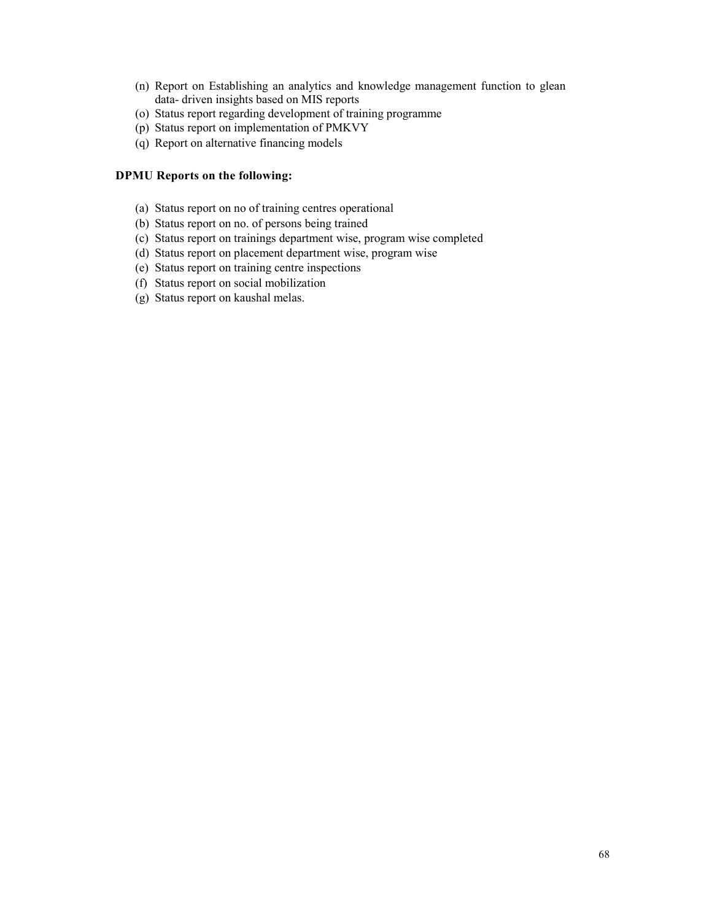(n) Report on Establishing an analytics and knowledge management function to glean data- driven insights based on MIS reports
(o) Status report regarding development of training programme
(p) Status report on implementation of PMKVY
(q) Report on alternative financing models

**DPMU Reports on the following:**

(a) Status report on no of training centres operational
(b) Status report on no. of persons being trained
(c) Status report on trainings department wise, program wise completed
(d) Status report on placement department wise, program wise
(e) Status report on training centre inspections
(f) Status report on social mobilization
(g) Status report on kaushal melas.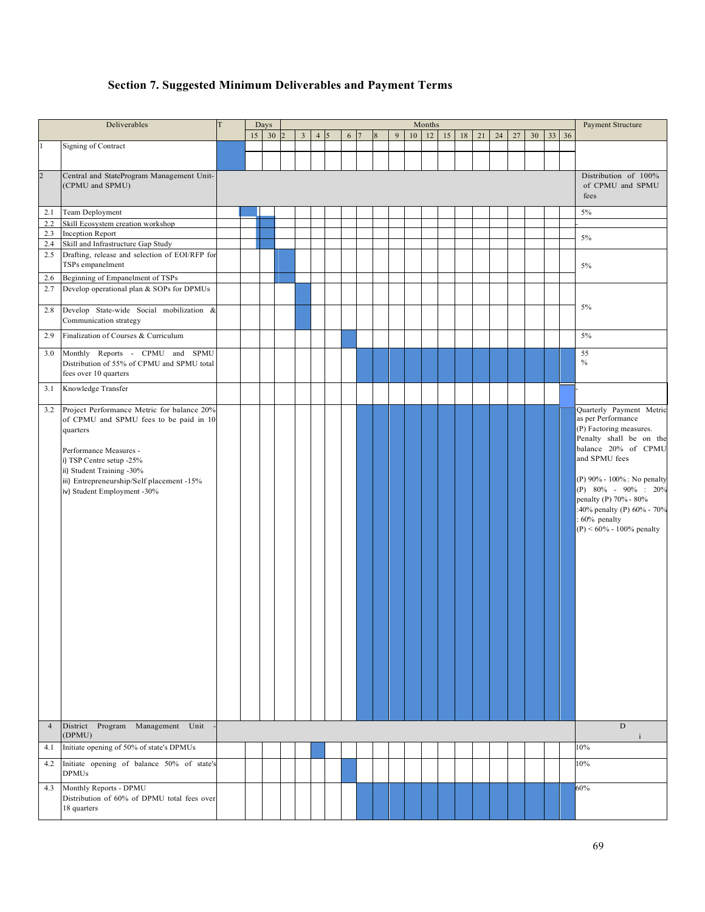## Section 7. Suggested Minimum Deliverables and Payment Terms

| | Deliverables | T | Days 15 | Days 30 | Months 2 | 3 | 4 | 5 | 6 | 7 | 8 | 9 | 10 | 12 | 15 | 18 | 21 | 24 | 27 | 30 | 33 | 36 | Payment Structure |
|---|---|---|---|---|---|---|---|---|---|---|---|---|---|---|---|---|---|---|---|---|---|---|---|
| 1 | Signing of Contract | | | | | | | | | | | | | | | | | | | | | | |
| 2 | Central and StateProgram Management Unit-(CPMU and SPMU) | | | | | | | | | | | | | | | | | | | | | | Distribution of 100% of CPMU and SPMU fees |
| 2.1 | Team Deployment | | | | | | | | | | | | | | | | | | | | | | 5% |
| 2.2 | Skill Ecosystem creation workshop | | | | | | | | | | | | | | | | | | | | | | - |
| 2.3 | Inception Report | | | | | | | | | | | | | | | | | | | | | | 5% |
| 2.4 | Skill and Infrastructure Gap Study | | | | | | | | | | | | | | | | | | | | | | |
| 2.5 | Drafting, release and selection of EOI/RFP for TSPs empanelment | | | | | | | | | | | | | | | | | | | | | | 5% |
| 2.6 | Beginning of Empanelment of TSPs | | | | | | | | | | | | | | | | | | | | | | |
| 2.7 | Develop operational plan & SOPs for DPMUs | | | | | | | | | | | | | | | | | | | | | | 5% |
| 2.8 | Develop State-wide Social mobilization & Communication strategy | | | | | | | | | | | | | | | | | | | | | | |
| 2.9 | Finalization of Courses & Curriculum | | | | | | | | | | | | | | | | | | | | | | 5% |
| 3.0 | Monthly Reports - CPMU and SPMU Distribution of 55% of CPMU and SPMU total fees over 10 quarters | | | | | | | | | | | | | | | | | | | | | | 55 % |
| 3.1 | Knowledge Transfer | | | | | | | | | | | | | | | | | | | | | | - |
| 3.2 | Project Performance Metric for balance 20% of CPMU and SPMU fees to be paid in 10 quarters<br><br>Performance Measures -<br>i) TSP Centre setup -25%<br>ii) Student Training -30%<br>iii) Entrepreneurship/Self placement -15%<br>iv) Student Employment -30% | | | | | | | | | | | | | | | | | | | | | | Quarterly Payment Metric as per Performance<br>(P) Factoring measures.<br>Penalty shall be on the balance 20% of CPMU and SPMU fees<br><br>(P) 90% - 100%: No penalty (P) 80% - 90% : 20% penalty (P) 70% - 80% :40% penalty (P) 60% - 70% : 60% penalty<br>(P) < 60% - 100% penalty |
| 4 | District Program Management Unit - (DPMU) | | | | | | | | | | | | | | | | | | | | | | D i |
| 4.1 | Initiate opening of 50% of state's DPMUs | | | | | | | | | | | | | | | | | | | | | | 10% |
| 4.2 | Initiate opening of balance 50% of state's DPMUs | | | | | | | | | | | | | | | | | | | | | | 10% |
| 4.3 | Monthly Reports - DPMU Distribution of 60% of DPMU total fees over 18 quarters | | | | | | | | | | | | | | | | | | | | | | 60% |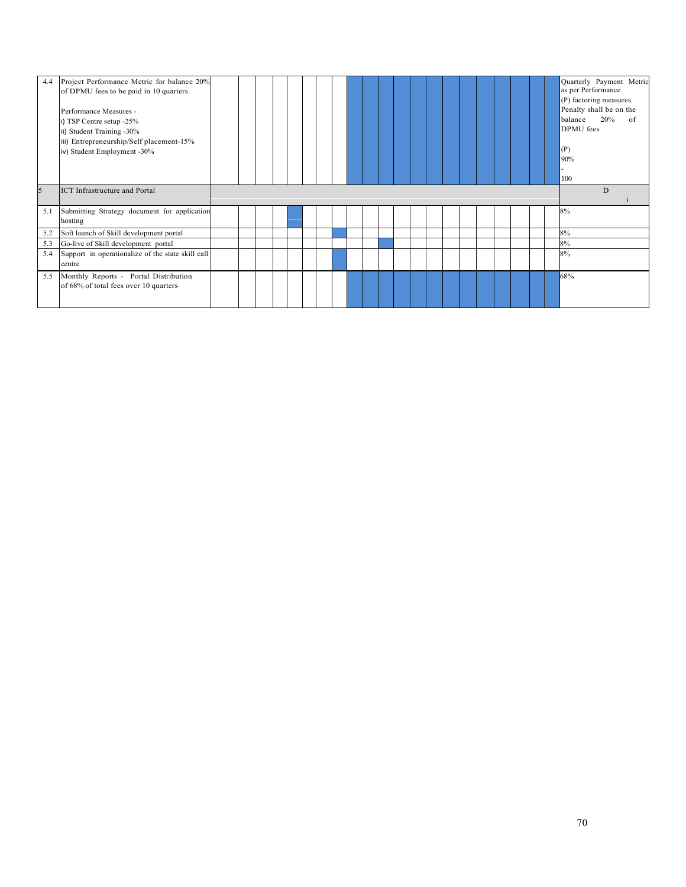| 4.4 | Project Performance Metric for balance 20% of DPMU fees to be paid in 10 quarters<br><br>Performance Measures -<br>i) TSP Centre setup -25%<br>ii) Student Training -30%<br>iii) Entrepreneurship/Self placement-15%<br>iv) Student Employment -30% | | | | | | | | | | | | | | | | | | | | | | Quarterly Payment Metric as per Performance (P) factoring measures. Penalty shall be on the balance 20% of DPMU fees<br><br>(P)<br>90%<br>-<br>100 |
|---|---|---|---|---|---|---|---|---|---|---|---|---|---|---|---|---|---|---|---|---|---|---|---|
| 5 | ICT Infrastructure and Portal | | | | | | | | | | | | | | | | | | | | | | D<br>i |
| 5.1 | Submitting Strategy document for application hosting | | | | | | | | | | | | | | | | | | | | | | 8% |
| 5.2 | Soft launch of Skill development portal | | | | | | | | | | | | | | | | | | | | | | 8% |
| 5.3 | Go-live of Skill development portal | | | | | | | | | | | | | | | | | | | | | | 8% |
| 5.4 | Support in operationalize of the state skill call centre | | | | | | | | | | | | | | | | | | | | | | 8% |
| 5.5 | Monthly Reports - Portal Distribution of 68% of total fees over 10 quarters | | | | | | | | | | | | | | | | | | | | | | 68% |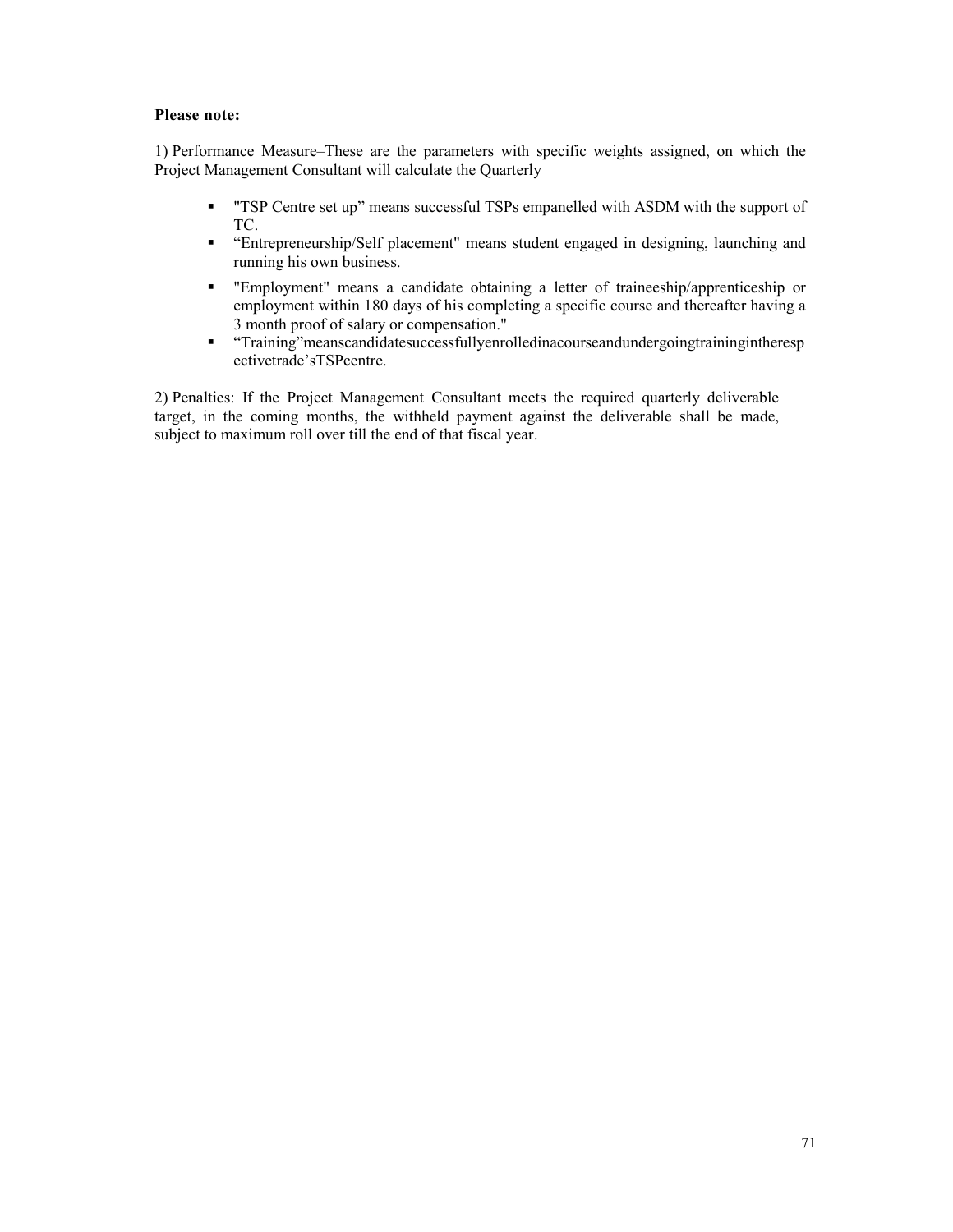**Please note:**

1) Performance Measure–These are the parameters with specific weights assigned, on which the Project Management Consultant will calculate the Quarterly

- "TSP Centre set up" means successful TSPs empanelled with ASDM with the support of TC.
- "Entrepreneurship/Self placement" means student engaged in designing, launching and running his own business.
- "Employment" means a candidate obtaining a letter of traineeship/apprenticeship or employment within 180 days of his completing a specific course and thereafter having a 3 month proof of salary or compensation."
- "Training"meanscandidatesuccessfullyenrolledinacourseandundergoingtrainingintherespectivetrade'sTSPcentre.

2) Penalties: If the Project Management Consultant meets the required quarterly deliverable target, in the coming months, the withheld payment against the deliverable shall be made, subject to maximum roll over till the end of that fiscal year.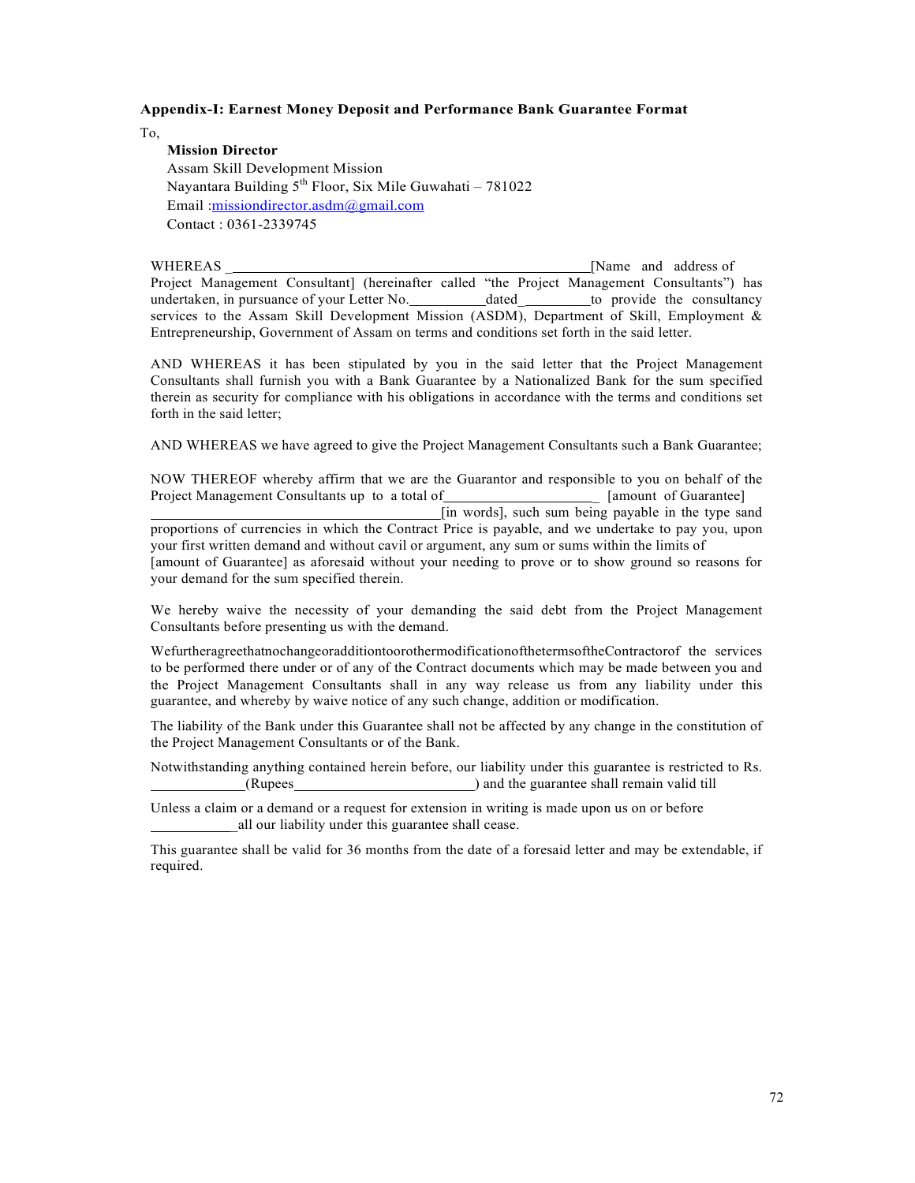**Appendix-I: Earnest Money Deposit and Performance Bank Guarantee Format**

To,

**Mission Director**
Assam Skill Development Mission
Nayantara Building 5th Floor, Six Mile Guwahati – 781022
Email :missiondirector.asdm@gmail.com
Contact : 0361-2339745

WHEREAS ________________________________________________[Name and address of Project Management Consultant] (hereinafter called "the Project Management Consultants") has undertaken, in pursuance of your Letter No.__________dated_________to provide the consultancy services to the Assam Skill Development Mission (ASDM), Department of Skill, Employment & Entrepreneurship, Government of Assam on terms and conditions set forth in the said letter.

AND WHEREAS it has been stipulated by you in the said letter that the Project Management Consultants shall furnish you with a Bank Guarantee by a Nationalized Bank for the sum specified therein as security for compliance with his obligations in accordance with the terms and conditions set forth in the said letter;

AND WHEREAS we have agreed to give the Project Management Consultants such a Bank Guarantee;

NOW THEREOF whereby affirm that we are the Guarantor and responsible to you on behalf of the Project Management Consultants up to a total of____________________ [amount of Guarantee] ______________________________________[in words], such sum being payable in the type sand proportions of currencies in which the Contract Price is payable, and we undertake to pay you, upon your first written demand and without cavil or argument, any sum or sums within the limits of [amount of Guarantee] as aforesaid without your needing to prove or to show ground so reasons for your demand for the sum specified therein.

We hereby waive the necessity of your demanding the said debt from the Project Management Consultants before presenting us with the demand.

Wefurtheragreethatnochangeoradditiontoorothermodificationofthetermsof theContractorof the services to be performed there under or of any of the Contract documents which may be made between you and the Project Management Consultants shall in any way release us from any liability under this guarantee, and whereby by waive notice of any such change, addition or modification.

The liability of the Bank under this Guarantee shall not be affected by any change in the constitution of the Project Management Consultants or of the Bank.

Notwithstanding anything contained herein before, our liability under this guarantee is restricted to Rs. ____________(Rupees________________________) and the guarantee shall remain valid till

Unless a claim or a demand or a request for extension in writing is made upon us on or before ___________all our liability under this guarantee shall cease.

This guarantee shall be valid for 36 months from the date of a foresaid letter and may be extendable, if required.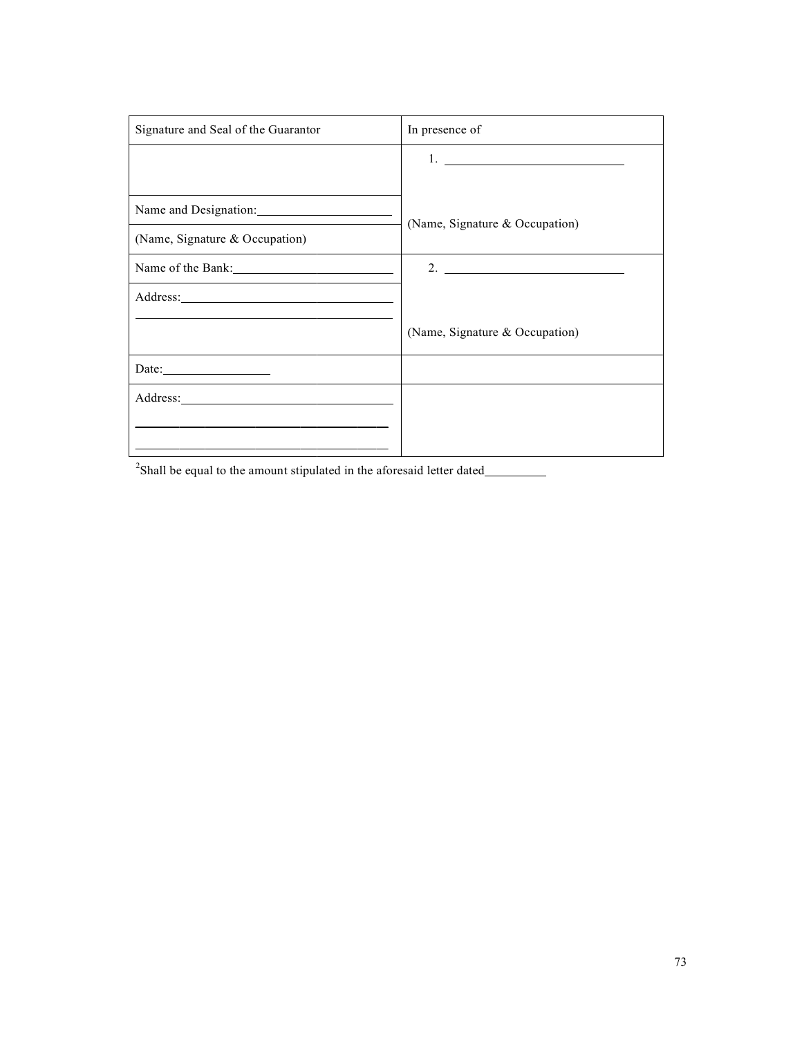| Signature and Seal of the Guarantor | In presence of |
| --- | --- |
| | 1. ____________________________ |
| Name and Designation:______________________ | (Name, Signature & Occupation) |
| (Name, Signature & Occupation) | |
| Name of the Bank:__________________________ | 2. ____________________________ |
| Address:__________________________________ ______________________________________ | (Name, Signature & Occupation) |
| Date:_________________ | |
| Address:__________________________________ ______________________________________ ______________________________________ | |

[2]Shall be equal to the amount stipulated in the aforesaid letter dated__________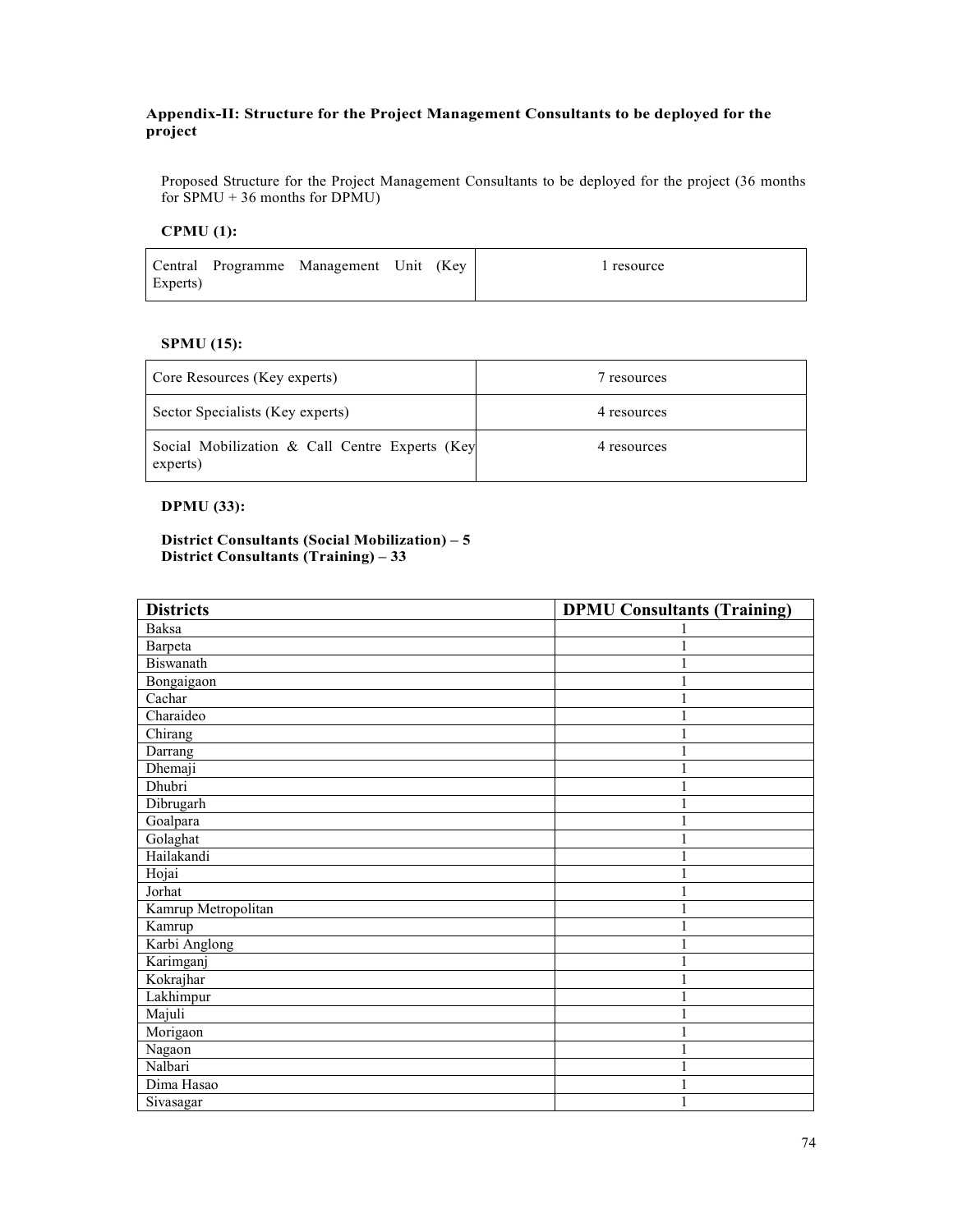**Appendix-II: Structure for the Project Management Consultants to be deployed for the project**

Proposed Structure for the Project Management Consultants to be deployed for the project (36 months for SPMU + 36 months for DPMU)

**CPMU (1):**

| Central Programme Management Unit (Key Experts) | 1 resource |
|---|---|

**SPMU (15):**

| Core Resources (Key experts) | 7 resources |
|---|---|
| Sector Specialists (Key experts) | 4 resources |
| Social Mobilization & Call Centre Experts (Key experts) | 4 resources |

**DPMU (33):**

**District Consultants (Social Mobilization) – 5**
**District Consultants (Training) – 33**

| Districts | DPMU Consultants (Training) |
|---|---|
| Baksa | 1 |
| Barpeta | 1 |
| Biswanath | 1 |
| Bongaigaon | 1 |
| Cachar | 1 |
| Charaideo | 1 |
| Chirang | 1 |
| Darrang | 1 |
| Dhemaji | 1 |
| Dhubri | 1 |
| Dibrugarh | 1 |
| Goalpara | 1 |
| Golaghat | 1 |
| Hailakandi | 1 |
| Hojai | 1 |
| Jorhat | 1 |
| Kamrup Metropolitan | 1 |
| Kamrup | 1 |
| Karbi Anglong | 1 |
| Karimganj | 1 |
| Kokrajhar | 1 |
| Lakhimpur | 1 |
| Majuli | 1 |
| Morigaon | 1 |
| Nagaon | 1 |
| Nalbari | 1 |
| Dima Hasao | 1 |
| Sivasagar | 1 |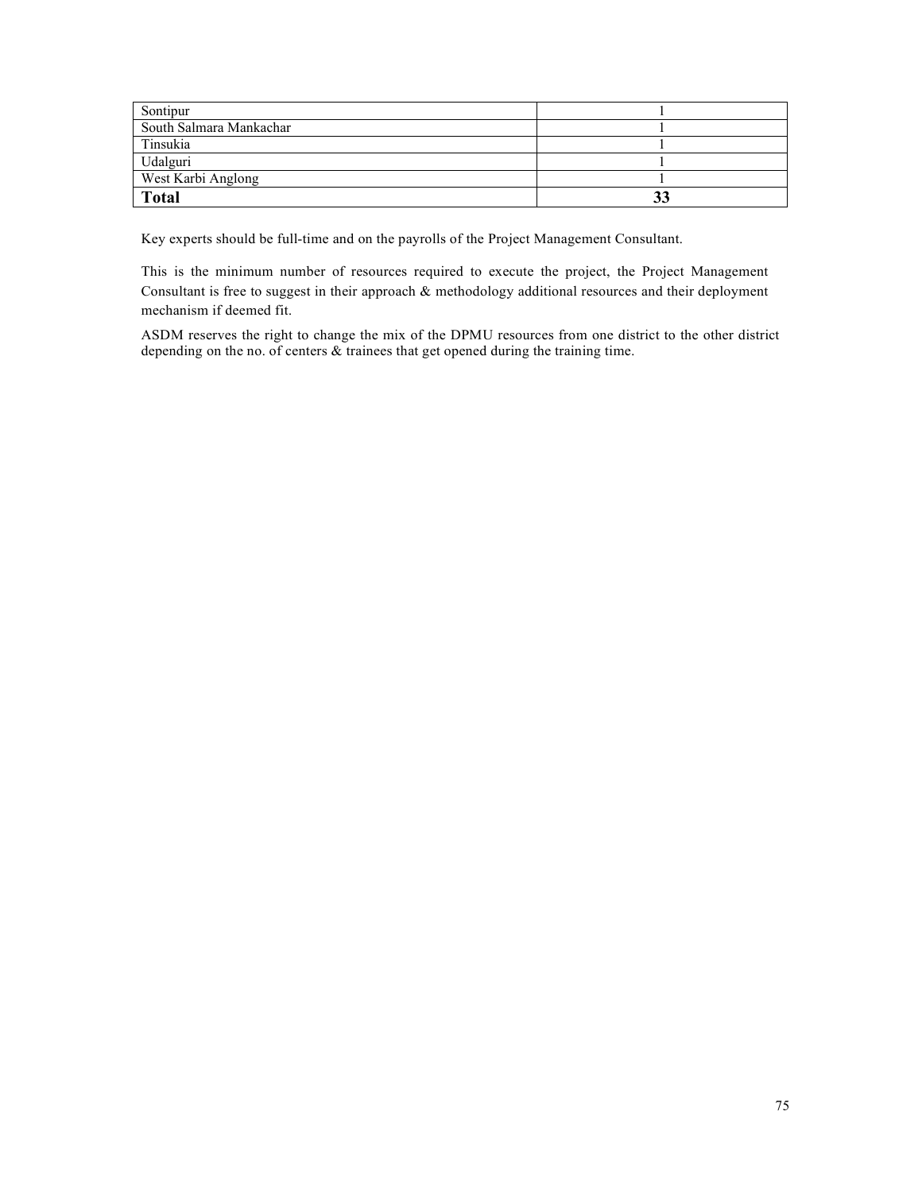| | |
|---|---|
| Sontipur | 1 |
| South Salmara Mankachar | 1 |
| Tinsukia | 1 |
| Udalguri | 1 |
| West Karbi Anglong | 1 |
| **Total** | **33** |

Key experts should be full-time and on the payrolls of the Project Management Consultant.

This is the minimum number of resources required to execute the project, the Project Management Consultant is free to suggest in their approach & methodology additional resources and their deployment mechanism if deemed fit.

ASDM reserves the right to change the mix of the DPMU resources from one district to the other district depending on the no. of centers & trainees that get opened during the training time.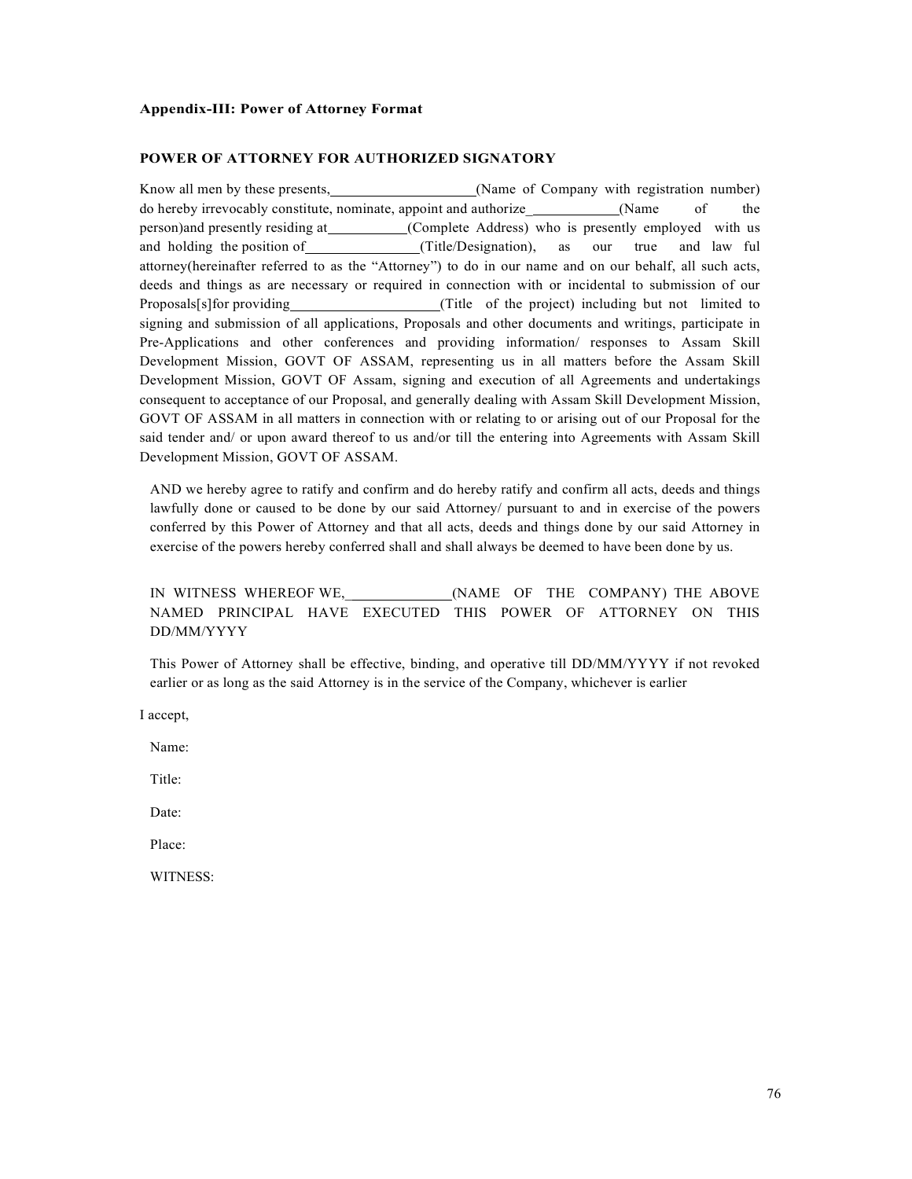**Appendix-III: Power of Attorney Format**

**POWER OF ATTORNEY FOR AUTHORIZED SIGNATORY**

Know all men by these presents,\_\_\_\_\_\_\_\_\_\_\_\_\_\_\_\_\_\_\_\_(Name of Company with registration number) do hereby irrevocably constitute, nominate, appoint and authorize \_\_\_\_\_\_\_\_\_\_\_\_(Name of the person)and presently residing at\_\_\_\_\_\_\_\_\_\_\_(Complete Address) who is presently employed with us and holding the position of\_\_\_\_\_\_\_\_\_\_\_\_\_\_\_\_(Title/Designation), as our true and law ful attorney(hereinafter referred to as the "Attorney") to do in our name and on our behalf, all such acts, deeds and things as are necessary or required in connection with or incidental to submission of our Proposals[s]for providing\_\_\_\_\_\_\_\_\_\_\_\_\_\_\_\_\_\_\_\_\_(Title of the project) including but not limited to signing and submission of all applications, Proposals and other documents and writings, participate in Pre-Applications and other conferences and providing information/ responses to Assam Skill Development Mission, GOVT OF ASSAM, representing us in all matters before the Assam Skill Development Mission, GOVT OF Assam, signing and execution of all Agreements and undertakings consequent to acceptance of our Proposal, and generally dealing with Assam Skill Development Mission, GOVT OF ASSAM in all matters in connection with or relating to or arising out of our Proposal for the said tender and/ or upon award thereof to us and/or till the entering into Agreements with Assam Skill Development Mission, GOVT OF ASSAM.

AND we hereby agree to ratify and confirm and do hereby ratify and confirm all acts, deeds and things lawfully done or caused to be done by our said Attorney/ pursuant to and in exercise of the powers conferred by this Power of Attorney and that all acts, deeds and things done by our said Attorney in exercise of the powers hereby conferred shall and shall always be deemed to have been done by us.

IN WITNESS WHEREOF WE,\_\_\_\_\_\_\_\_\_\_\_\_\_\_(NAME OF THE COMPANY) THE ABOVE NAMED PRINCIPAL HAVE EXECUTED THIS POWER OF ATTORNEY ON THIS DD/MM/YYYY

This Power of Attorney shall be effective, binding, and operative till DD/MM/YYYY if not revoked earlier or as long as the said Attorney is in the service of the Company, whichever is earlier

I accept,

Name:

Title:

Date:

Place:

WITNESS: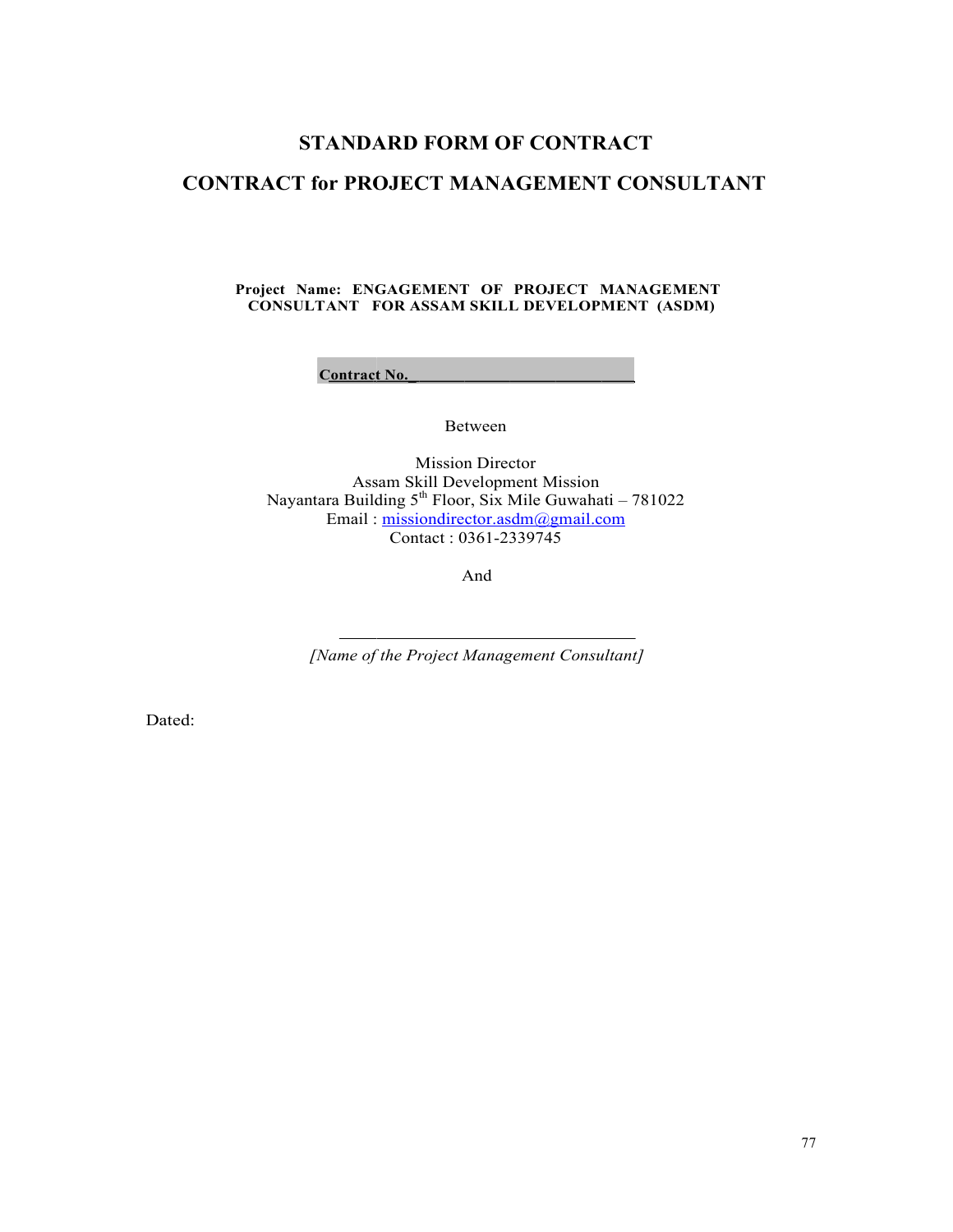# STANDARD FORM OF CONTRACT

# CONTRACT for PROJECT MANAGEMENT CONSULTANT

**Project Name: ENGAGEMENT OF PROJECT MANAGEMENT CONSULTANT FOR ASSAM SKILL DEVELOPMENT (ASDM)**

**Contract No. ___________________________**

Between

Mission Director
Assam Skill Development Mission
Nayantara Building 5th Floor, Six Mile Guwahati – 781022
Email : missiondirector.asdm@gmail.com
Contact : 0361-2339745

And

___________________________________
*[Name of the Project Management Consultant]*

Dated: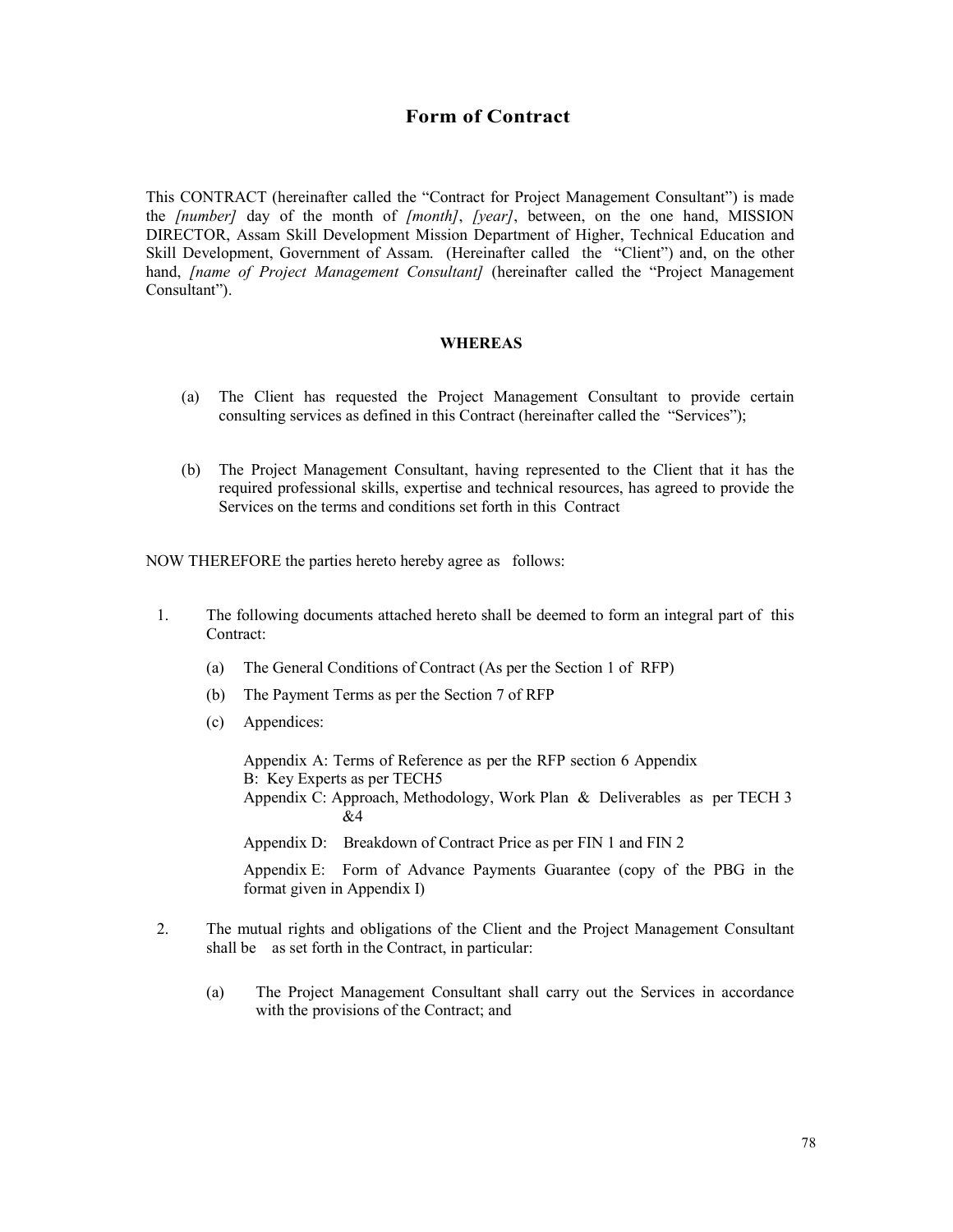# Form of Contract

This CONTRACT (hereinafter called the "Contract for Project Management Consultant") is made the *[number]* day of the month of *[month]*, *[year]*, between, on the one hand, MISSION DIRECTOR, Assam Skill Development Mission Department of Higher, Technical Education and Skill Development, Government of Assam. (Hereinafter called the "Client") and, on the other hand, *[name of Project Management Consultant]* (hereinafter called the "Project Management Consultant").

**WHEREAS**

(a) The Client has requested the Project Management Consultant to provide certain consulting services as defined in this Contract (hereinafter called the "Services");

(b) The Project Management Consultant, having represented to the Client that it has the required professional skills, expertise and technical resources, has agreed to provide the Services on the terms and conditions set forth in this Contract

NOW THEREFORE the parties hereto hereby agree as follows:

1. The following documents attached hereto shall be deemed to form an integral part of this Contract:

   (a) The General Conditions of Contract (As per the Section 1 of RFP)

   (b) The Payment Terms as per the Section 7 of RFP

   (c) Appendices:

   Appendix A: Terms of Reference as per the RFP section 6 Appendix
   B: Key Experts as per TECH5
   Appendix C: Approach, Methodology, Work Plan & Deliverables as per TECH 3 &4

   Appendix D: Breakdown of Contract Price as per FIN 1 and FIN 2

   Appendix E: Form of Advance Payments Guarantee (copy of the PBG in the format given in Appendix I)

2. The mutual rights and obligations of the Client and the Project Management Consultant shall be as set forth in the Contract, in particular:

   (a) The Project Management Consultant shall carry out the Services in accordance with the provisions of the Contract; and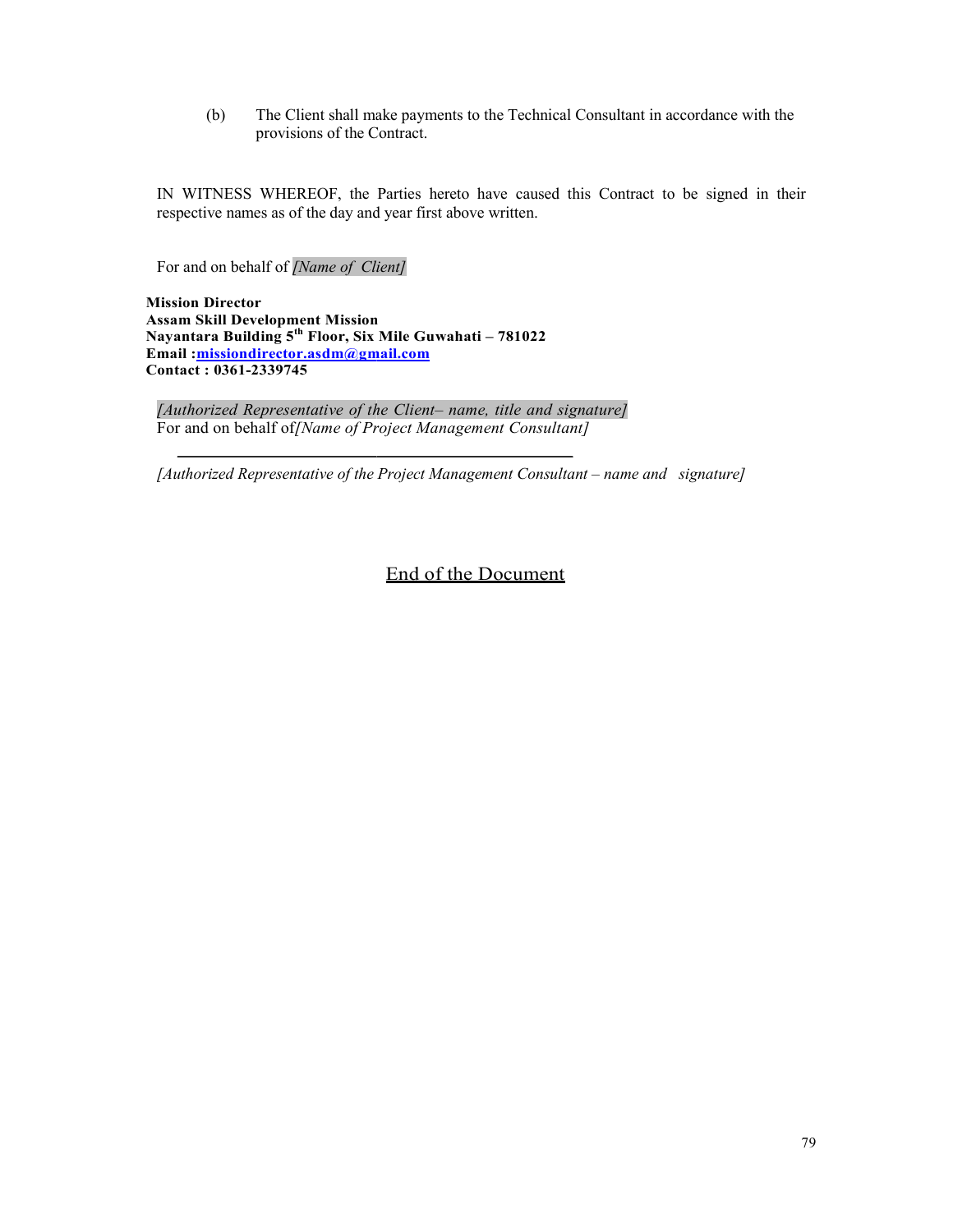(b) The Client shall make payments to the Technical Consultant in accordance with the provisions of the Contract.

IN WITNESS WHEREOF, the Parties hereto have caused this Contract to be signed in their respective names as of the day and year first above written.

For and on behalf of *[Name of Client]*

**Mission Director**
**Assam Skill Development Mission**
**Nayantara Building 5th Floor, Six Mile Guwahati – 781022**
**Email :missiondirector.asdm@gmail.com**
**Contact : 0361-2339745**

*[Authorized Representative of the Client– name, title and signature]*

For and on behalf of*[Name of Project Management Consultant]*

\_\_\_\_\_\_\_\_\_\_\_\_\_\_\_\_\_\_\_\_\_\_\_\_\_\_\_\_\_\_\_\_\_\_\_\_\_\_\_\_\_\_\_\_

*[Authorized Representative of the Project Management Consultant – name and signature]*

End of the Document